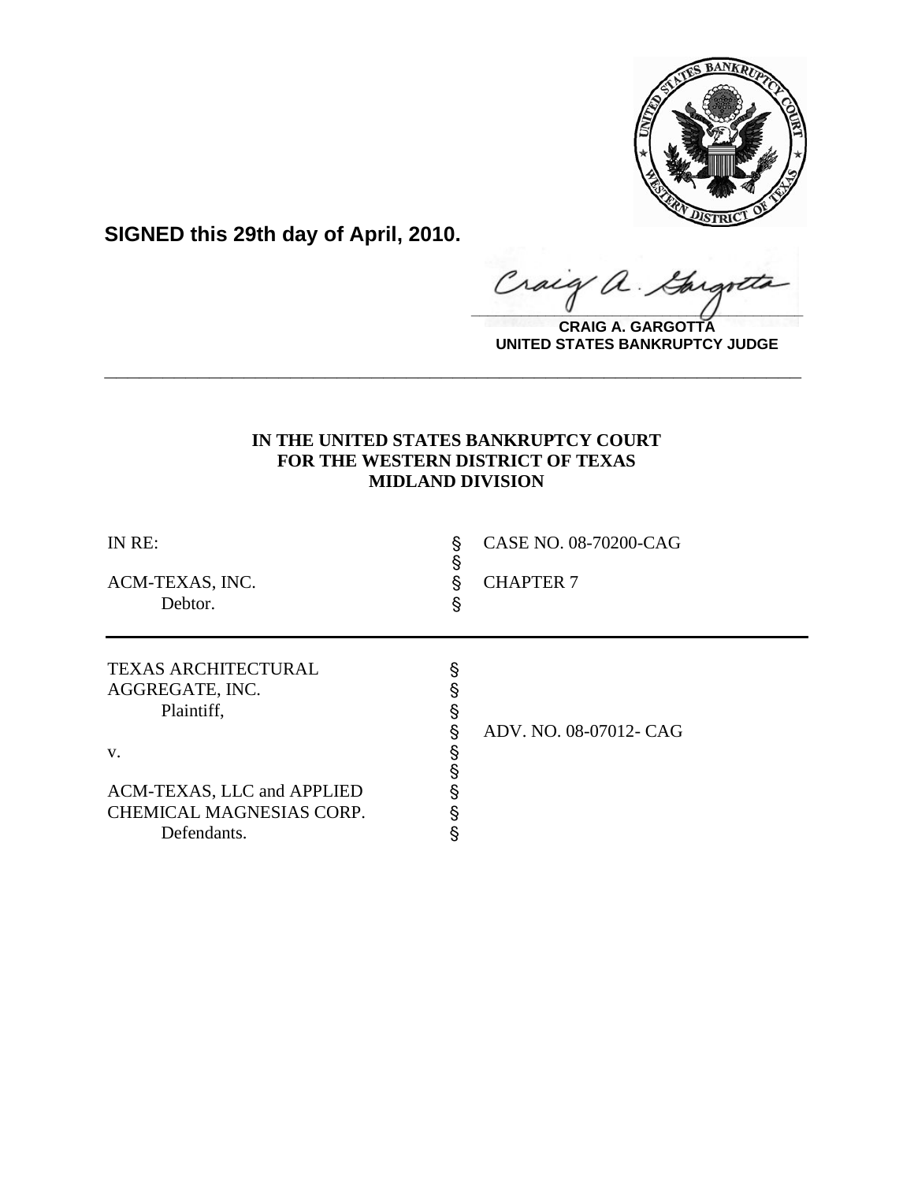**SIGNED this 29th day of April, 2010.**

**CRAIG A. GARGOTTA**
**UNITED STATES BANKRUPTCY JUDGE**

---

**IN THE UNITED STATES BANKRUPTCY COURT**
**FOR THE WESTERN DISTRICT OF TEXAS**
**MIDLAND DIVISION**

| | | |
|---|---|---|
| IN RE: | § | CASE NO. 08-70200-CAG |
| | § | |
| ACM-TEXAS, INC. | § | CHAPTER 7 |
| Debtor. | § | |

---

| | | |
|---|---|---|
| TEXAS ARCHITECTURAL | § | |
| AGGREGATE, INC. | § | |
| Plaintiff, | § | |
| | § | ADV. NO. 08-07012- CAG |
| v. | § | |
| | § | |
| ACM-TEXAS, LLC and APPLIED | § | |
| CHEMICAL MAGNESIAS CORP. | § | |
| Defendants. | § | |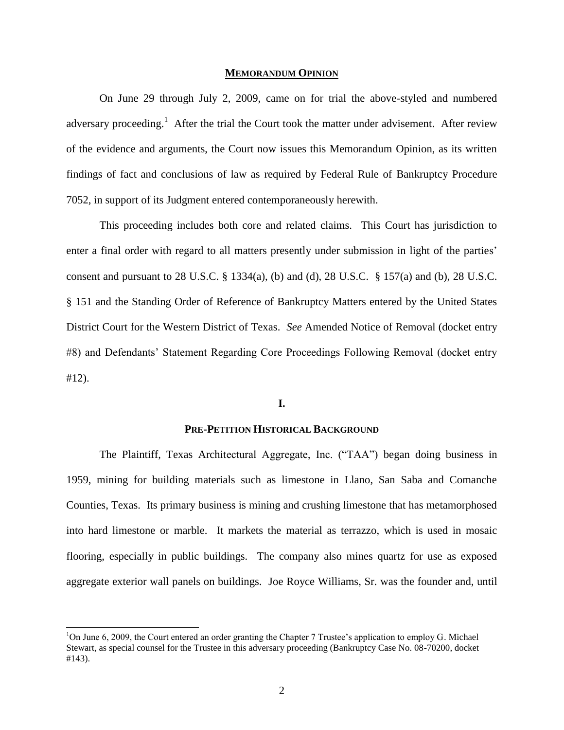**MEMORANDUM OPINION**

On June 29 through July 2, 2009, came on for trial the above-styled and numbered adversary proceeding.[1] After the trial the Court took the matter under advisement. After review of the evidence and arguments, the Court now issues this Memorandum Opinion, as its written findings of fact and conclusions of law as required by Federal Rule of Bankruptcy Procedure 7052, in support of its Judgment entered contemporaneously herewith.

This proceeding includes both core and related claims. This Court has jurisdiction to enter a final order with regard to all matters presently under submission in light of the parties' consent and pursuant to 28 U.S.C. § 1334(a), (b) and (d), 28 U.S.C. § 157(a) and (b), 28 U.S.C. § 151 and the Standing Order of Reference of Bankruptcy Matters entered by the United States District Court for the Western District of Texas. *See* Amended Notice of Removal (docket entry #8) and Defendants' Statement Regarding Core Proceedings Following Removal (docket entry #12).

## I.

## PRE-PETITION HISTORICAL BACKGROUND

The Plaintiff, Texas Architectural Aggregate, Inc. ("TAA") began doing business in 1959, mining for building materials such as limestone in Llano, San Saba and Comanche Counties, Texas. Its primary business is mining and crushing limestone that has metamorphosed into hard limestone or marble. It markets the material as terrazzo, which is used in mosaic flooring, especially in public buildings. The company also mines quartz for use as exposed aggregate exterior wall panels on buildings. Joe Royce Williams, Sr. was the founder and, until

[1]On June 6, 2009, the Court entered an order granting the Chapter 7 Trustee's application to employ G. Michael Stewart, as special counsel for the Trustee in this adversary proceeding (Bankruptcy Case No. 08-70200, docket #143).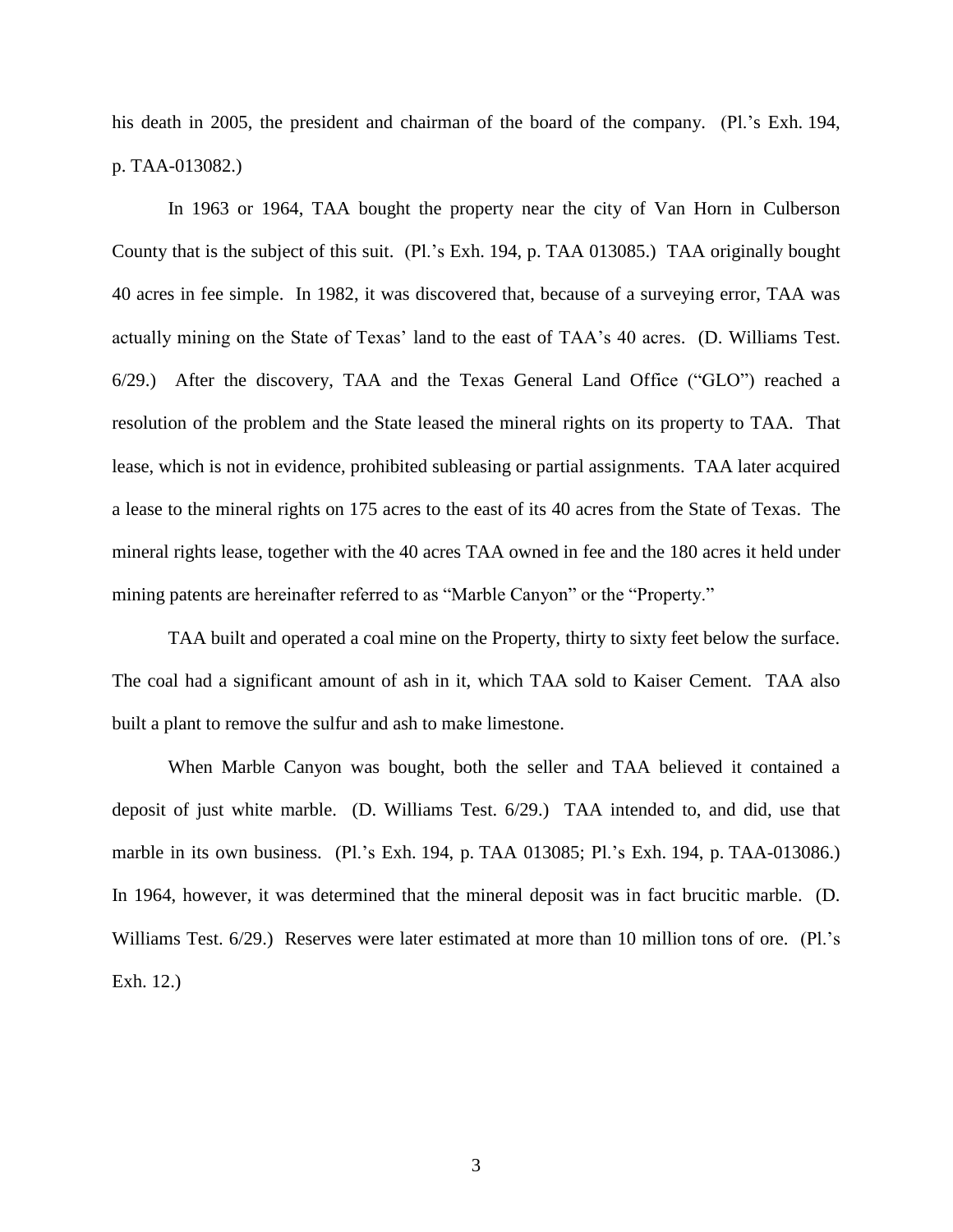his death in 2005, the president and chairman of the board of the company. (Pl.'s Exh. 194, p. TAA-013082.)

In 1963 or 1964, TAA bought the property near the city of Van Horn in Culberson County that is the subject of this suit. (Pl.'s Exh. 194, p. TAA 013085.) TAA originally bought 40 acres in fee simple. In 1982, it was discovered that, because of a surveying error, TAA was actually mining on the State of Texas' land to the east of TAA's 40 acres. (D. Williams Test. 6/29.) After the discovery, TAA and the Texas General Land Office ("GLO") reached a resolution of the problem and the State leased the mineral rights on its property to TAA. That lease, which is not in evidence, prohibited subleasing or partial assignments. TAA later acquired a lease to the mineral rights on 175 acres to the east of its 40 acres from the State of Texas. The mineral rights lease, together with the 40 acres TAA owned in fee and the 180 acres it held under mining patents are hereinafter referred to as "Marble Canyon" or the "Property."

TAA built and operated a coal mine on the Property, thirty to sixty feet below the surface. The coal had a significant amount of ash in it, which TAA sold to Kaiser Cement. TAA also built a plant to remove the sulfur and ash to make limestone.

When Marble Canyon was bought, both the seller and TAA believed it contained a deposit of just white marble. (D. Williams Test. 6/29.) TAA intended to, and did, use that marble in its own business. (Pl.'s Exh. 194, p. TAA 013085; Pl.'s Exh. 194, p. TAA-013086.) In 1964, however, it was determined that the mineral deposit was in fact brucitic marble. (D. Williams Test. 6/29.) Reserves were later estimated at more than 10 million tons of ore. (Pl.'s Exh. 12.)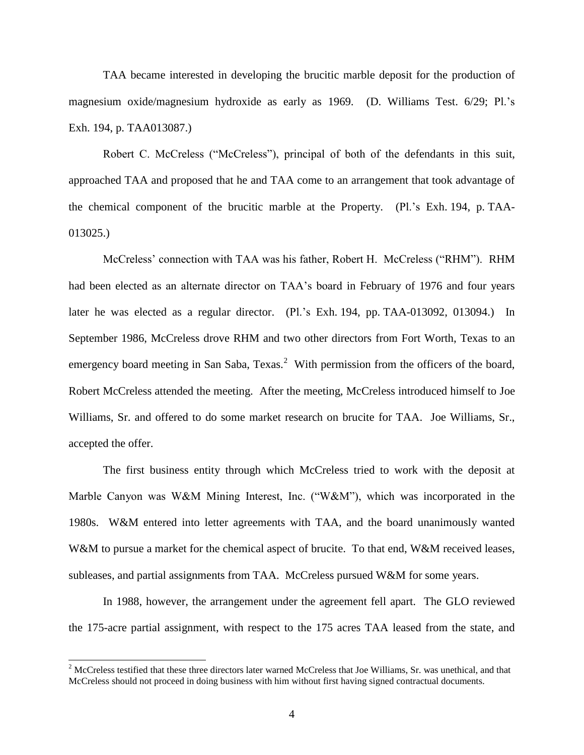TAA became interested in developing the brucitic marble deposit for the production of magnesium oxide/magnesium hydroxide as early as 1969. (D. Williams Test. 6/29; Pl.'s Exh. 194, p. TAA013087.)

Robert C. McCreless ("McCreless"), principal of both of the defendants in this suit, approached TAA and proposed that he and TAA come to an arrangement that took advantage of the chemical component of the brucitic marble at the Property. (Pl.'s Exh. 194, p. TAA-013025.)

McCreless' connection with TAA was his father, Robert H. McCreless ("RHM"). RHM had been elected as an alternate director on TAA's board in February of 1976 and four years later he was elected as a regular director. (Pl.'s Exh. 194, pp. TAA-013092, 013094.) In September 1986, McCreless drove RHM and two other directors from Fort Worth, Texas to an emergency board meeting in San Saba, Texas.[2] With permission from the officers of the board, Robert McCreless attended the meeting. After the meeting, McCreless introduced himself to Joe Williams, Sr. and offered to do some market research on brucite for TAA. Joe Williams, Sr., accepted the offer.

The first business entity through which McCreless tried to work with the deposit at Marble Canyon was W&M Mining Interest, Inc. ("W&M"), which was incorporated in the 1980s. W&M entered into letter agreements with TAA, and the board unanimously wanted W&M to pursue a market for the chemical aspect of brucite. To that end, W&M received leases, subleases, and partial assignments from TAA. McCreless pursued W&M for some years.

In 1988, however, the arrangement under the agreement fell apart. The GLO reviewed the 175-acre partial assignment, with respect to the 175 acres TAA leased from the state, and

---

[2] McCreless testified that these three directors later warned McCreless that Joe Williams, Sr. was unethical, and that McCreless should not proceed in doing business with him without first having signed contractual documents.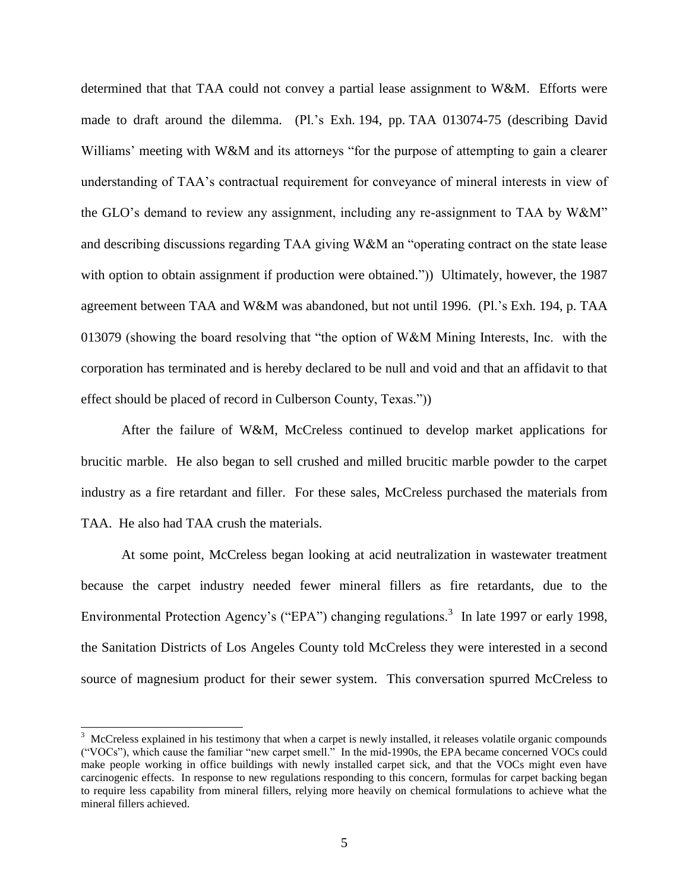determined that that TAA could not convey a partial lease assignment to W&M. Efforts were made to draft around the dilemma. (Pl.'s Exh. 194, pp. TAA 013074-75 (describing David Williams' meeting with W&M and its attorneys "for the purpose of attempting to gain a clearer understanding of TAA's contractual requirement for conveyance of mineral interests in view of the GLO's demand to review any assignment, including any re-assignment to TAA by W&M" and describing discussions regarding TAA giving W&M an "operating contract on the state lease with option to obtain assignment if production were obtained.")) Ultimately, however, the 1987 agreement between TAA and W&M was abandoned, but not until 1996. (Pl.'s Exh. 194, p. TAA 013079 (showing the board resolving that "the option of W&M Mining Interests, Inc. with the corporation has terminated and is hereby declared to be null and void and that an affidavit to that effect should be placed of record in Culberson County, Texas."))

After the failure of W&M, McCreless continued to develop market applications for brucitic marble. He also began to sell crushed and milled brucitic marble powder to the carpet industry as a fire retardant and filler. For these sales, McCreless purchased the materials from TAA. He also had TAA crush the materials.

At some point, McCreless began looking at acid neutralization in wastewater treatment because the carpet industry needed fewer mineral fillers as fire retardants, due to the Environmental Protection Agency's ("EPA") changing regulations.[3] In late 1997 or early 1998, the Sanitation Districts of Los Angeles County told McCreless they were interested in a second source of magnesium product for their sewer system. This conversation spurred McCreless to

[3] McCreless explained in his testimony that when a carpet is newly installed, it releases volatile organic compounds ("VOCs"), which cause the familiar "new carpet smell." In the mid-1990s, the EPA became concerned VOCs could make people working in office buildings with newly installed carpet sick, and that the VOCs might even have carcinogenic effects. In response to new regulations responding to this concern, formulas for carpet backing began to require less capability from mineral fillers, relying more heavily on chemical formulations to achieve what the mineral fillers achieved.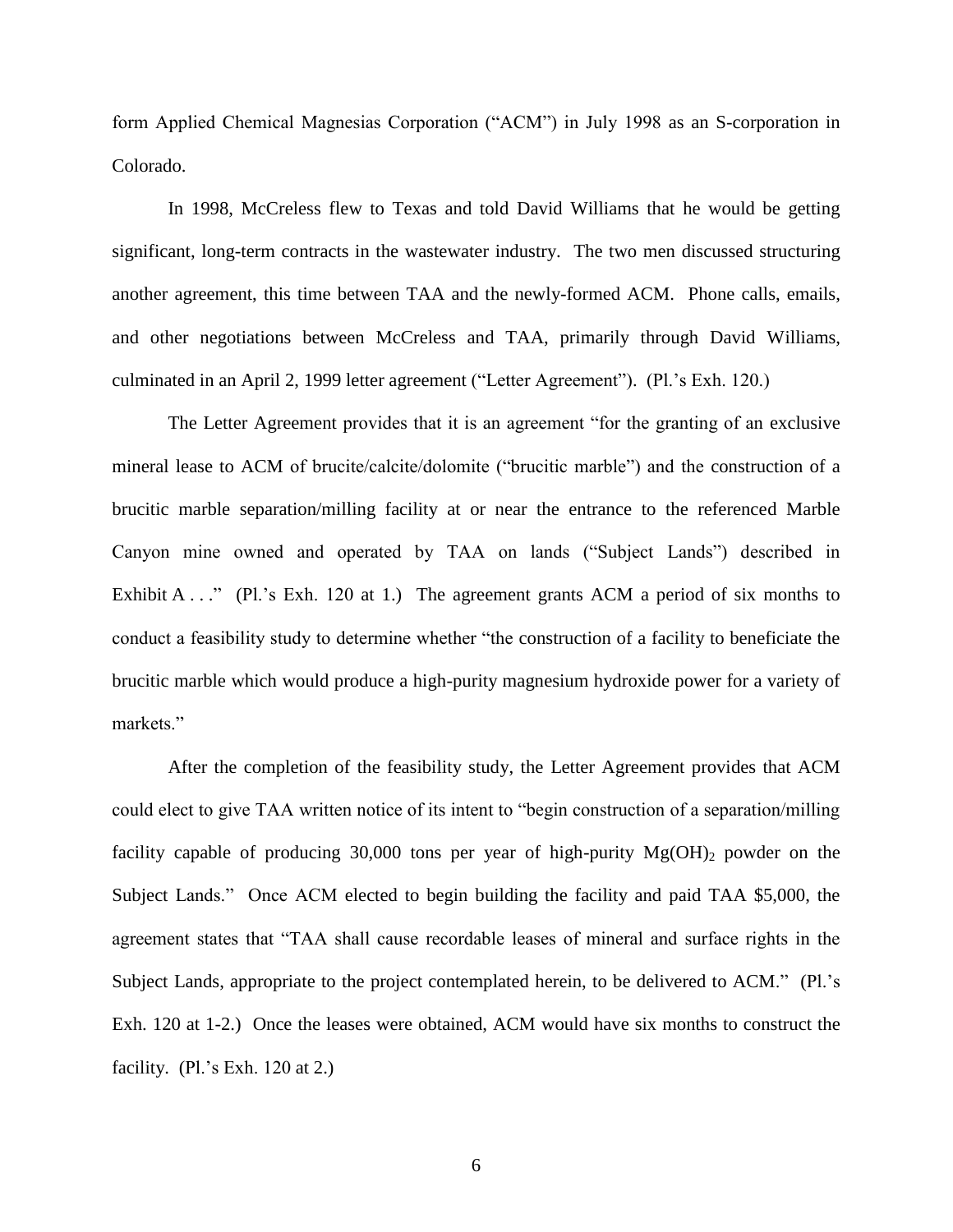form Applied Chemical Magnesias Corporation ("ACM") in July 1998 as an S-corporation in Colorado.

In 1998, McCreless flew to Texas and told David Williams that he would be getting significant, long-term contracts in the wastewater industry. The two men discussed structuring another agreement, this time between TAA and the newly-formed ACM. Phone calls, emails, and other negotiations between McCreless and TAA, primarily through David Williams, culminated in an April 2, 1999 letter agreement ("Letter Agreement"). (Pl.'s Exh. 120.)

The Letter Agreement provides that it is an agreement "for the granting of an exclusive mineral lease to ACM of brucite/calcite/dolomite ("brucitic marble") and the construction of a brucitic marble separation/milling facility at or near the entrance to the referenced Marble Canyon mine owned and operated by TAA on lands ("Subject Lands") described in Exhibit A . . ." (Pl.'s Exh. 120 at 1.) The agreement grants ACM a period of six months to conduct a feasibility study to determine whether "the construction of a facility to beneficiate the brucitic marble which would produce a high-purity magnesium hydroxide power for a variety of markets."

After the completion of the feasibility study, the Letter Agreement provides that ACM could elect to give TAA written notice of its intent to "begin construction of a separation/milling facility capable of producing 30,000 tons per year of high-purity $Mg(OH)_2$ powder on the Subject Lands." Once ACM elected to begin building the facility and paid TAA $5,000, the agreement states that "TAA shall cause recordable leases of mineral and surface rights in the Subject Lands, appropriate to the project contemplated herein, to be delivered to ACM." (Pl.'s Exh. 120 at 1-2.) Once the leases were obtained, ACM would have six months to construct the facility. (Pl.'s Exh. 120 at 2.)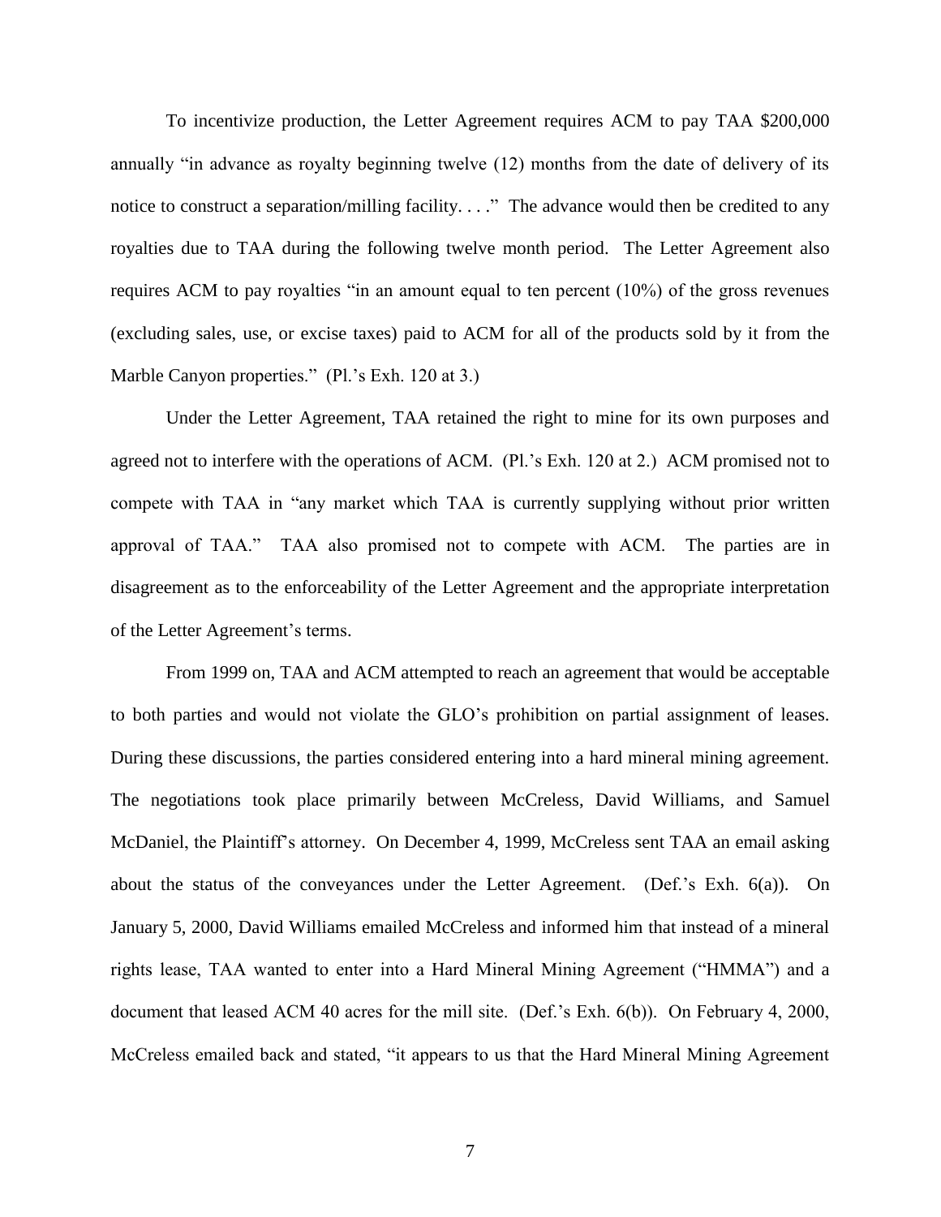To incentivize production, the Letter Agreement requires ACM to pay TAA $200,000 annually "in advance as royalty beginning twelve (12) months from the date of delivery of its notice to construct a separation/milling facility. . . ." The advance would then be credited to any royalties due to TAA during the following twelve month period. The Letter Agreement also requires ACM to pay royalties "in an amount equal to ten percent (10%) of the gross revenues (excluding sales, use, or excise taxes) paid to ACM for all of the products sold by it from the Marble Canyon properties." (Pl.'s Exh. 120 at 3.)

Under the Letter Agreement, TAA retained the right to mine for its own purposes and agreed not to interfere with the operations of ACM. (Pl.'s Exh. 120 at 2.) ACM promised not to compete with TAA in "any market which TAA is currently supplying without prior written approval of TAA." TAA also promised not to compete with ACM. The parties are in disagreement as to the enforceability of the Letter Agreement and the appropriate interpretation of the Letter Agreement's terms.

From 1999 on, TAA and ACM attempted to reach an agreement that would be acceptable to both parties and would not violate the GLO's prohibition on partial assignment of leases. During these discussions, the parties considered entering into a hard mineral mining agreement. The negotiations took place primarily between McCreless, David Williams, and Samuel McDaniel, the Plaintiff's attorney. On December 4, 1999, McCreless sent TAA an email asking about the status of the conveyances under the Letter Agreement. (Def.'s Exh. 6(a)). On January 5, 2000, David Williams emailed McCreless and informed him that instead of a mineral rights lease, TAA wanted to enter into a Hard Mineral Mining Agreement ("HMMA") and a document that leased ACM 40 acres for the mill site. (Def.'s Exh. 6(b)). On February 4, 2000, McCreless emailed back and stated, "it appears to us that the Hard Mineral Mining Agreement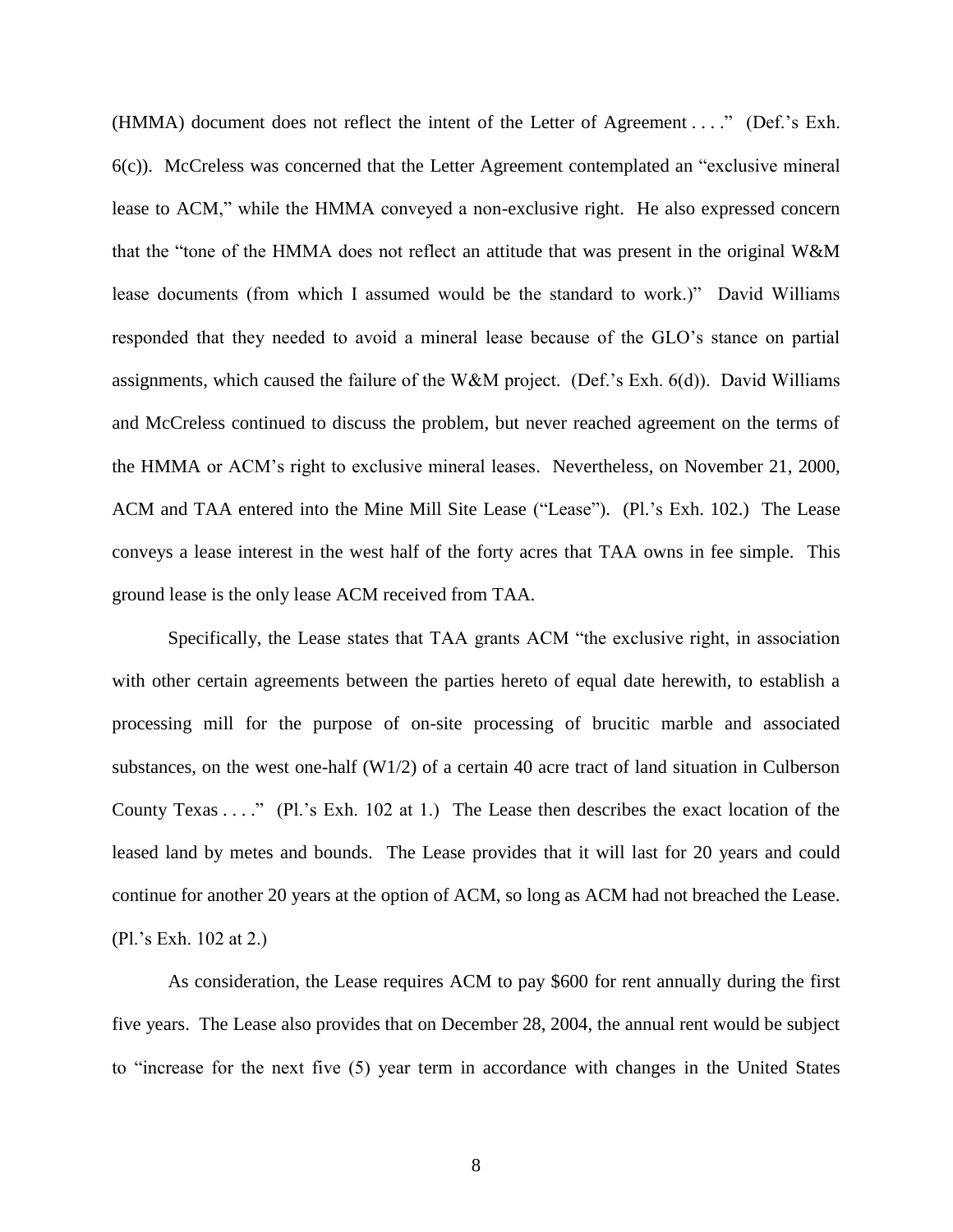(HMMA) document does not reflect the intent of the Letter of Agreement . . . ." (Def.'s Exh. 6(c)). McCreless was concerned that the Letter Agreement contemplated an "exclusive mineral lease to ACM," while the HMMA conveyed a non-exclusive right. He also expressed concern that the "tone of the HMMA does not reflect an attitude that was present in the original W&M lease documents (from which I assumed would be the standard to work.)" David Williams responded that they needed to avoid a mineral lease because of the GLO's stance on partial assignments, which caused the failure of the W&M project. (Def.'s Exh. 6(d)). David Williams and McCreless continued to discuss the problem, but never reached agreement on the terms of the HMMA or ACM's right to exclusive mineral leases. Nevertheless, on November 21, 2000, ACM and TAA entered into the Mine Mill Site Lease ("Lease"). (Pl.'s Exh. 102.) The Lease conveys a lease interest in the west half of the forty acres that TAA owns in fee simple. This ground lease is the only lease ACM received from TAA.

Specifically, the Lease states that TAA grants ACM "the exclusive right, in association with other certain agreements between the parties hereto of equal date herewith, to establish a processing mill for the purpose of on-site processing of brucitic marble and associated substances, on the west one-half (W1/2) of a certain 40 acre tract of land situation in Culberson County Texas . . . ." (Pl.'s Exh. 102 at 1.) The Lease then describes the exact location of the leased land by metes and bounds. The Lease provides that it will last for 20 years and could continue for another 20 years at the option of ACM, so long as ACM had not breached the Lease. (Pl.'s Exh. 102 at 2.)

As consideration, the Lease requires ACM to pay $600 for rent annually during the first five years. The Lease also provides that on December 28, 2004, the annual rent would be subject to "increase for the next five (5) year term in accordance with changes in the United States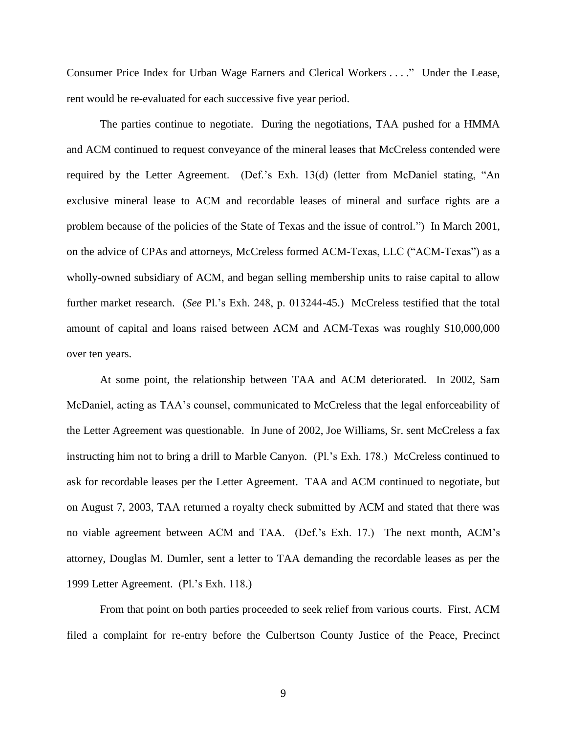Consumer Price Index for Urban Wage Earners and Clerical Workers . . . ." Under the Lease, rent would be re-evaluated for each successive five year period.

The parties continue to negotiate. During the negotiations, TAA pushed for a HMMA and ACM continued to request conveyance of the mineral leases that McCreless contended were required by the Letter Agreement. (Def.'s Exh. 13(d) (letter from McDaniel stating, "An exclusive mineral lease to ACM and recordable leases of mineral and surface rights are a problem because of the policies of the State of Texas and the issue of control.") In March 2001, on the advice of CPAs and attorneys, McCreless formed ACM-Texas, LLC ("ACM-Texas") as a wholly-owned subsidiary of ACM, and began selling membership units to raise capital to allow further market research. (*See* Pl.'s Exh. 248, p. 013244-45.) McCreless testified that the total amount of capital and loans raised between ACM and ACM-Texas was roughly $10,000,000 over ten years.

At some point, the relationship between TAA and ACM deteriorated. In 2002, Sam McDaniel, acting as TAA's counsel, communicated to McCreless that the legal enforceability of the Letter Agreement was questionable. In June of 2002, Joe Williams, Sr. sent McCreless a fax instructing him not to bring a drill to Marble Canyon. (Pl.'s Exh. 178.) McCreless continued to ask for recordable leases per the Letter Agreement. TAA and ACM continued to negotiate, but on August 7, 2003, TAA returned a royalty check submitted by ACM and stated that there was no viable agreement between ACM and TAA. (Def.'s Exh. 17.) The next month, ACM's attorney, Douglas M. Dumler, sent a letter to TAA demanding the recordable leases as per the 1999 Letter Agreement. (Pl.'s Exh. 118.)

From that point on both parties proceeded to seek relief from various courts. First, ACM filed a complaint for re-entry before the Culbertson County Justice of the Peace, Precinct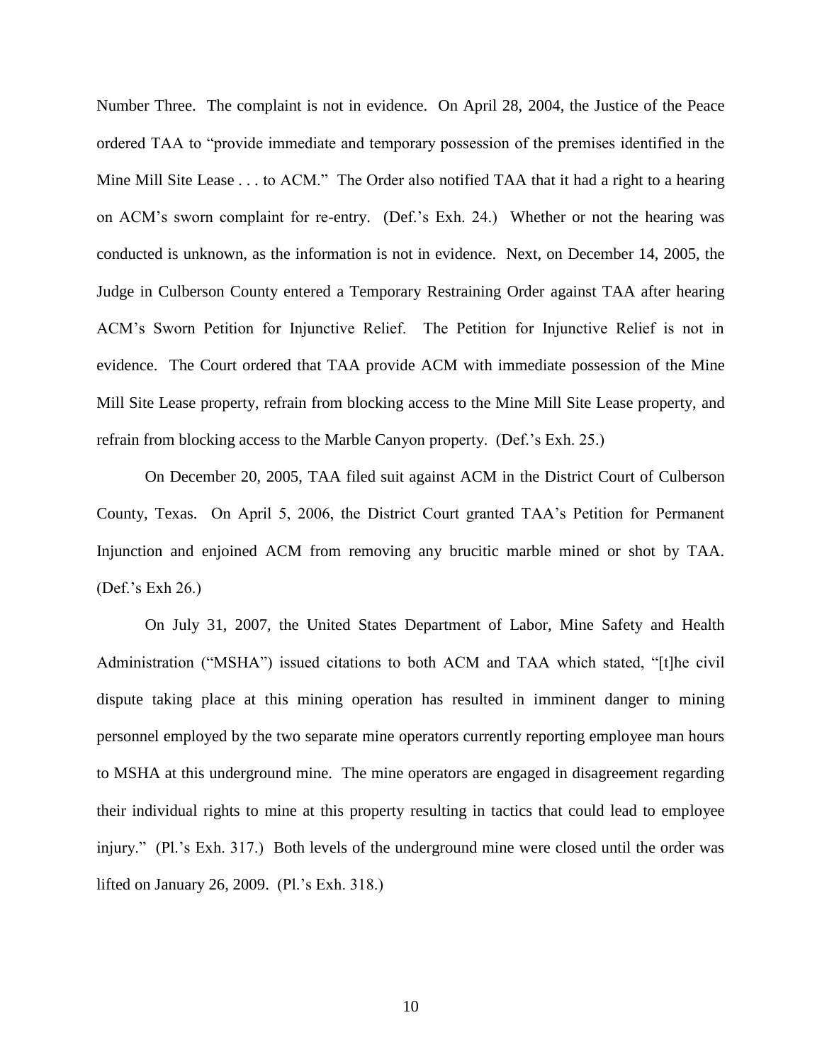Number Three. The complaint is not in evidence. On April 28, 2004, the Justice of the Peace ordered TAA to "provide immediate and temporary possession of the premises identified in the Mine Mill Site Lease . . . to ACM." The Order also notified TAA that it had a right to a hearing on ACM's sworn complaint for re-entry. (Def.'s Exh. 24.) Whether or not the hearing was conducted is unknown, as the information is not in evidence. Next, on December 14, 2005, the Judge in Culberson County entered a Temporary Restraining Order against TAA after hearing ACM's Sworn Petition for Injunctive Relief. The Petition for Injunctive Relief is not in evidence. The Court ordered that TAA provide ACM with immediate possession of the Mine Mill Site Lease property, refrain from blocking access to the Mine Mill Site Lease property, and refrain from blocking access to the Marble Canyon property. (Def.'s Exh. 25.)

On December 20, 2005, TAA filed suit against ACM in the District Court of Culberson County, Texas. On April 5, 2006, the District Court granted TAA's Petition for Permanent Injunction and enjoined ACM from removing any brucitic marble mined or shot by TAA. (Def.'s Exh 26.)

On July 31, 2007, the United States Department of Labor, Mine Safety and Health Administration ("MSHA") issued citations to both ACM and TAA which stated, "[t]he civil dispute taking place at this mining operation has resulted in imminent danger to mining personnel employed by the two separate mine operators currently reporting employee man hours to MSHA at this underground mine. The mine operators are engaged in disagreement regarding their individual rights to mine at this property resulting in tactics that could lead to employee injury." (Pl.'s Exh. 317.) Both levels of the underground mine were closed until the order was lifted on January 26, 2009. (Pl.'s Exh. 318.)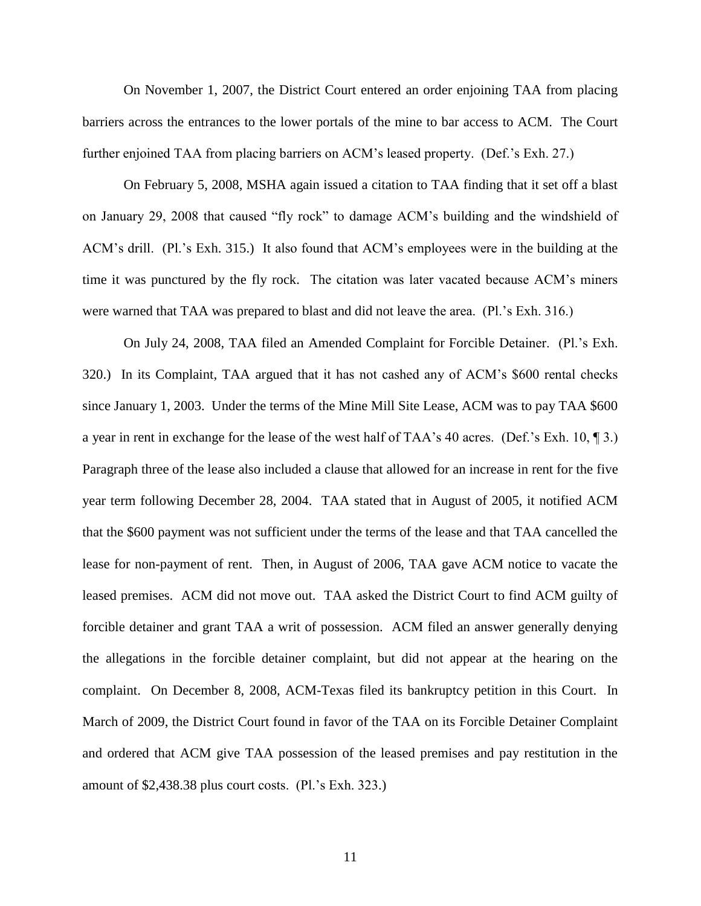On November 1, 2007, the District Court entered an order enjoining TAA from placing barriers across the entrances to the lower portals of the mine to bar access to ACM. The Court further enjoined TAA from placing barriers on ACM's leased property. (Def.'s Exh. 27.)

On February 5, 2008, MSHA again issued a citation to TAA finding that it set off a blast on January 29, 2008 that caused "fly rock" to damage ACM's building and the windshield of ACM's drill. (Pl.'s Exh. 315.) It also found that ACM's employees were in the building at the time it was punctured by the fly rock. The citation was later vacated because ACM's miners were warned that TAA was prepared to blast and did not leave the area. (Pl.'s Exh. 316.)

On July 24, 2008, TAA filed an Amended Complaint for Forcible Detainer. (Pl.'s Exh. 320.) In its Complaint, TAA argued that it has not cashed any of ACM's $600 rental checks since January 1, 2003. Under the terms of the Mine Mill Site Lease, ACM was to pay TAA $600 a year in rent in exchange for the lease of the west half of TAA's 40 acres. (Def.'s Exh. 10, ¶ 3.) Paragraph three of the lease also included a clause that allowed for an increase in rent for the five year term following December 28, 2004. TAA stated that in August of 2005, it notified ACM that the $600 payment was not sufficient under the terms of the lease and that TAA cancelled the lease for non-payment of rent. Then, in August of 2006, TAA gave ACM notice to vacate the leased premises. ACM did not move out. TAA asked the District Court to find ACM guilty of forcible detainer and grant TAA a writ of possession. ACM filed an answer generally denying the allegations in the forcible detainer complaint, but did not appear at the hearing on the complaint. On December 8, 2008, ACM-Texas filed its bankruptcy petition in this Court. In March of 2009, the District Court found in favor of the TAA on its Forcible Detainer Complaint and ordered that ACM give TAA possession of the leased premises and pay restitution in the amount of $2,438.38 plus court costs. (Pl.'s Exh. 323.)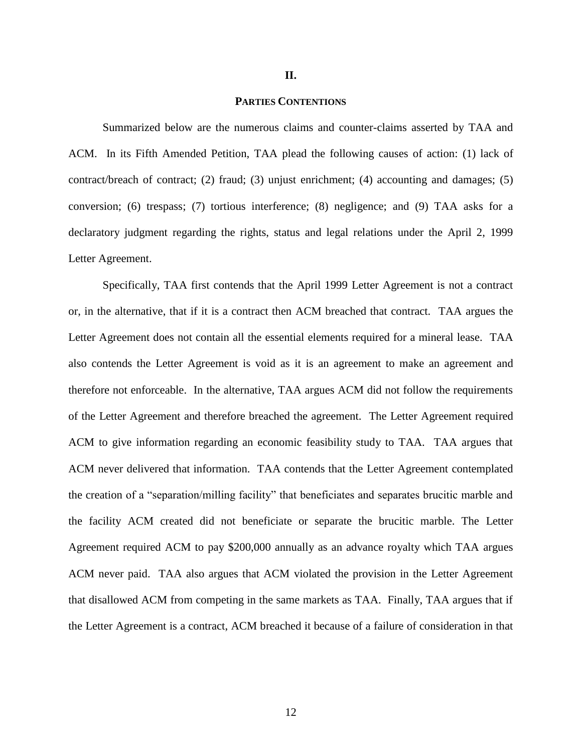## II.

## PARTIES CONTENTIONS

Summarized below are the numerous claims and counter-claims asserted by TAA and ACM. In its Fifth Amended Petition, TAA plead the following causes of action: (1) lack of contract/breach of contract; (2) fraud; (3) unjust enrichment; (4) accounting and damages; (5) conversion; (6) trespass; (7) tortious interference; (8) negligence; and (9) TAA asks for a declaratory judgment regarding the rights, status and legal relations under the April 2, 1999 Letter Agreement.

Specifically, TAA first contends that the April 1999 Letter Agreement is not a contract or, in the alternative, that if it is a contract then ACM breached that contract. TAA argues the Letter Agreement does not contain all the essential elements required for a mineral lease. TAA also contends the Letter Agreement is void as it is an agreement to make an agreement and therefore not enforceable. In the alternative, TAA argues ACM did not follow the requirements of the Letter Agreement and therefore breached the agreement. The Letter Agreement required ACM to give information regarding an economic feasibility study to TAA. TAA argues that ACM never delivered that information. TAA contends that the Letter Agreement contemplated the creation of a "separation/milling facility" that beneficiates and separates brucitic marble and the facility ACM created did not beneficiate or separate the brucitic marble. The Letter Agreement required ACM to pay $200,000 annually as an advance royalty which TAA argues ACM never paid. TAA also argues that ACM violated the provision in the Letter Agreement that disallowed ACM from competing in the same markets as TAA. Finally, TAA argues that if the Letter Agreement is a contract, ACM breached it because of a failure of consideration in that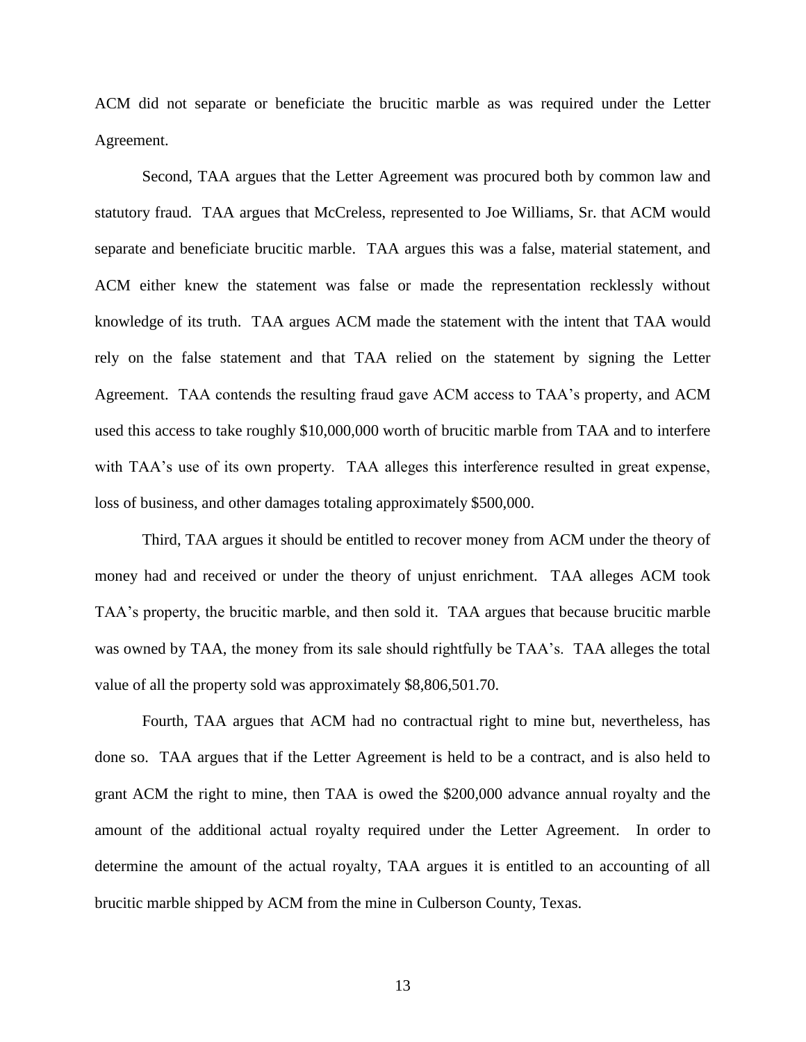ACM did not separate or beneficiate the brucitic marble as was required under the Letter Agreement.

Second, TAA argues that the Letter Agreement was procured both by common law and statutory fraud. TAA argues that McCreless, represented to Joe Williams, Sr. that ACM would separate and beneficiate brucitic marble. TAA argues this was a false, material statement, and ACM either knew the statement was false or made the representation recklessly without knowledge of its truth. TAA argues ACM made the statement with the intent that TAA would rely on the false statement and that TAA relied on the statement by signing the Letter Agreement. TAA contends the resulting fraud gave ACM access to TAA's property, and ACM used this access to take roughly $10,000,000 worth of brucitic marble from TAA and to interfere with TAA's use of its own property. TAA alleges this interference resulted in great expense, loss of business, and other damages totaling approximately $500,000.

Third, TAA argues it should be entitled to recover money from ACM under the theory of money had and received or under the theory of unjust enrichment. TAA alleges ACM took TAA's property, the brucitic marble, and then sold it. TAA argues that because brucitic marble was owned by TAA, the money from its sale should rightfully be TAA's. TAA alleges the total value of all the property sold was approximately $8,806,501.70.

Fourth, TAA argues that ACM had no contractual right to mine but, nevertheless, has done so. TAA argues that if the Letter Agreement is held to be a contract, and is also held to grant ACM the right to mine, then TAA is owed the $200,000 advance annual royalty and the amount of the additional actual royalty required under the Letter Agreement. In order to determine the amount of the actual royalty, TAA argues it is entitled to an accounting of all brucitic marble shipped by ACM from the mine in Culberson County, Texas.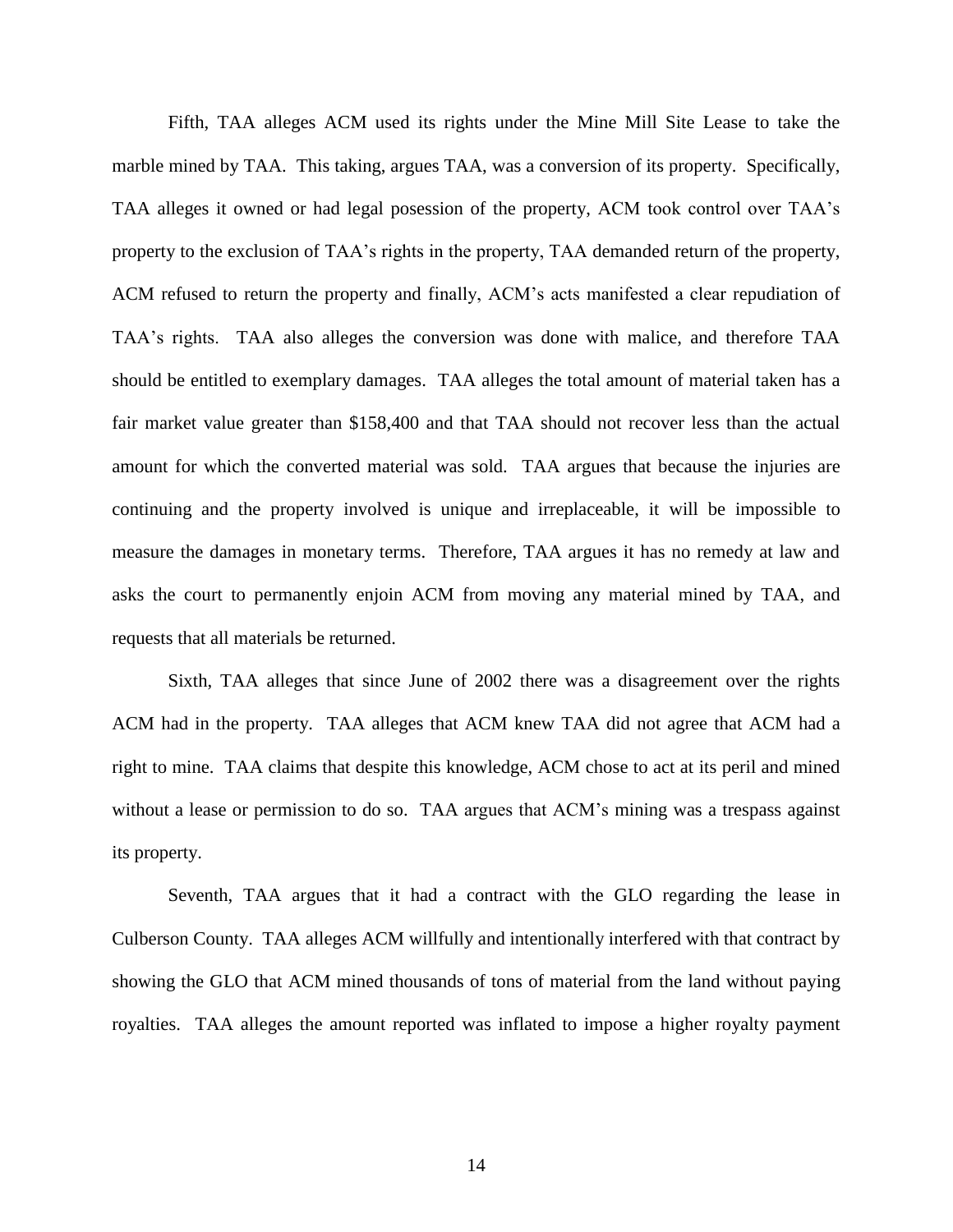Fifth, TAA alleges ACM used its rights under the Mine Mill Site Lease to take the marble mined by TAA. This taking, argues TAA, was a conversion of its property. Specifically, TAA alleges it owned or had legal posession of the property, ACM took control over TAA's property to the exclusion of TAA's rights in the property, TAA demanded return of the property, ACM refused to return the property and finally, ACM's acts manifested a clear repudiation of TAA's rights. TAA also alleges the conversion was done with malice, and therefore TAA should be entitled to exemplary damages. TAA alleges the total amount of material taken has a fair market value greater than $158,400 and that TAA should not recover less than the actual amount for which the converted material was sold. TAA argues that because the injuries are continuing and the property involved is unique and irreplaceable, it will be impossible to measure the damages in monetary terms. Therefore, TAA argues it has no remedy at law and asks the court to permanently enjoin ACM from moving any material mined by TAA, and requests that all materials be returned.

Sixth, TAA alleges that since June of 2002 there was a disagreement over the rights ACM had in the property. TAA alleges that ACM knew TAA did not agree that ACM had a right to mine. TAA claims that despite this knowledge, ACM chose to act at its peril and mined without a lease or permission to do so. TAA argues that ACM's mining was a trespass against its property.

Seventh, TAA argues that it had a contract with the GLO regarding the lease in Culberson County. TAA alleges ACM willfully and intentionally interfered with that contract by showing the GLO that ACM mined thousands of tons of material from the land without paying royalties. TAA alleges the amount reported was inflated to impose a higher royalty payment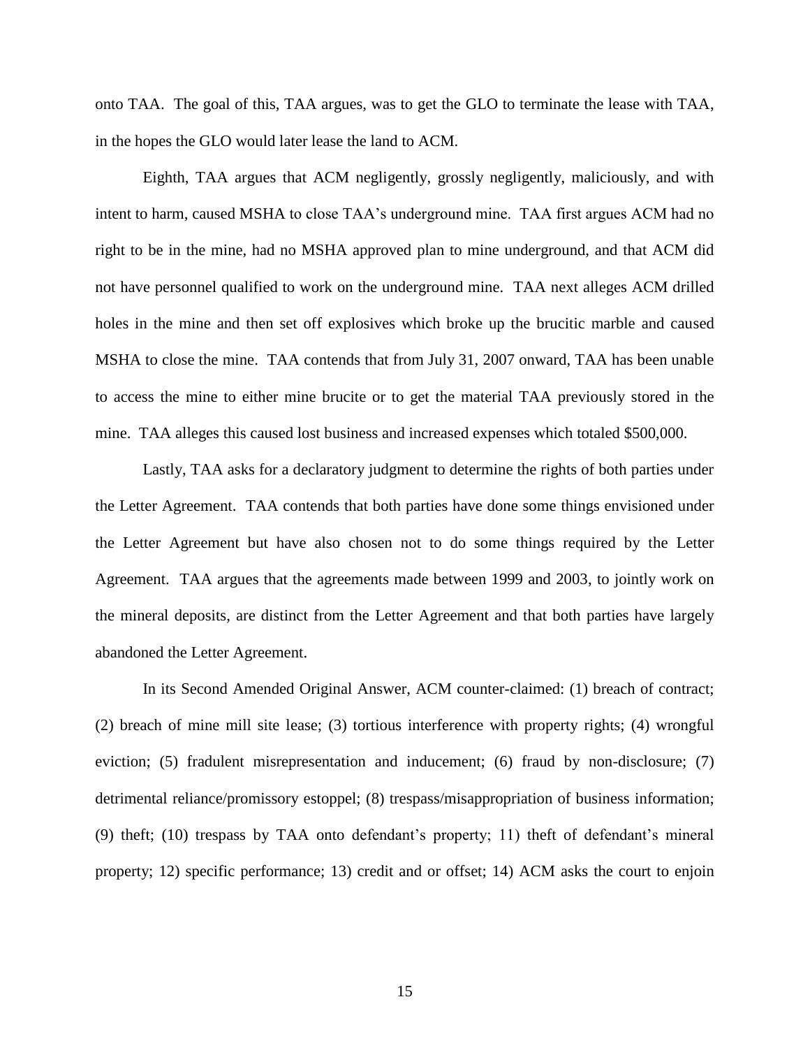onto TAA. The goal of this, TAA argues, was to get the GLO to terminate the lease with TAA, in the hopes the GLO would later lease the land to ACM.

Eighth, TAA argues that ACM negligently, grossly negligently, maliciously, and with intent to harm, caused MSHA to close TAA's underground mine. TAA first argues ACM had no right to be in the mine, had no MSHA approved plan to mine underground, and that ACM did not have personnel qualified to work on the underground mine. TAA next alleges ACM drilled holes in the mine and then set off explosives which broke up the brucitic marble and caused MSHA to close the mine. TAA contends that from July 31, 2007 onward, TAA has been unable to access the mine to either mine brucite or to get the material TAA previously stored in the mine. TAA alleges this caused lost business and increased expenses which totaled $500,000.

Lastly, TAA asks for a declaratory judgment to determine the rights of both parties under the Letter Agreement. TAA contends that both parties have done some things envisioned under the Letter Agreement but have also chosen not to do some things required by the Letter Agreement. TAA argues that the agreements made between 1999 and 2003, to jointly work on the mineral deposits, are distinct from the Letter Agreement and that both parties have largely abandoned the Letter Agreement.

In its Second Amended Original Answer, ACM counter-claimed: (1) breach of contract; (2) breach of mine mill site lease; (3) tortious interference with property rights; (4) wrongful eviction; (5) fradulent misrepresentation and inducement; (6) fraud by non-disclosure; (7) detrimental reliance/promissory estoppel; (8) trespass/misappropriation of business information; (9) theft; (10) trespass by TAA onto defendant's property; 11) theft of defendant's mineral property; 12) specific performance; 13) credit and or offset; 14) ACM asks the court to enjoin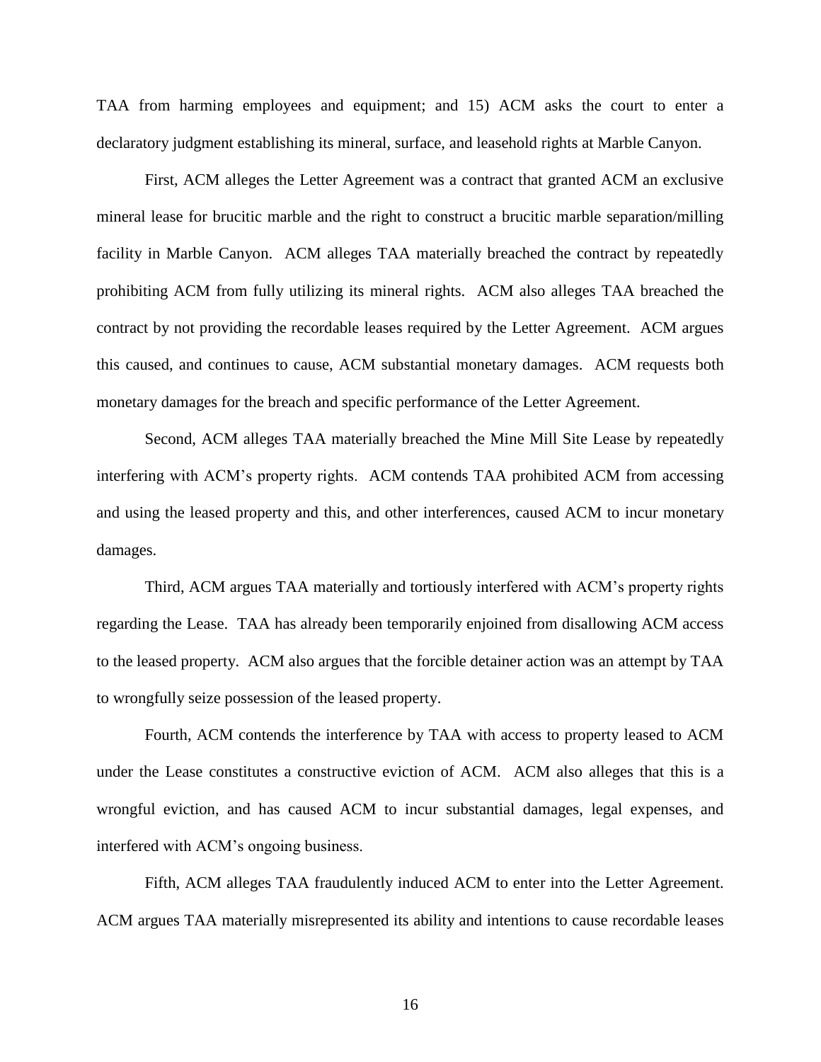TAA from harming employees and equipment; and 15) ACM asks the court to enter a declaratory judgment establishing its mineral, surface, and leasehold rights at Marble Canyon.

First, ACM alleges the Letter Agreement was a contract that granted ACM an exclusive mineral lease for brucitic marble and the right to construct a brucitic marble separation/milling facility in Marble Canyon. ACM alleges TAA materially breached the contract by repeatedly prohibiting ACM from fully utilizing its mineral rights. ACM also alleges TAA breached the contract by not providing the recordable leases required by the Letter Agreement. ACM argues this caused, and continues to cause, ACM substantial monetary damages. ACM requests both monetary damages for the breach and specific performance of the Letter Agreement.

Second, ACM alleges TAA materially breached the Mine Mill Site Lease by repeatedly interfering with ACM's property rights. ACM contends TAA prohibited ACM from accessing and using the leased property and this, and other interferences, caused ACM to incur monetary damages.

Third, ACM argues TAA materially and tortiously interfered with ACM's property rights regarding the Lease. TAA has already been temporarily enjoined from disallowing ACM access to the leased property. ACM also argues that the forcible detainer action was an attempt by TAA to wrongfully seize possession of the leased property.

Fourth, ACM contends the interference by TAA with access to property leased to ACM under the Lease constitutes a constructive eviction of ACM. ACM also alleges that this is a wrongful eviction, and has caused ACM to incur substantial damages, legal expenses, and interfered with ACM's ongoing business.

Fifth, ACM alleges TAA fraudulently induced ACM to enter into the Letter Agreement. ACM argues TAA materially misrepresented its ability and intentions to cause recordable leases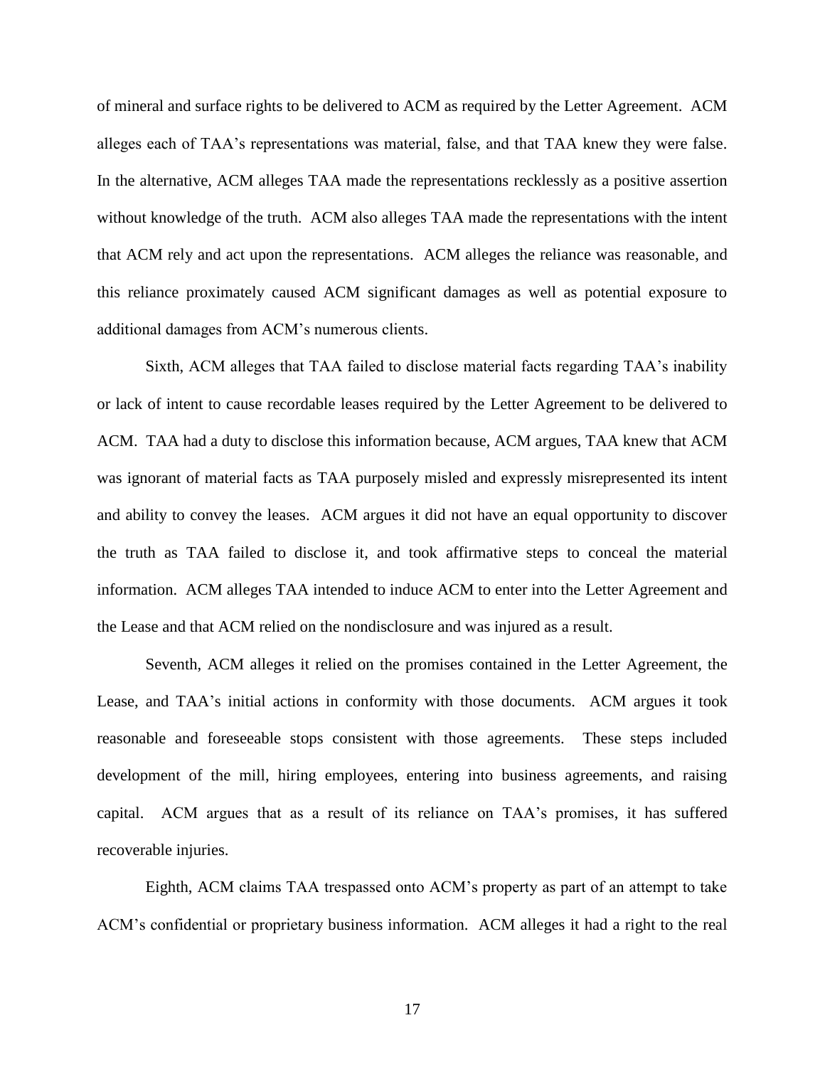of mineral and surface rights to be delivered to ACM as required by the Letter Agreement. ACM alleges each of TAA's representations was material, false, and that TAA knew they were false. In the alternative, ACM alleges TAA made the representations recklessly as a positive assertion without knowledge of the truth. ACM also alleges TAA made the representations with the intent that ACM rely and act upon the representations. ACM alleges the reliance was reasonable, and this reliance proximately caused ACM significant damages as well as potential exposure to additional damages from ACM's numerous clients.

Sixth, ACM alleges that TAA failed to disclose material facts regarding TAA's inability or lack of intent to cause recordable leases required by the Letter Agreement to be delivered to ACM. TAA had a duty to disclose this information because, ACM argues, TAA knew that ACM was ignorant of material facts as TAA purposely misled and expressly misrepresented its intent and ability to convey the leases. ACM argues it did not have an equal opportunity to discover the truth as TAA failed to disclose it, and took affirmative steps to conceal the material information. ACM alleges TAA intended to induce ACM to enter into the Letter Agreement and the Lease and that ACM relied on the nondisclosure and was injured as a result.

Seventh, ACM alleges it relied on the promises contained in the Letter Agreement, the Lease, and TAA's initial actions in conformity with those documents. ACM argues it took reasonable and foreseeable stops consistent with those agreements. These steps included development of the mill, hiring employees, entering into business agreements, and raising capital. ACM argues that as a result of its reliance on TAA's promises, it has suffered recoverable injuries.

Eighth, ACM claims TAA trespassed onto ACM's property as part of an attempt to take ACM's confidential or proprietary business information. ACM alleges it had a right to the real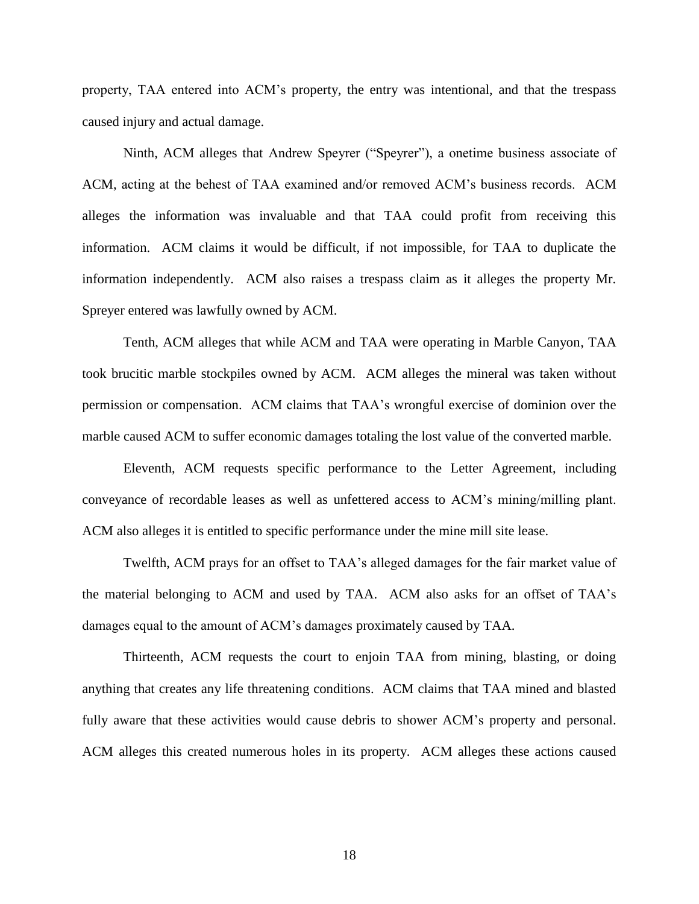property, TAA entered into ACM's property, the entry was intentional, and that the trespass caused injury and actual damage.

Ninth, ACM alleges that Andrew Speyrer ("Speyrer"), a onetime business associate of ACM, acting at the behest of TAA examined and/or removed ACM's business records. ACM alleges the information was invaluable and that TAA could profit from receiving this information. ACM claims it would be difficult, if not impossible, for TAA to duplicate the information independently. ACM also raises a trespass claim as it alleges the property Mr. Spreyer entered was lawfully owned by ACM.

Tenth, ACM alleges that while ACM and TAA were operating in Marble Canyon, TAA took brucitic marble stockpiles owned by ACM. ACM alleges the mineral was taken without permission or compensation. ACM claims that TAA's wrongful exercise of dominion over the marble caused ACM to suffer economic damages totaling the lost value of the converted marble.

Eleventh, ACM requests specific performance to the Letter Agreement, including conveyance of recordable leases as well as unfettered access to ACM's mining/milling plant. ACM also alleges it is entitled to specific performance under the mine mill site lease.

Twelfth, ACM prays for an offset to TAA's alleged damages for the fair market value of the material belonging to ACM and used by TAA. ACM also asks for an offset of TAA's damages equal to the amount of ACM's damages proximately caused by TAA.

Thirteenth, ACM requests the court to enjoin TAA from mining, blasting, or doing anything that creates any life threatening conditions. ACM claims that TAA mined and blasted fully aware that these activities would cause debris to shower ACM's property and personal. ACM alleges this created numerous holes in its property. ACM alleges these actions caused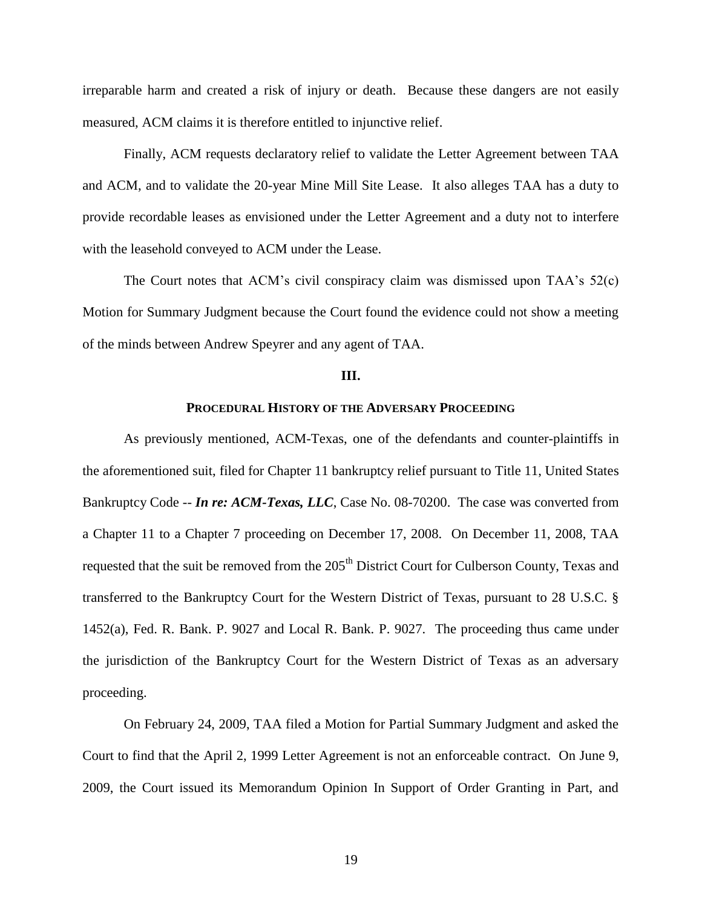irreparable harm and created a risk of injury or death. Because these dangers are not easily measured, ACM claims it is therefore entitled to injunctive relief.

Finally, ACM requests declaratory relief to validate the Letter Agreement between TAA and ACM, and to validate the 20-year Mine Mill Site Lease. It also alleges TAA has a duty to provide recordable leases as envisioned under the Letter Agreement and a duty not to interfere with the leasehold conveyed to ACM under the Lease.

The Court notes that ACM's civil conspiracy claim was dismissed upon TAA's 52(c) Motion for Summary Judgment because the Court found the evidence could not show a meeting of the minds between Andrew Speyrer and any agent of TAA.

## III.

## PROCEDURAL HISTORY OF THE ADVERSARY PROCEEDING

As previously mentioned, ACM-Texas, one of the defendants and counter-plaintiffs in the aforementioned suit, filed for Chapter 11 bankruptcy relief pursuant to Title 11, United States Bankruptcy Code -- ***In re: ACM-Texas, LLC***, Case No. 08-70200. The case was converted from a Chapter 11 to a Chapter 7 proceeding on December 17, 2008. On December 11, 2008, TAA requested that the suit be removed from the 205th District Court for Culberson County, Texas and transferred to the Bankruptcy Court for the Western District of Texas, pursuant to 28 U.S.C. § 1452(a), Fed. R. Bank. P. 9027 and Local R. Bank. P. 9027. The proceeding thus came under the jurisdiction of the Bankruptcy Court for the Western District of Texas as an adversary proceeding.

On February 24, 2009, TAA filed a Motion for Partial Summary Judgment and asked the Court to find that the April 2, 1999 Letter Agreement is not an enforceable contract. On June 9, 2009, the Court issued its Memorandum Opinion In Support of Order Granting in Part, and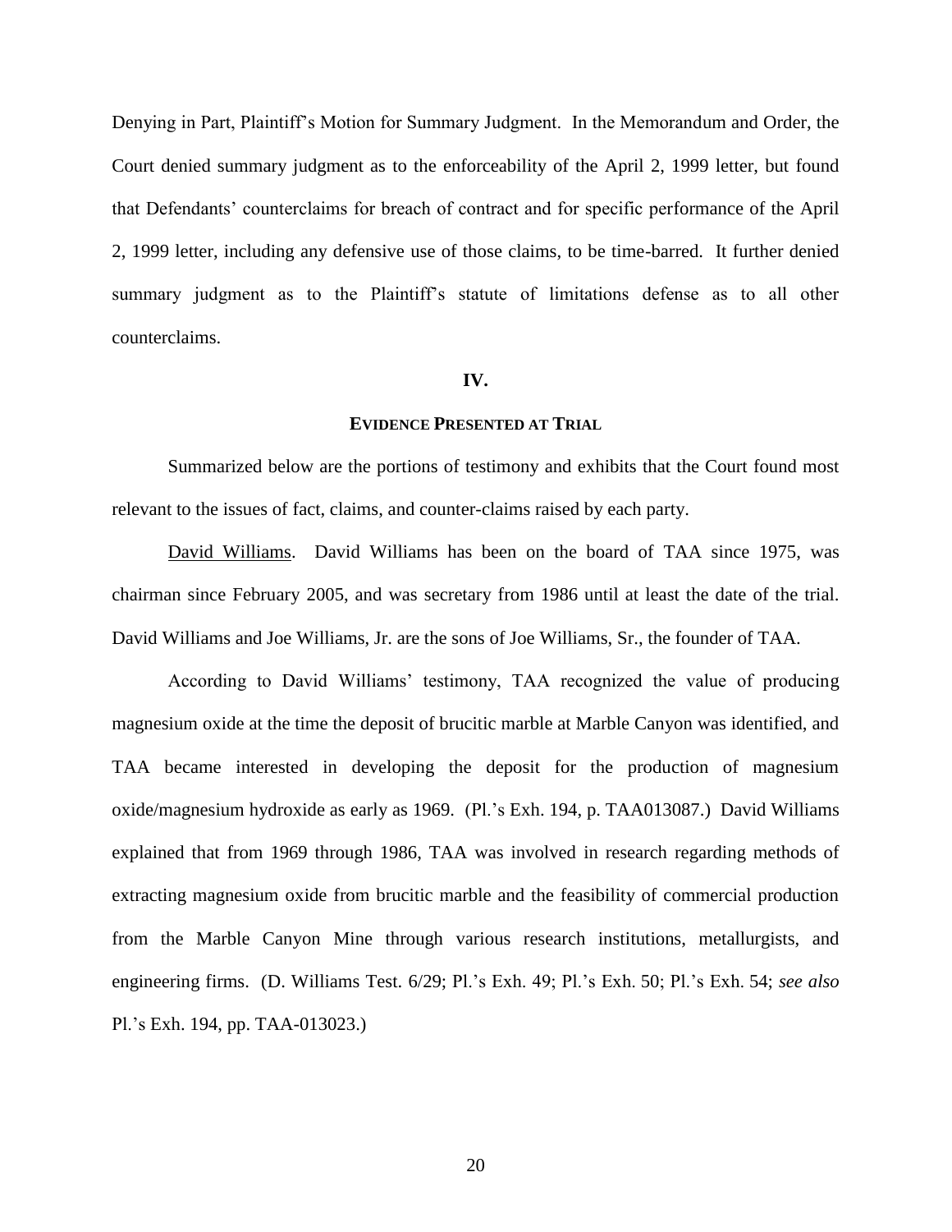Denying in Part, Plaintiff's Motion for Summary Judgment. In the Memorandum and Order, the Court denied summary judgment as to the enforceability of the April 2, 1999 letter, but found that Defendants' counterclaims for breach of contract and for specific performance of the April 2, 1999 letter, including any defensive use of those claims, to be time-barred. It further denied summary judgment as to the Plaintiff's statute of limitations defense as to all other counterclaims.

## IV.

## EVIDENCE PRESENTED AT TRIAL

Summarized below are the portions of testimony and exhibits that the Court found most relevant to the issues of fact, claims, and counter-claims raised by each party.

David Williams. David Williams has been on the board of TAA since 1975, was chairman since February 2005, and was secretary from 1986 until at least the date of the trial. David Williams and Joe Williams, Jr. are the sons of Joe Williams, Sr., the founder of TAA.

According to David Williams' testimony, TAA recognized the value of producing magnesium oxide at the time the deposit of brucitic marble at Marble Canyon was identified, and TAA became interested in developing the deposit for the production of magnesium oxide/magnesium hydroxide as early as 1969. (Pl.'s Exh. 194, p. TAA013087.) David Williams explained that from 1969 through 1986, TAA was involved in research regarding methods of extracting magnesium oxide from brucitic marble and the feasibility of commercial production from the Marble Canyon Mine through various research institutions, metallurgists, and engineering firms. (D. Williams Test. 6/29; Pl.'s Exh. 49; Pl.'s Exh. 50; Pl.'s Exh. 54; *see also* Pl.'s Exh. 194, pp. TAA-013023.)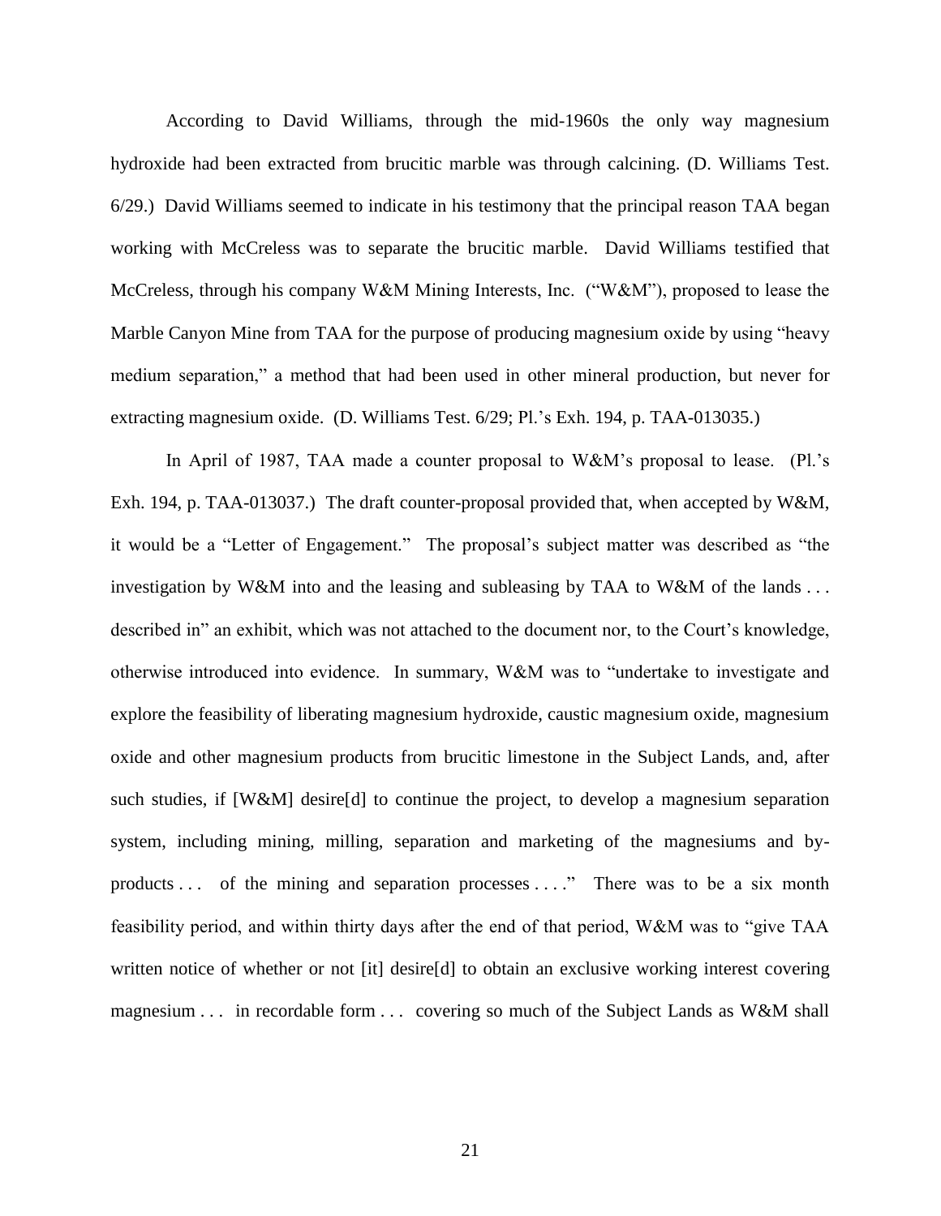According to David Williams, through the mid-1960s the only way magnesium hydroxide had been extracted from brucitic marble was through calcining. (D. Williams Test. 6/29.) David Williams seemed to indicate in his testimony that the principal reason TAA began working with McCreless was to separate the brucitic marble. David Williams testified that McCreless, through his company W&M Mining Interests, Inc. ("W&M"), proposed to lease the Marble Canyon Mine from TAA for the purpose of producing magnesium oxide by using "heavy medium separation," a method that had been used in other mineral production, but never for extracting magnesium oxide. (D. Williams Test. 6/29; Pl.'s Exh. 194, p. TAA-013035.)

In April of 1987, TAA made a counter proposal to W&M's proposal to lease. (Pl.'s Exh. 194, p. TAA-013037.) The draft counter-proposal provided that, when accepted by W&M, it would be a "Letter of Engagement." The proposal's subject matter was described as "the investigation by W&M into and the leasing and subleasing by TAA to W&M of the lands . . . described in" an exhibit, which was not attached to the document nor, to the Court's knowledge, otherwise introduced into evidence. In summary, W&M was to "undertake to investigate and explore the feasibility of liberating magnesium hydroxide, caustic magnesium oxide, magnesium oxide and other magnesium products from brucitic limestone in the Subject Lands, and, after such studies, if [W&M] desire[d] to continue the project, to develop a magnesium separation system, including mining, milling, separation and marketing of the magnesiums and by-products . . . of the mining and separation processes . . . ." There was to be a six month feasibility period, and within thirty days after the end of that period, W&M was to "give TAA written notice of whether or not [it] desire[d] to obtain an exclusive working interest covering magnesium . . . in recordable form . . . covering so much of the Subject Lands as W&M shall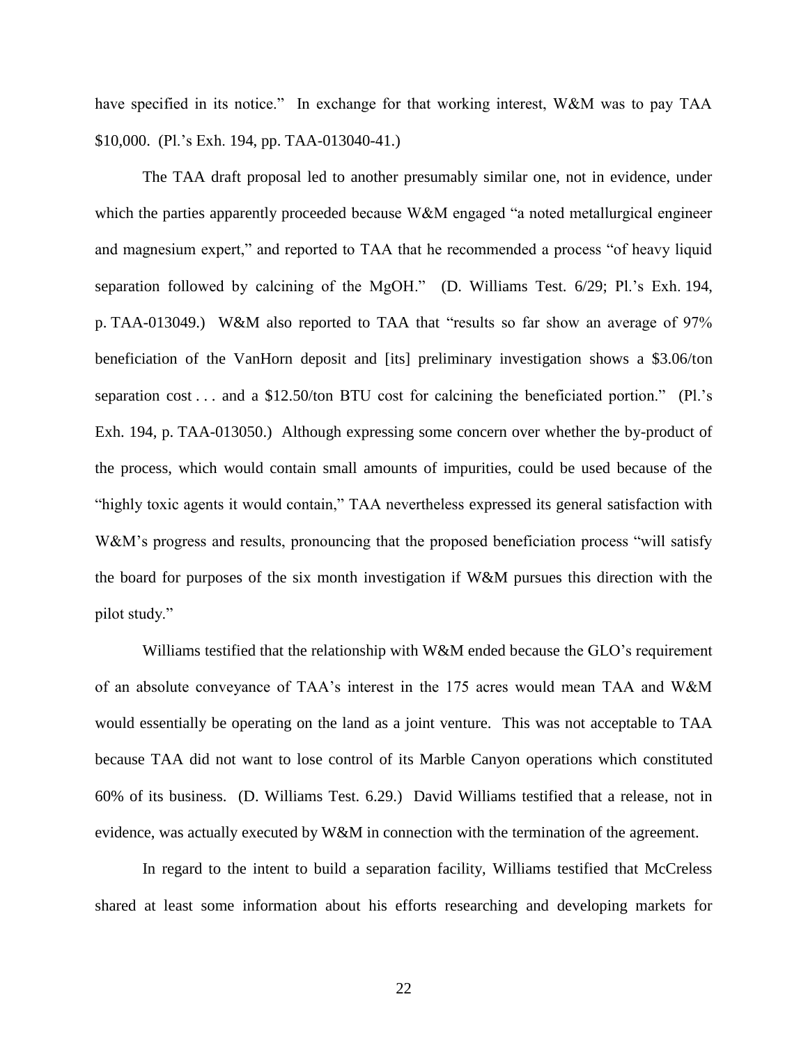have specified in its notice." In exchange for that working interest, W&M was to pay TAA $10,000. (Pl.'s Exh. 194, pp. TAA-013040-41.)

The TAA draft proposal led to another presumably similar one, not in evidence, under which the parties apparently proceeded because W&M engaged "a noted metallurgical engineer and magnesium expert," and reported to TAA that he recommended a process "of heavy liquid separation followed by calcining of the MgOH." (D. Williams Test. 6/29; Pl.'s Exh. 194, p. TAA-013049.) W&M also reported to TAA that "results so far show an average of 97% beneficiation of the VanHorn deposit and [its] preliminary investigation shows a $3.06/ton separation cost . . . and a $12.50/ton BTU cost for calcining the beneficiated portion." (Pl.'s Exh. 194, p. TAA-013050.) Although expressing some concern over whether the by-product of the process, which would contain small amounts of impurities, could be used because of the "highly toxic agents it would contain," TAA nevertheless expressed its general satisfaction with W&M's progress and results, pronouncing that the proposed beneficiation process "will satisfy the board for purposes of the six month investigation if W&M pursues this direction with the pilot study."

Williams testified that the relationship with W&M ended because the GLO's requirement of an absolute conveyance of TAA's interest in the 175 acres would mean TAA and W&M would essentially be operating on the land as a joint venture. This was not acceptable to TAA because TAA did not want to lose control of its Marble Canyon operations which constituted 60% of its business. (D. Williams Test. 6.29.) David Williams testified that a release, not in evidence, was actually executed by W&M in connection with the termination of the agreement.

In regard to the intent to build a separation facility, Williams testified that McCreless shared at least some information about his efforts researching and developing markets for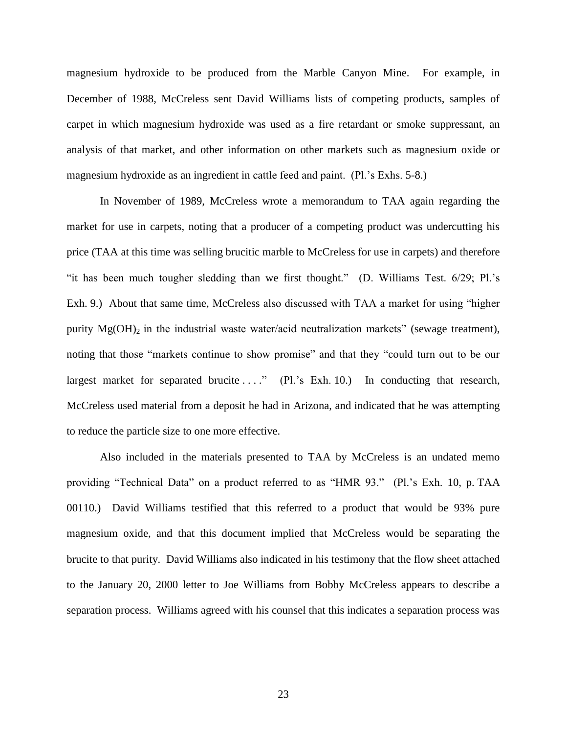magnesium hydroxide to be produced from the Marble Canyon Mine. For example, in December of 1988, McCreless sent David Williams lists of competing products, samples of carpet in which magnesium hydroxide was used as a fire retardant or smoke suppressant, an analysis of that market, and other information on other markets such as magnesium oxide or magnesium hydroxide as an ingredient in cattle feed and paint. (Pl.'s Exhs. 5-8.)

In November of 1989, McCreless wrote a memorandum to TAA again regarding the market for use in carpets, noting that a producer of a competing product was undercutting his price (TAA at this time was selling brucitic marble to McCreless for use in carpets) and therefore "it has been much tougher sledding than we first thought." (D. Williams Test. 6/29; Pl.'s Exh. 9.) About that same time, McCreless also discussed with TAA a market for using "higher purity $Mg(OH)_2$ in the industrial waste water/acid neutralization markets" (sewage treatment), noting that those "markets continue to show promise" and that they "could turn out to be our largest market for separated brucite . . . ." (Pl.'s Exh. 10.) In conducting that research, McCreless used material from a deposit he had in Arizona, and indicated that he was attempting to reduce the particle size to one more effective.

Also included in the materials presented to TAA by McCreless is an undated memo providing "Technical Data" on a product referred to as "HMR 93." (Pl.'s Exh. 10, p. TAA 00110.) David Williams testified that this referred to a product that would be 93% pure magnesium oxide, and that this document implied that McCreless would be separating the brucite to that purity. David Williams also indicated in his testimony that the flow sheet attached to the January 20, 2000 letter to Joe Williams from Bobby McCreless appears to describe a separation process. Williams agreed with his counsel that this indicates a separation process was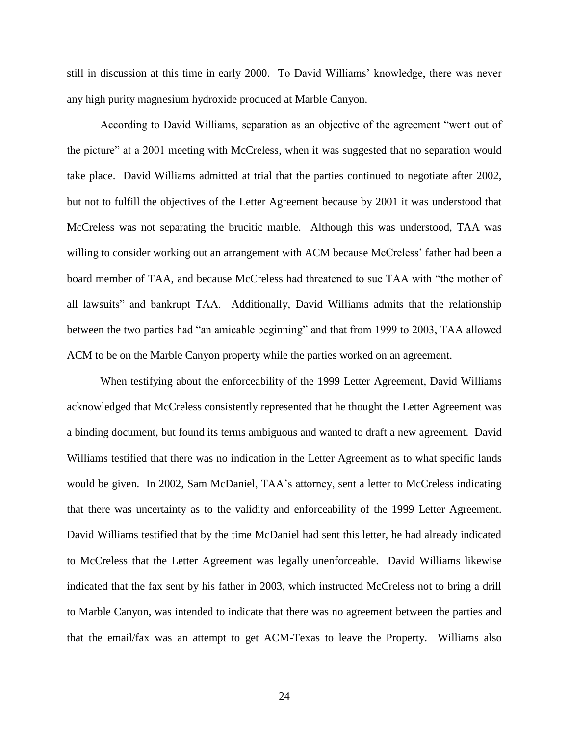still in discussion at this time in early 2000. To David Williams' knowledge, there was never any high purity magnesium hydroxide produced at Marble Canyon.

According to David Williams, separation as an objective of the agreement "went out of the picture" at a 2001 meeting with McCreless, when it was suggested that no separation would take place. David Williams admitted at trial that the parties continued to negotiate after 2002, but not to fulfill the objectives of the Letter Agreement because by 2001 it was understood that McCreless was not separating the brucitic marble. Although this was understood, TAA was willing to consider working out an arrangement with ACM because McCreless' father had been a board member of TAA, and because McCreless had threatened to sue TAA with "the mother of all lawsuits" and bankrupt TAA. Additionally, David Williams admits that the relationship between the two parties had "an amicable beginning" and that from 1999 to 2003, TAA allowed ACM to be on the Marble Canyon property while the parties worked on an agreement.

When testifying about the enforceability of the 1999 Letter Agreement, David Williams acknowledged that McCreless consistently represented that he thought the Letter Agreement was a binding document, but found its terms ambiguous and wanted to draft a new agreement. David Williams testified that there was no indication in the Letter Agreement as to what specific lands would be given. In 2002, Sam McDaniel, TAA's attorney, sent a letter to McCreless indicating that there was uncertainty as to the validity and enforceability of the 1999 Letter Agreement. David Williams testified that by the time McDaniel had sent this letter, he had already indicated to McCreless that the Letter Agreement was legally unenforceable. David Williams likewise indicated that the fax sent by his father in 2003, which instructed McCreless not to bring a drill to Marble Canyon, was intended to indicate that there was no agreement between the parties and that the email/fax was an attempt to get ACM-Texas to leave the Property. Williams also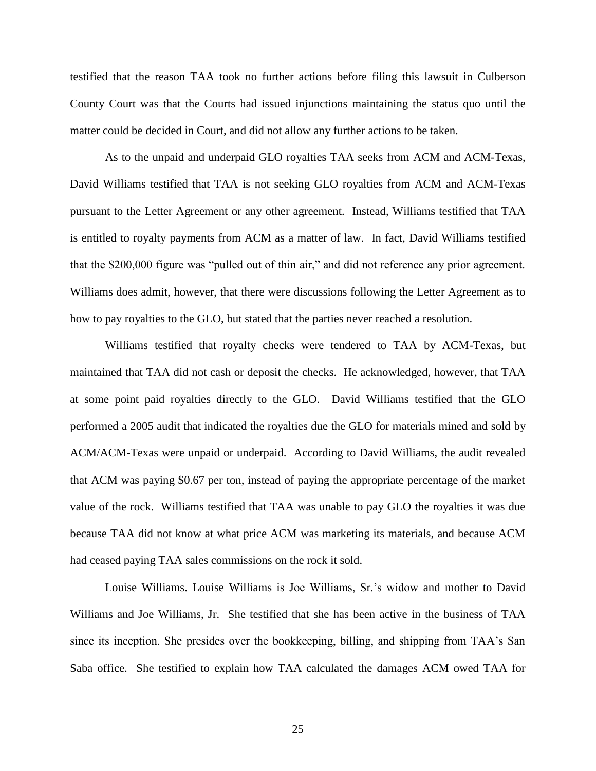testified that the reason TAA took no further actions before filing this lawsuit in Culberson County Court was that the Courts had issued injunctions maintaining the status quo until the matter could be decided in Court, and did not allow any further actions to be taken.

As to the unpaid and underpaid GLO royalties TAA seeks from ACM and ACM-Texas, David Williams testified that TAA is not seeking GLO royalties from ACM and ACM-Texas pursuant to the Letter Agreement or any other agreement. Instead, Williams testified that TAA is entitled to royalty payments from ACM as a matter of law. In fact, David Williams testified that the $200,000 figure was "pulled out of thin air," and did not reference any prior agreement. Williams does admit, however, that there were discussions following the Letter Agreement as to how to pay royalties to the GLO, but stated that the parties never reached a resolution.

Williams testified that royalty checks were tendered to TAA by ACM-Texas, but maintained that TAA did not cash or deposit the checks. He acknowledged, however, that TAA at some point paid royalties directly to the GLO. David Williams testified that the GLO performed a 2005 audit that indicated the royalties due the GLO for materials mined and sold by ACM/ACM-Texas were unpaid or underpaid. According to David Williams, the audit revealed that ACM was paying $0.67 per ton, instead of paying the appropriate percentage of the market value of the rock. Williams testified that TAA was unable to pay GLO the royalties it was due because TAA did not know at what price ACM was marketing its materials, and because ACM had ceased paying TAA sales commissions on the rock it sold.

<u>Louise Williams</u>. Louise Williams is Joe Williams, Sr.'s widow and mother to David Williams and Joe Williams, Jr. She testified that she has been active in the business of TAA since its inception. She presides over the bookkeeping, billing, and shipping from TAA's San Saba office. She testified to explain how TAA calculated the damages ACM owed TAA for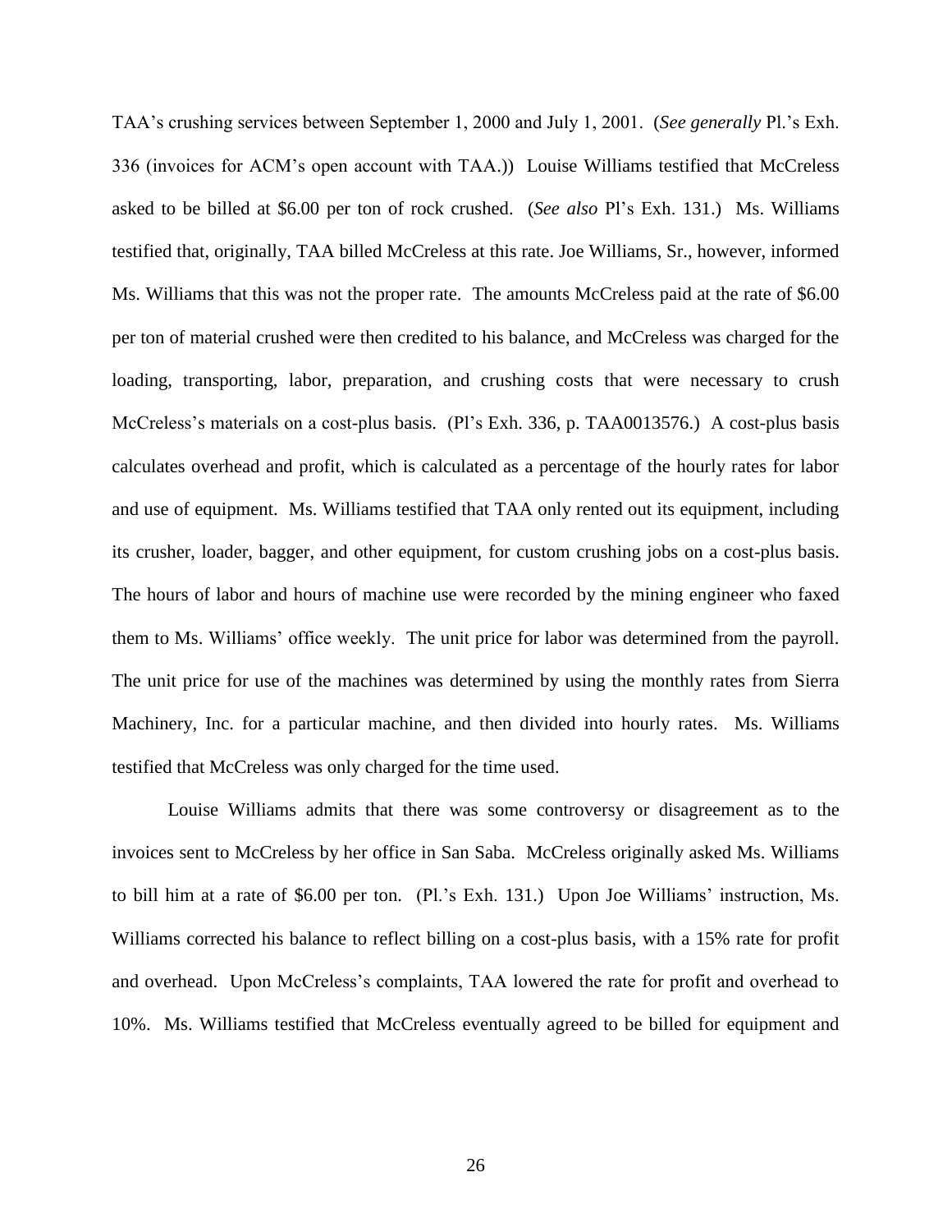TAA's crushing services between September 1, 2000 and July 1, 2001. (*See generally* Pl.'s Exh. 336 (invoices for ACM's open account with TAA.)) Louise Williams testified that McCreless asked to be billed at $6.00 per ton of rock crushed. (*See also* Pl's Exh. 131.) Ms. Williams testified that, originally, TAA billed McCreless at this rate. Joe Williams, Sr., however, informed Ms. Williams that this was not the proper rate. The amounts McCreless paid at the rate of $6.00 per ton of material crushed were then credited to his balance, and McCreless was charged for the loading, transporting, labor, preparation, and crushing costs that were necessary to crush McCreless's materials on a cost-plus basis. (Pl's Exh. 336, p. TAA0013576.) A cost-plus basis calculates overhead and profit, which is calculated as a percentage of the hourly rates for labor and use of equipment. Ms. Williams testified that TAA only rented out its equipment, including its crusher, loader, bagger, and other equipment, for custom crushing jobs on a cost-plus basis. The hours of labor and hours of machine use were recorded by the mining engineer who faxed them to Ms. Williams' office weekly. The unit price for labor was determined from the payroll. The unit price for use of the machines was determined by using the monthly rates from Sierra Machinery, Inc. for a particular machine, and then divided into hourly rates. Ms. Williams testified that McCreless was only charged for the time used.

Louise Williams admits that there was some controversy or disagreement as to the invoices sent to McCreless by her office in San Saba. McCreless originally asked Ms. Williams to bill him at a rate of $6.00 per ton. (Pl.'s Exh. 131.) Upon Joe Williams' instruction, Ms. Williams corrected his balance to reflect billing on a cost-plus basis, with a 15% rate for profit and overhead. Upon McCreless's complaints, TAA lowered the rate for profit and overhead to 10%. Ms. Williams testified that McCreless eventually agreed to be billed for equipment and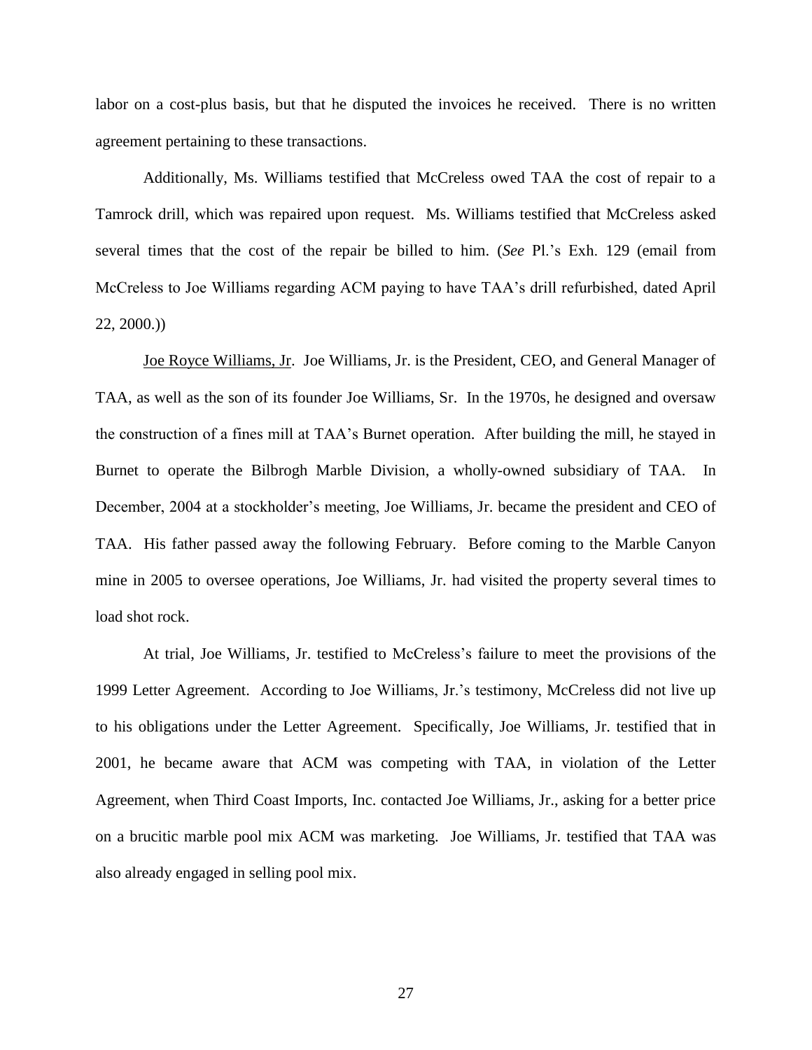labor on a cost-plus basis, but that he disputed the invoices he received. There is no written agreement pertaining to these transactions.

Additionally, Ms. Williams testified that McCreless owed TAA the cost of repair to a Tamrock drill, which was repaired upon request. Ms. Williams testified that McCreless asked several times that the cost of the repair be billed to him. (*See* Pl.'s Exh. 129 (email from McCreless to Joe Williams regarding ACM paying to have TAA's drill refurbished, dated April 22, 2000.))

<u>Joe Royce Williams, Jr</u>. Joe Williams, Jr. is the President, CEO, and General Manager of TAA, as well as the son of its founder Joe Williams, Sr. In the 1970s, he designed and oversaw the construction of a fines mill at TAA's Burnet operation. After building the mill, he stayed in Burnet to operate the Bilbrogh Marble Division, a wholly-owned subsidiary of TAA. In December, 2004 at a stockholder's meeting, Joe Williams, Jr. became the president and CEO of TAA. His father passed away the following February. Before coming to the Marble Canyon mine in 2005 to oversee operations, Joe Williams, Jr. had visited the property several times to load shot rock.

At trial, Joe Williams, Jr. testified to McCreless's failure to meet the provisions of the 1999 Letter Agreement. According to Joe Williams, Jr.'s testimony, McCreless did not live up to his obligations under the Letter Agreement. Specifically, Joe Williams, Jr. testified that in 2001, he became aware that ACM was competing with TAA, in violation of the Letter Agreement, when Third Coast Imports, Inc. contacted Joe Williams, Jr., asking for a better price on a brucitic marble pool mix ACM was marketing. Joe Williams, Jr. testified that TAA was also already engaged in selling pool mix.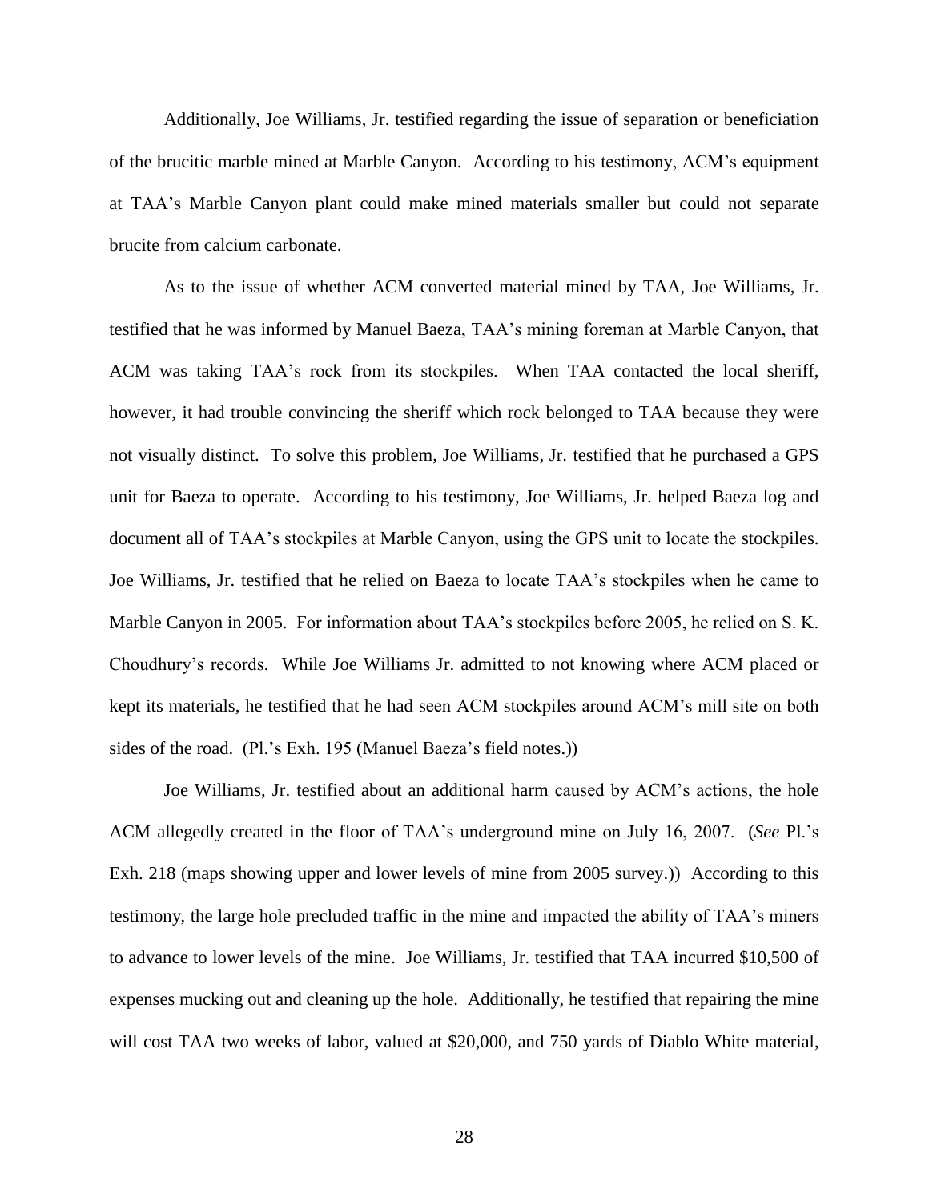Additionally, Joe Williams, Jr. testified regarding the issue of separation or beneficiation of the brucitic marble mined at Marble Canyon. According to his testimony, ACM's equipment at TAA's Marble Canyon plant could make mined materials smaller but could not separate brucite from calcium carbonate.

As to the issue of whether ACM converted material mined by TAA, Joe Williams, Jr. testified that he was informed by Manuel Baeza, TAA's mining foreman at Marble Canyon, that ACM was taking TAA's rock from its stockpiles. When TAA contacted the local sheriff, however, it had trouble convincing the sheriff which rock belonged to TAA because they were not visually distinct. To solve this problem, Joe Williams, Jr. testified that he purchased a GPS unit for Baeza to operate. According to his testimony, Joe Williams, Jr. helped Baeza log and document all of TAA's stockpiles at Marble Canyon, using the GPS unit to locate the stockpiles. Joe Williams, Jr. testified that he relied on Baeza to locate TAA's stockpiles when he came to Marble Canyon in 2005. For information about TAA's stockpiles before 2005, he relied on S. K. Choudhury's records. While Joe Williams Jr. admitted to not knowing where ACM placed or kept its materials, he testified that he had seen ACM stockpiles around ACM's mill site on both sides of the road. (Pl.'s Exh. 195 (Manuel Baeza's field notes.))

Joe Williams, Jr. testified about an additional harm caused by ACM's actions, the hole ACM allegedly created in the floor of TAA's underground mine on July 16, 2007. (*See* Pl.'s Exh. 218 (maps showing upper and lower levels of mine from 2005 survey.)) According to this testimony, the large hole precluded traffic in the mine and impacted the ability of TAA's miners to advance to lower levels of the mine. Joe Williams, Jr. testified that TAA incurred $10,500 of expenses mucking out and cleaning up the hole. Additionally, he testified that repairing the mine will cost TAA two weeks of labor, valued at $20,000, and 750 yards of Diablo White material,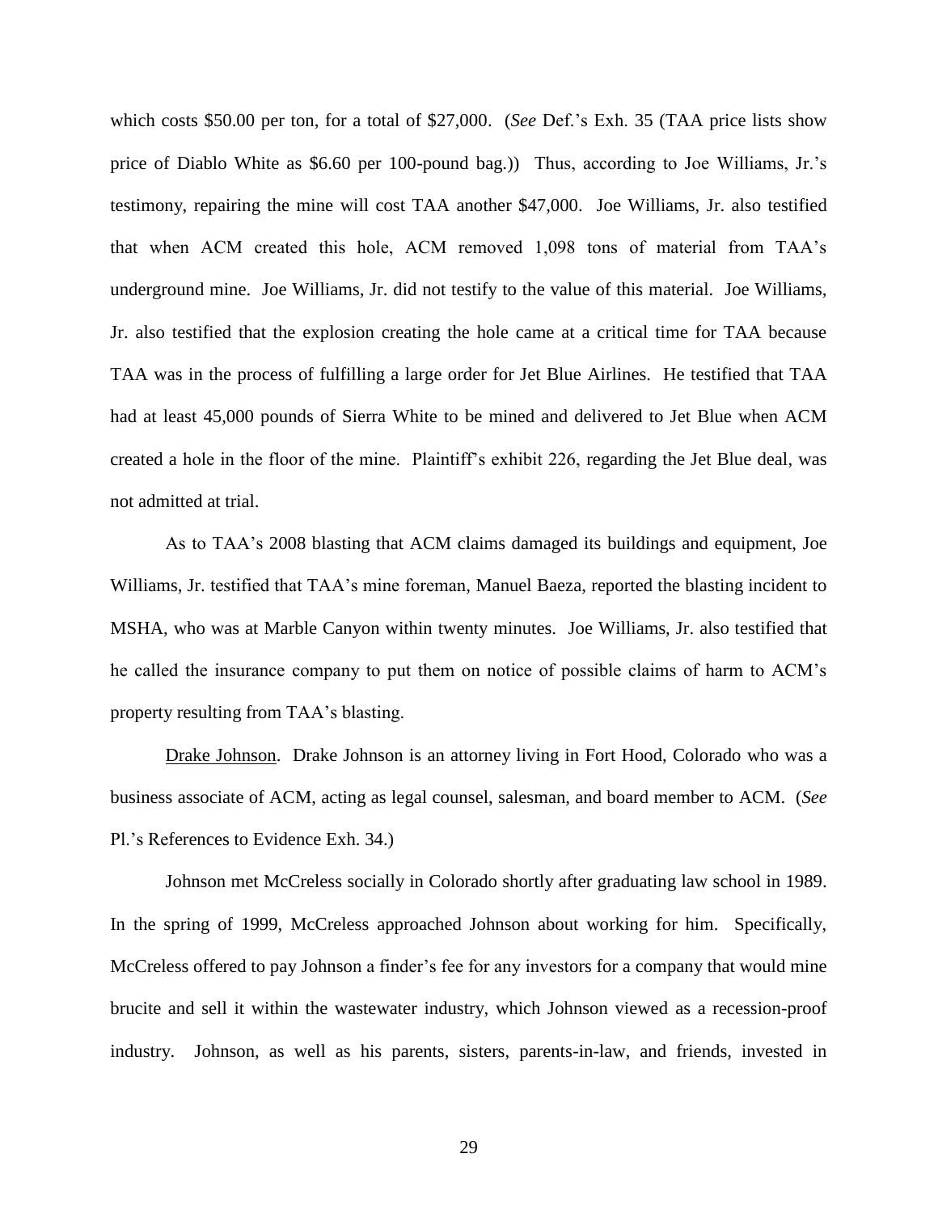which costs $50.00 per ton, for a total of $27,000. (*See* Def.'s Exh. 35 (TAA price lists show price of Diablo White as $6.60 per 100-pound bag.)) Thus, according to Joe Williams, Jr.'s testimony, repairing the mine will cost TAA another $47,000. Joe Williams, Jr. also testified that when ACM created this hole, ACM removed 1,098 tons of material from TAA's underground mine. Joe Williams, Jr. did not testify to the value of this material. Joe Williams, Jr. also testified that the explosion creating the hole came at a critical time for TAA because TAA was in the process of fulfilling a large order for Jet Blue Airlines. He testified that TAA had at least 45,000 pounds of Sierra White to be mined and delivered to Jet Blue when ACM created a hole in the floor of the mine. Plaintiff's exhibit 226, regarding the Jet Blue deal, was not admitted at trial.

As to TAA's 2008 blasting that ACM claims damaged its buildings and equipment, Joe Williams, Jr. testified that TAA's mine foreman, Manuel Baeza, reported the blasting incident to MSHA, who was at Marble Canyon within twenty minutes. Joe Williams, Jr. also testified that he called the insurance company to put them on notice of possible claims of harm to ACM's property resulting from TAA's blasting.

Drake Johnson. Drake Johnson is an attorney living in Fort Hood, Colorado who was a business associate of ACM, acting as legal counsel, salesman, and board member to ACM. (*See* Pl.'s References to Evidence Exh. 34.)

Johnson met McCreless socially in Colorado shortly after graduating law school in 1989. In the spring of 1999, McCreless approached Johnson about working for him. Specifically, McCreless offered to pay Johnson a finder's fee for any investors for a company that would mine brucite and sell it within the wastewater industry, which Johnson viewed as a recession-proof industry. Johnson, as well as his parents, sisters, parents-in-law, and friends, invested in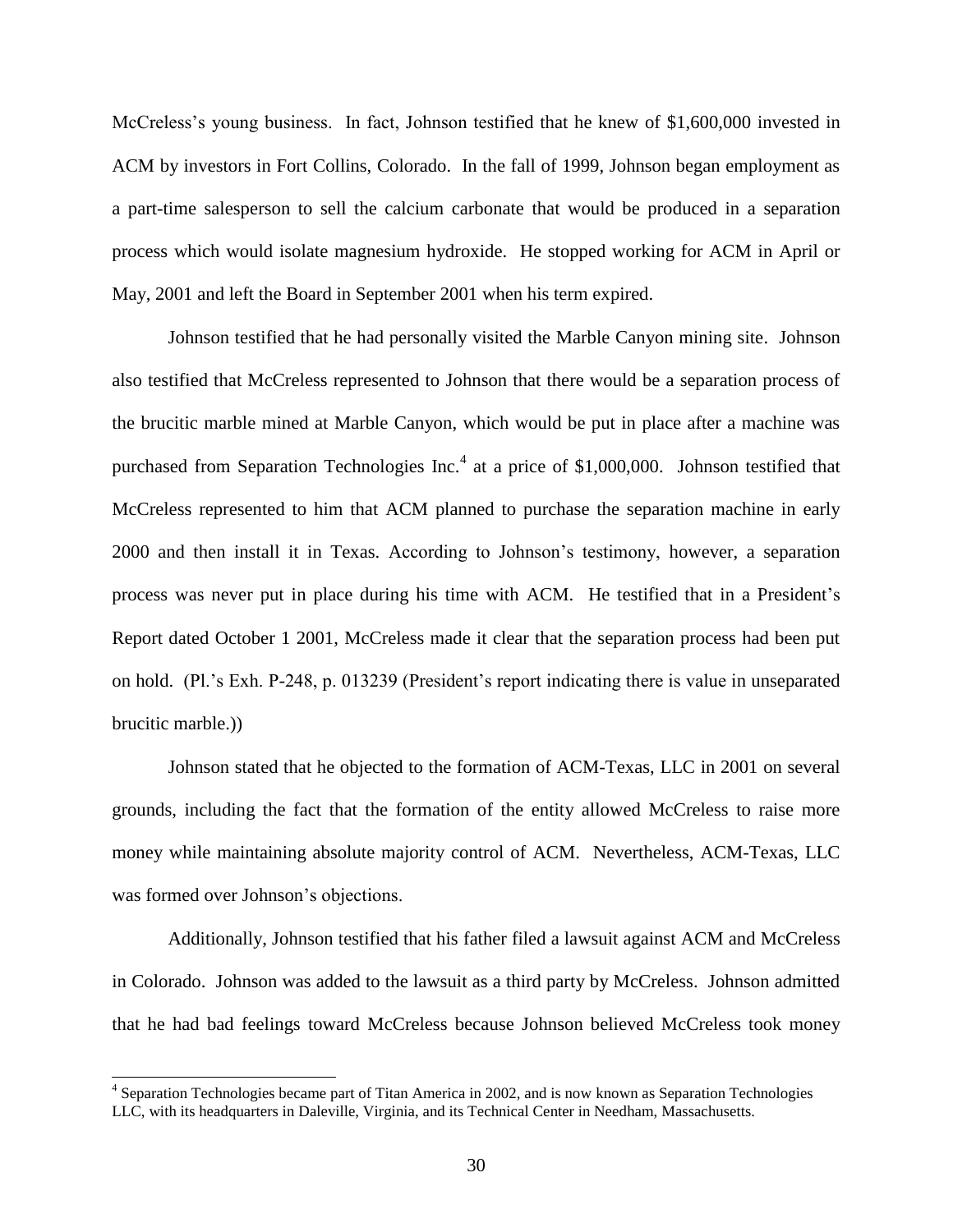McCreless's young business. In fact, Johnson testified that he knew of $1,600,000 invested in ACM by investors in Fort Collins, Colorado. In the fall of 1999, Johnson began employment as a part-time salesperson to sell the calcium carbonate that would be produced in a separation process which would isolate magnesium hydroxide. He stopped working for ACM in April or May, 2001 and left the Board in September 2001 when his term expired.

Johnson testified that he had personally visited the Marble Canyon mining site. Johnson also testified that McCreless represented to Johnson that there would be a separation process of the brucitic marble mined at Marble Canyon, which would be put in place after a machine was purchased from Separation Technologies Inc.[4] at a price of $1,000,000. Johnson testified that McCreless represented to him that ACM planned to purchase the separation machine in early 2000 and then install it in Texas. According to Johnson's testimony, however, a separation process was never put in place during his time with ACM. He testified that in a President's Report dated October 1 2001, McCreless made it clear that the separation process had been put on hold. (Pl.'s Exh. P-248, p. 013239 (President's report indicating there is value in unseparated brucitic marble.))

Johnson stated that he objected to the formation of ACM-Texas, LLC in 2001 on several grounds, including the fact that the formation of the entity allowed McCreless to raise more money while maintaining absolute majority control of ACM. Nevertheless, ACM-Texas, LLC was formed over Johnson's objections.

Additionally, Johnson testified that his father filed a lawsuit against ACM and McCreless in Colorado. Johnson was added to the lawsuit as a third party by McCreless. Johnson admitted that he had bad feelings toward McCreless because Johnson believed McCreless took money

[4] Separation Technologies became part of Titan America in 2002, and is now known as Separation Technologies LLC, with its headquarters in Daleville, Virginia, and its Technical Center in Needham, Massachusetts.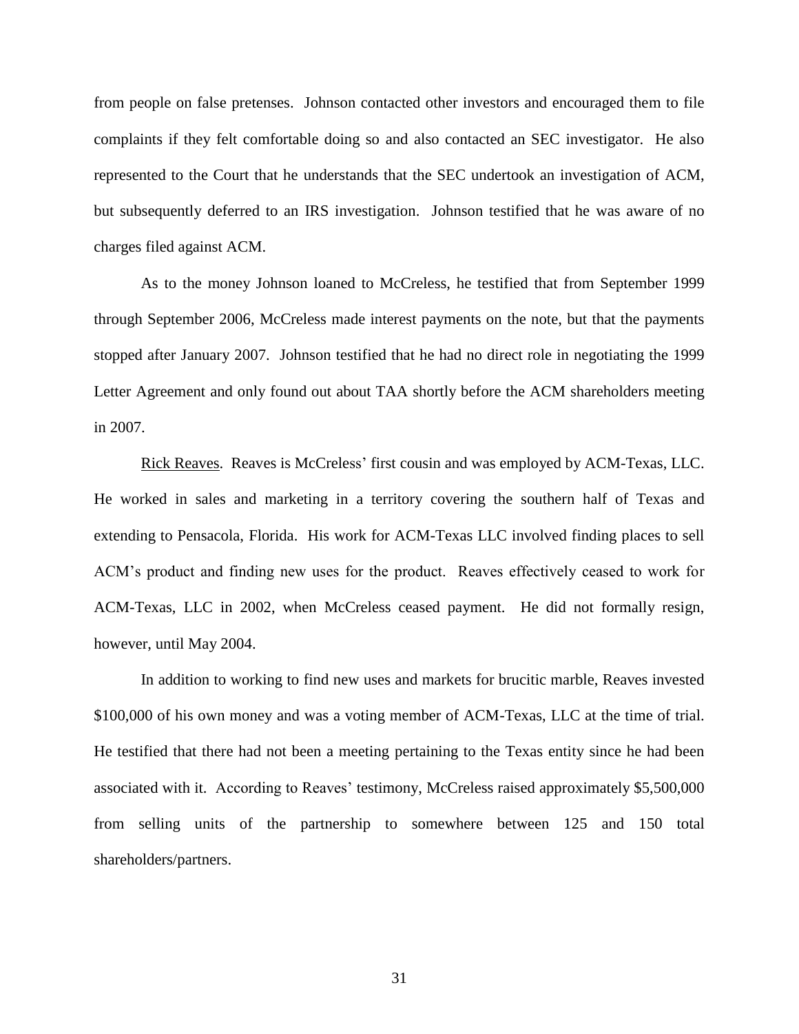from people on false pretenses. Johnson contacted other investors and encouraged them to file complaints if they felt comfortable doing so and also contacted an SEC investigator. He also represented to the Court that he understands that the SEC undertook an investigation of ACM, but subsequently deferred to an IRS investigation. Johnson testified that he was aware of no charges filed against ACM.

As to the money Johnson loaned to McCreless, he testified that from September 1999 through September 2006, McCreless made interest payments on the note, but that the payments stopped after January 2007. Johnson testified that he had no direct role in negotiating the 1999 Letter Agreement and only found out about TAA shortly before the ACM shareholders meeting in 2007.

<u>Rick Reaves</u>. Reaves is McCreless' first cousin and was employed by ACM-Texas, LLC. He worked in sales and marketing in a territory covering the southern half of Texas and extending to Pensacola, Florida. His work for ACM-Texas LLC involved finding places to sell ACM's product and finding new uses for the product. Reaves effectively ceased to work for ACM-Texas, LLC in 2002, when McCreless ceased payment. He did not formally resign, however, until May 2004.

In addition to working to find new uses and markets for brucitic marble, Reaves invested $100,000 of his own money and was a voting member of ACM-Texas, LLC at the time of trial. He testified that there had not been a meeting pertaining to the Texas entity since he had been associated with it. According to Reaves' testimony, McCreless raised approximately $5,500,000 from selling units of the partnership to somewhere between 125 and 150 total shareholders/partners.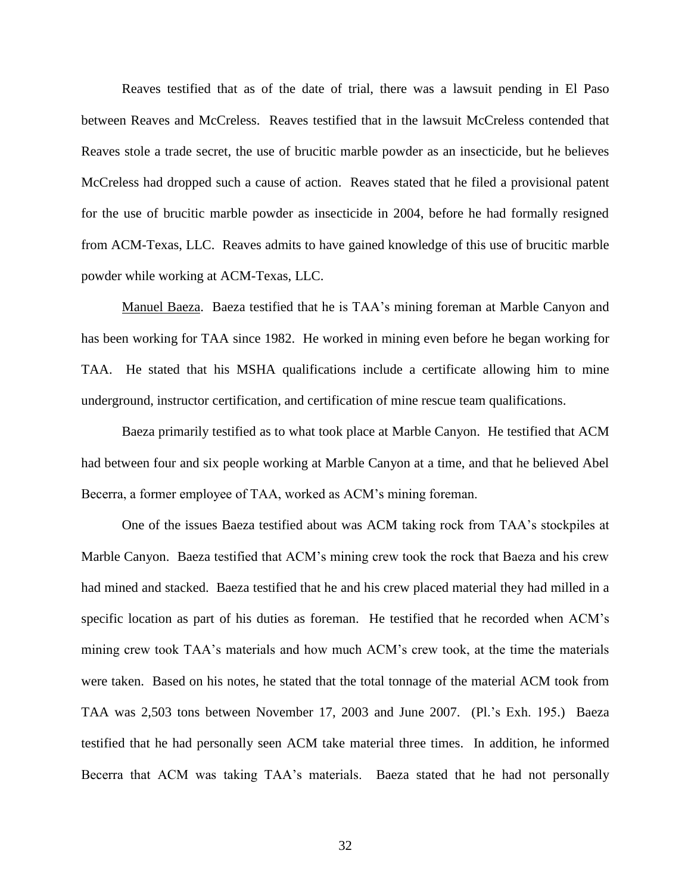Reaves testified that as of the date of trial, there was a lawsuit pending in El Paso between Reaves and McCreless. Reaves testified that in the lawsuit McCreless contended that Reaves stole a trade secret, the use of brucitic marble powder as an insecticide, but he believes McCreless had dropped such a cause of action. Reaves stated that he filed a provisional patent for the use of brucitic marble powder as insecticide in 2004, before he had formally resigned from ACM-Texas, LLC. Reaves admits to have gained knowledge of this use of brucitic marble powder while working at ACM-Texas, LLC.

Manuel Baeza. Baeza testified that he is TAA's mining foreman at Marble Canyon and has been working for TAA since 1982. He worked in mining even before he began working for TAA. He stated that his MSHA qualifications include a certificate allowing him to mine underground, instructor certification, and certification of mine rescue team qualifications.

Baeza primarily testified as to what took place at Marble Canyon. He testified that ACM had between four and six people working at Marble Canyon at a time, and that he believed Abel Becerra, a former employee of TAA, worked as ACM's mining foreman.

One of the issues Baeza testified about was ACM taking rock from TAA's stockpiles at Marble Canyon. Baeza testified that ACM's mining crew took the rock that Baeza and his crew had mined and stacked. Baeza testified that he and his crew placed material they had milled in a specific location as part of his duties as foreman. He testified that he recorded when ACM's mining crew took TAA's materials and how much ACM's crew took, at the time the materials were taken. Based on his notes, he stated that the total tonnage of the material ACM took from TAA was 2,503 tons between November 17, 2003 and June 2007. (Pl.'s Exh. 195.) Baeza testified that he had personally seen ACM take material three times. In addition, he informed Becerra that ACM was taking TAA's materials. Baeza stated that he had not personally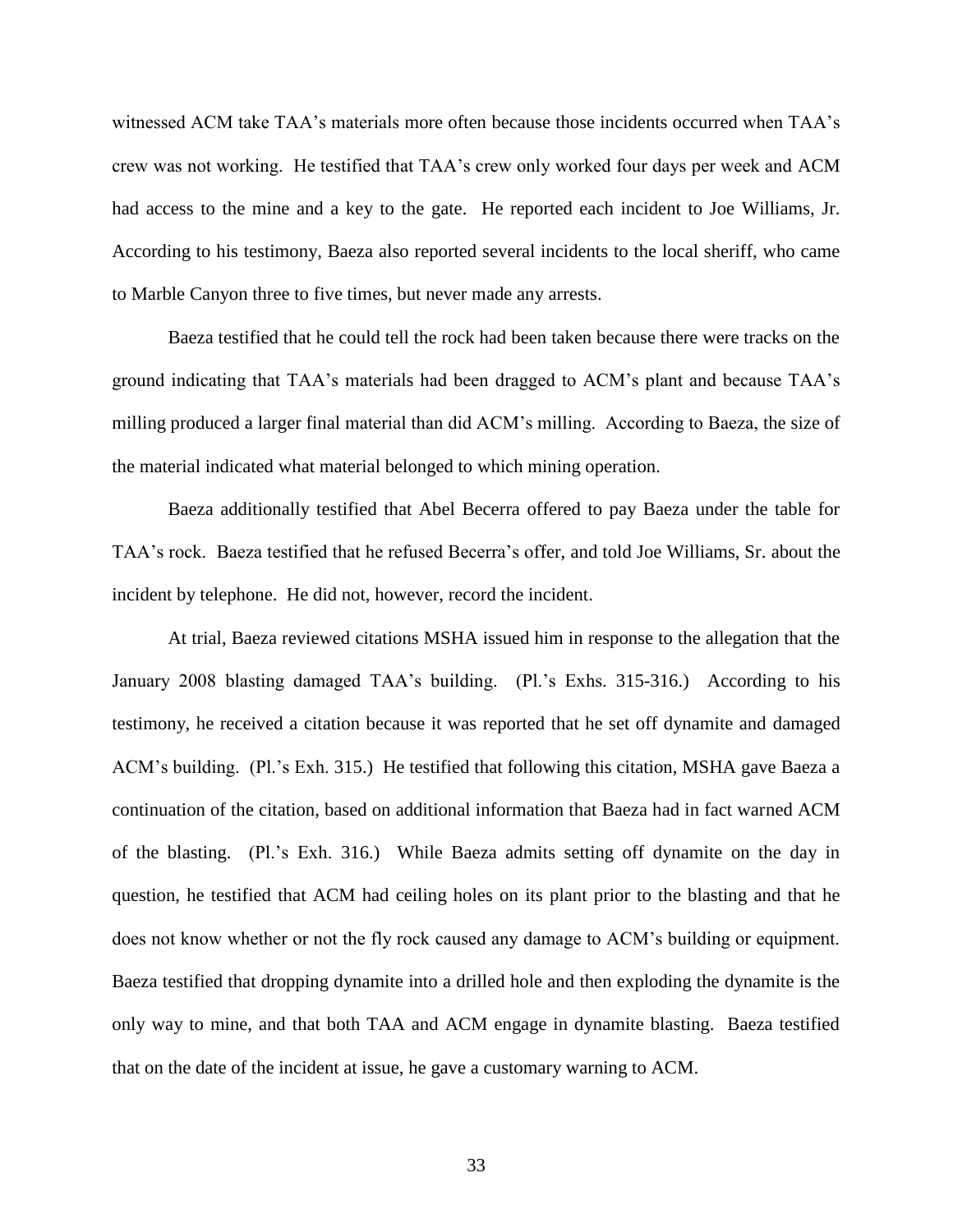witnessed ACM take TAA's materials more often because those incidents occurred when TAA's crew was not working. He testified that TAA's crew only worked four days per week and ACM had access to the mine and a key to the gate. He reported each incident to Joe Williams, Jr. According to his testimony, Baeza also reported several incidents to the local sheriff, who came to Marble Canyon three to five times, but never made any arrests.

Baeza testified that he could tell the rock had been taken because there were tracks on the ground indicating that TAA's materials had been dragged to ACM's plant and because TAA's milling produced a larger final material than did ACM's milling. According to Baeza, the size of the material indicated what material belonged to which mining operation.

Baeza additionally testified that Abel Becerra offered to pay Baeza under the table for TAA's rock. Baeza testified that he refused Becerra's offer, and told Joe Williams, Sr. about the incident by telephone. He did not, however, record the incident.

At trial, Baeza reviewed citations MSHA issued him in response to the allegation that the January 2008 blasting damaged TAA's building. (Pl.'s Exhs. 315-316.) According to his testimony, he received a citation because it was reported that he set off dynamite and damaged ACM's building. (Pl.'s Exh. 315.) He testified that following this citation, MSHA gave Baeza a continuation of the citation, based on additional information that Baeza had in fact warned ACM of the blasting. (Pl.'s Exh. 316.) While Baeza admits setting off dynamite on the day in question, he testified that ACM had ceiling holes on its plant prior to the blasting and that he does not know whether or not the fly rock caused any damage to ACM's building or equipment. Baeza testified that dropping dynamite into a drilled hole and then exploding the dynamite is the only way to mine, and that both TAA and ACM engage in dynamite blasting. Baeza testified that on the date of the incident at issue, he gave a customary warning to ACM.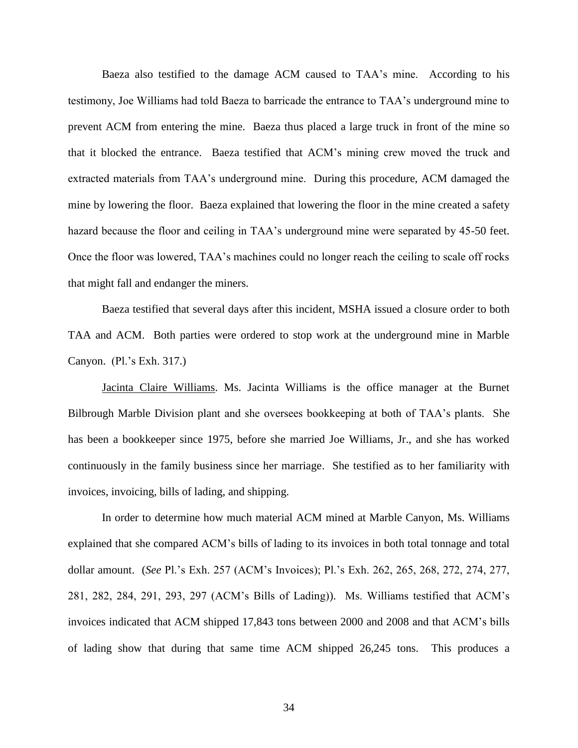Baeza also testified to the damage ACM caused to TAA's mine. According to his testimony, Joe Williams had told Baeza to barricade the entrance to TAA's underground mine to prevent ACM from entering the mine. Baeza thus placed a large truck in front of the mine so that it blocked the entrance. Baeza testified that ACM's mining crew moved the truck and extracted materials from TAA's underground mine. During this procedure, ACM damaged the mine by lowering the floor. Baeza explained that lowering the floor in the mine created a safety hazard because the floor and ceiling in TAA's underground mine were separated by 45-50 feet. Once the floor was lowered, TAA's machines could no longer reach the ceiling to scale off rocks that might fall and endanger the miners.

Baeza testified that several days after this incident, MSHA issued a closure order to both TAA and ACM. Both parties were ordered to stop work at the underground mine in Marble Canyon. (Pl.'s Exh. 317.)

<u>Jacinta Claire Williams</u>. Ms. Jacinta Williams is the office manager at the Burnet Bilbrough Marble Division plant and she oversees bookkeeping at both of TAA's plants. She has been a bookkeeper since 1975, before she married Joe Williams, Jr., and she has worked continuously in the family business since her marriage. She testified as to her familiarity with invoices, invoicing, bills of lading, and shipping.

In order to determine how much material ACM mined at Marble Canyon, Ms. Williams explained that she compared ACM's bills of lading to its invoices in both total tonnage and total dollar amount. (*See* Pl.'s Exh. 257 (ACM's Invoices); Pl.'s Exh. 262, 265, 268, 272, 274, 277, 281, 282, 284, 291, 293, 297 (ACM's Bills of Lading)). Ms. Williams testified that ACM's invoices indicated that ACM shipped 17,843 tons between 2000 and 2008 and that ACM's bills of lading show that during that same time ACM shipped 26,245 tons. This produces a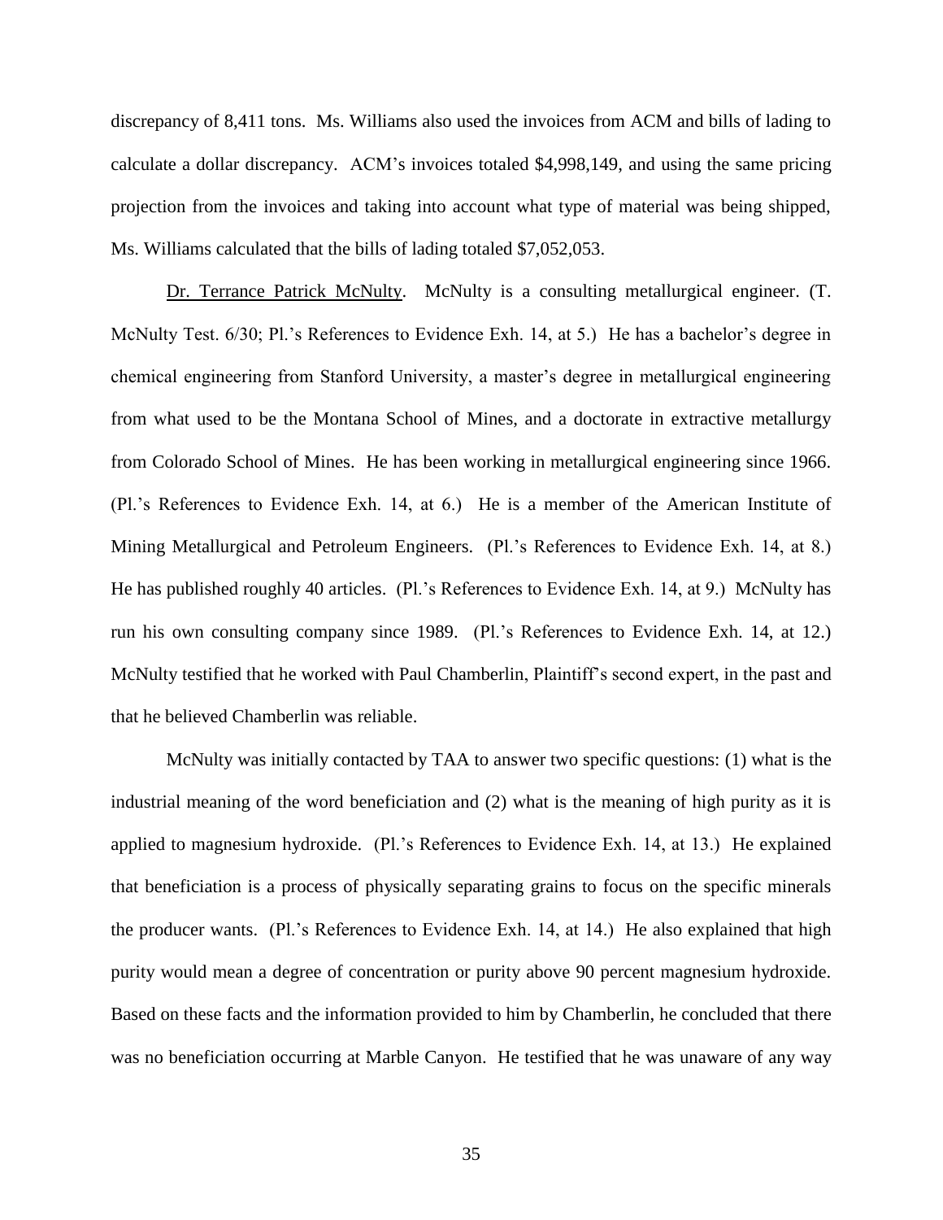discrepancy of 8,411 tons. Ms. Williams also used the invoices from ACM and bills of lading to calculate a dollar discrepancy. ACM's invoices totaled $4,998,149, and using the same pricing projection from the invoices and taking into account what type of material was being shipped, Ms. Williams calculated that the bills of lading totaled $7,052,053.

Dr. Terrance Patrick McNulty. McNulty is a consulting metallurgical engineer. (T. McNulty Test. 6/30; Pl.'s References to Evidence Exh. 14, at 5.) He has a bachelor's degree in chemical engineering from Stanford University, a master's degree in metallurgical engineering from what used to be the Montana School of Mines, and a doctorate in extractive metallurgy from Colorado School of Mines. He has been working in metallurgical engineering since 1966. (Pl.'s References to Evidence Exh. 14, at 6.) He is a member of the American Institute of Mining Metallurgical and Petroleum Engineers. (Pl.'s References to Evidence Exh. 14, at 8.) He has published roughly 40 articles. (Pl.'s References to Evidence Exh. 14, at 9.) McNulty has run his own consulting company since 1989. (Pl.'s References to Evidence Exh. 14, at 12.) McNulty testified that he worked with Paul Chamberlin, Plaintiff's second expert, in the past and that he believed Chamberlin was reliable.

McNulty was initially contacted by TAA to answer two specific questions: (1) what is the industrial meaning of the word beneficiation and (2) what is the meaning of high purity as it is applied to magnesium hydroxide. (Pl.'s References to Evidence Exh. 14, at 13.) He explained that beneficiation is a process of physically separating grains to focus on the specific minerals the producer wants. (Pl.'s References to Evidence Exh. 14, at 14.) He also explained that high purity would mean a degree of concentration or purity above 90 percent magnesium hydroxide. Based on these facts and the information provided to him by Chamberlin, he concluded that there was no beneficiation occurring at Marble Canyon. He testified that he was unaware of any way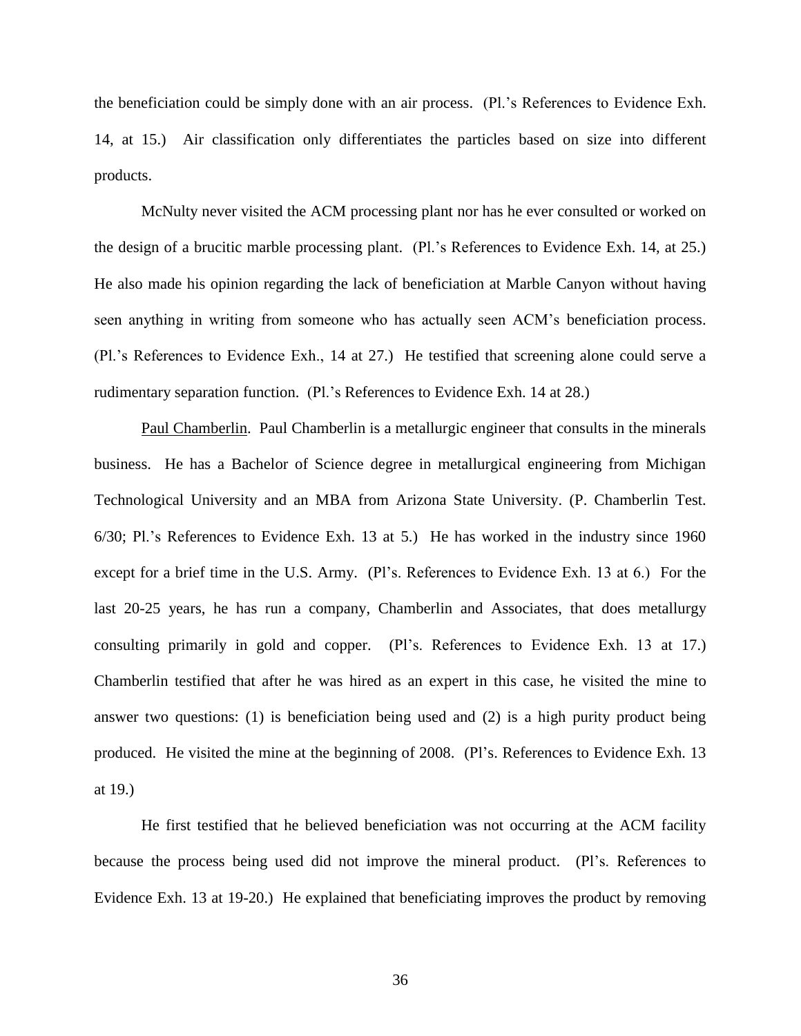the beneficiation could be simply done with an air process. (Pl.'s References to Evidence Exh. 14, at 15.) Air classification only differentiates the particles based on size into different products.

McNulty never visited the ACM processing plant nor has he ever consulted or worked on the design of a brucitic marble processing plant. (Pl.'s References to Evidence Exh. 14, at 25.) He also made his opinion regarding the lack of beneficiation at Marble Canyon without having seen anything in writing from someone who has actually seen ACM's beneficiation process. (Pl.'s References to Evidence Exh., 14 at 27.) He testified that screening alone could serve a rudimentary separation function. (Pl.'s References to Evidence Exh. 14 at 28.)

Paul Chamberlin. Paul Chamberlin is a metallurgic engineer that consults in the minerals business. He has a Bachelor of Science degree in metallurgical engineering from Michigan Technological University and an MBA from Arizona State University. (P. Chamberlin Test. 6/30; Pl.'s References to Evidence Exh. 13 at 5.) He has worked in the industry since 1960 except for a brief time in the U.S. Army. (Pl's. References to Evidence Exh. 13 at 6.) For the last 20-25 years, he has run a company, Chamberlin and Associates, that does metallurgy consulting primarily in gold and copper. (Pl's. References to Evidence Exh. 13 at 17.) Chamberlin testified that after he was hired as an expert in this case, he visited the mine to answer two questions: (1) is beneficiation being used and (2) is a high purity product being produced. He visited the mine at the beginning of 2008. (Pl's. References to Evidence Exh. 13 at 19.)

He first testified that he believed beneficiation was not occurring at the ACM facility because the process being used did not improve the mineral product. (Pl's. References to Evidence Exh. 13 at 19-20.) He explained that beneficiating improves the product by removing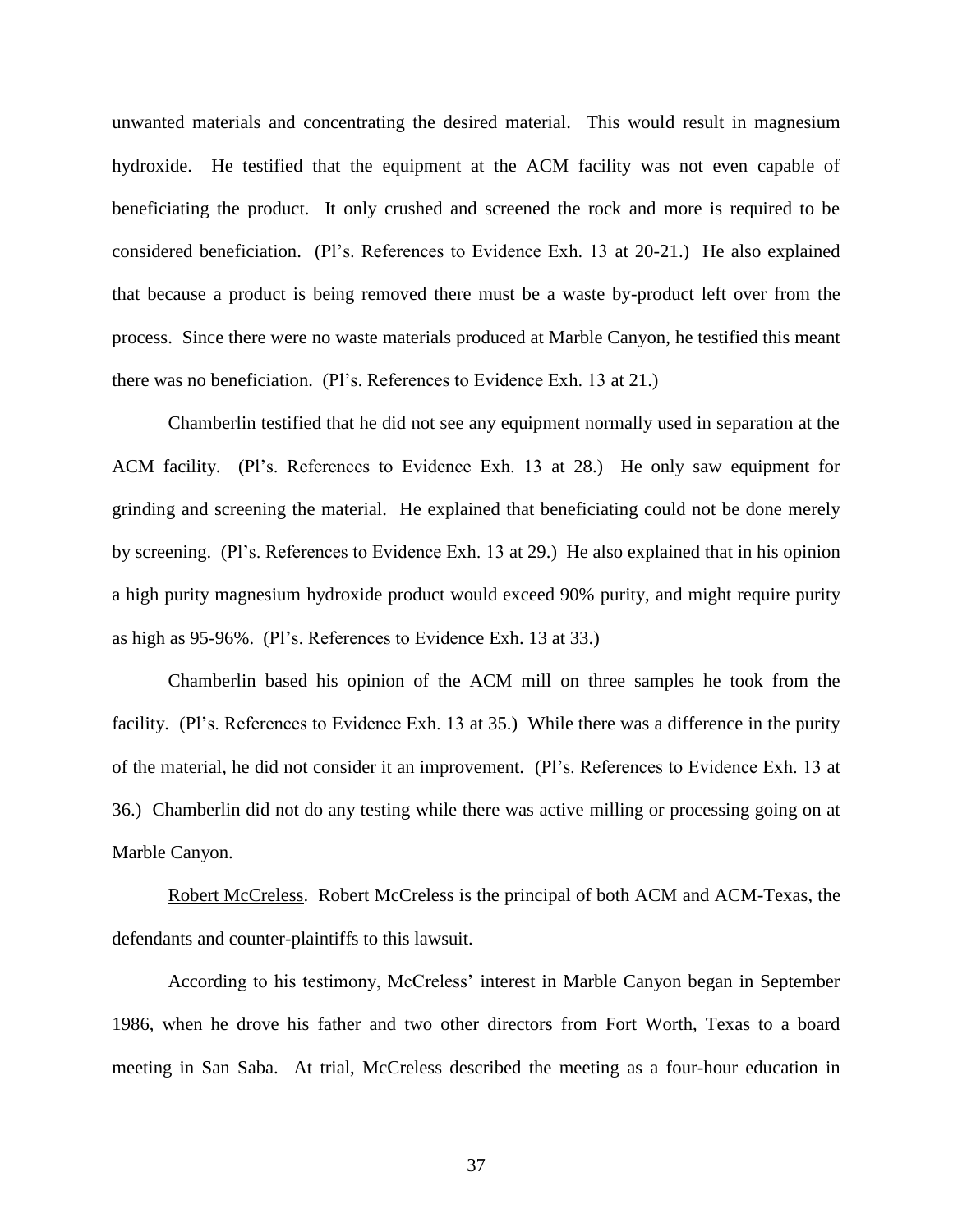unwanted materials and concentrating the desired material. This would result in magnesium hydroxide. He testified that the equipment at the ACM facility was not even capable of beneficiating the product. It only crushed and screened the rock and more is required to be considered beneficiation. (Pl's. References to Evidence Exh. 13 at 20-21.) He also explained that because a product is being removed there must be a waste by-product left over from the process. Since there were no waste materials produced at Marble Canyon, he testified this meant there was no beneficiation. (Pl's. References to Evidence Exh. 13 at 21.)

Chamberlin testified that he did not see any equipment normally used in separation at the ACM facility. (Pl's. References to Evidence Exh. 13 at 28.) He only saw equipment for grinding and screening the material. He explained that beneficiating could not be done merely by screening. (Pl's. References to Evidence Exh. 13 at 29.) He also explained that in his opinion a high purity magnesium hydroxide product would exceed 90% purity, and might require purity as high as 95-96%. (Pl's. References to Evidence Exh. 13 at 33.)

Chamberlin based his opinion of the ACM mill on three samples he took from the facility. (Pl's. References to Evidence Exh. 13 at 35.) While there was a difference in the purity of the material, he did not consider it an improvement. (Pl's. References to Evidence Exh. 13 at 36.) Chamberlin did not do any testing while there was active milling or processing going on at Marble Canyon.

<u>Robert McCreless</u>. Robert McCreless is the principal of both ACM and ACM-Texas, the defendants and counter-plaintiffs to this lawsuit.

According to his testimony, McCreless' interest in Marble Canyon began in September 1986, when he drove his father and two other directors from Fort Worth, Texas to a board meeting in San Saba. At trial, McCreless described the meeting as a four-hour education in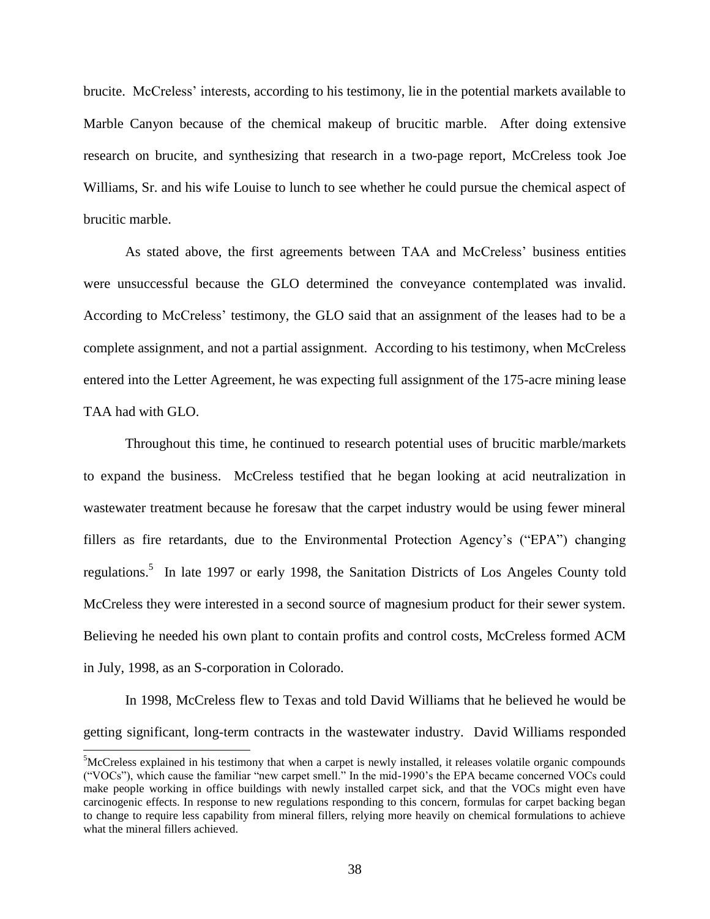brucite. McCreless' interests, according to his testimony, lie in the potential markets available to Marble Canyon because of the chemical makeup of brucitic marble. After doing extensive research on brucite, and synthesizing that research in a two-page report, McCreless took Joe Williams, Sr. and his wife Louise to lunch to see whether he could pursue the chemical aspect of brucitic marble.

As stated above, the first agreements between TAA and McCreless' business entities were unsuccessful because the GLO determined the conveyance contemplated was invalid. According to McCreless' testimony, the GLO said that an assignment of the leases had to be a complete assignment, and not a partial assignment. According to his testimony, when McCreless entered into the Letter Agreement, he was expecting full assignment of the 175-acre mining lease TAA had with GLO.

Throughout this time, he continued to research potential uses of brucitic marble/markets to expand the business. McCreless testified that he began looking at acid neutralization in wastewater treatment because he foresaw that the carpet industry would be using fewer mineral fillers as fire retardants, due to the Environmental Protection Agency's ("EPA") changing regulations.[5] In late 1997 or early 1998, the Sanitation Districts of Los Angeles County told McCreless they were interested in a second source of magnesium product for their sewer system. Believing he needed his own plant to contain profits and control costs, McCreless formed ACM in July, 1998, as an S-corporation in Colorado.

In 1998, McCreless flew to Texas and told David Williams that he believed he would be getting significant, long-term contracts in the wastewater industry. David Williams responded

[5] McCreless explained in his testimony that when a carpet is newly installed, it releases volatile organic compounds ("VOCs"), which cause the familiar "new carpet smell." In the mid-1990's the EPA became concerned VOCs could make people working in office buildings with newly installed carpet sick, and that the VOCs might even have carcinogenic effects. In response to new regulations responding to this concern, formulas for carpet backing began to change to require less capability from mineral fillers, relying more heavily on chemical formulations to achieve what the mineral fillers achieved.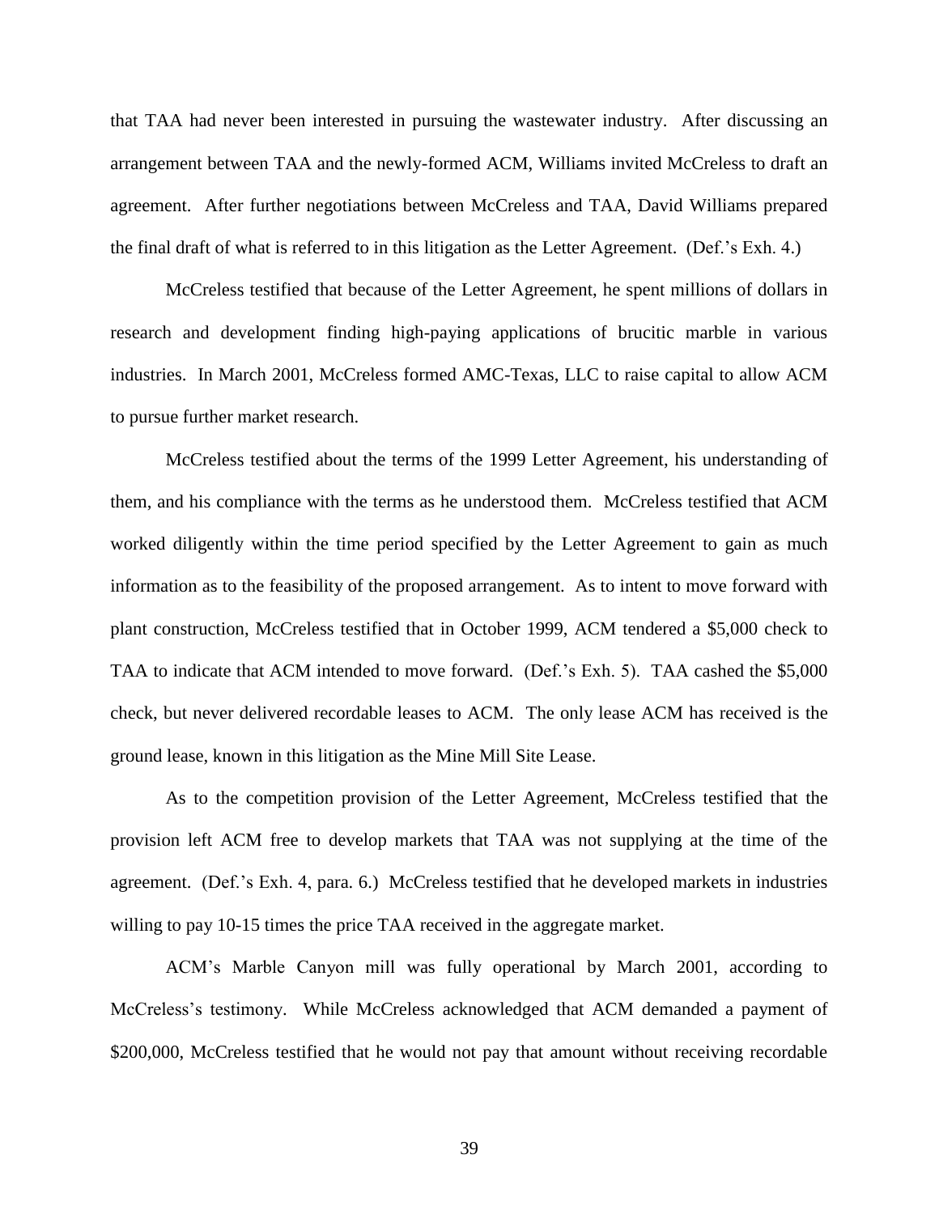that TAA had never been interested in pursuing the wastewater industry. After discussing an arrangement between TAA and the newly-formed ACM, Williams invited McCreless to draft an agreement. After further negotiations between McCreless and TAA, David Williams prepared the final draft of what is referred to in this litigation as the Letter Agreement. (Def.'s Exh. 4.)

McCreless testified that because of the Letter Agreement, he spent millions of dollars in research and development finding high-paying applications of brucitic marble in various industries. In March 2001, McCreless formed AMC-Texas, LLC to raise capital to allow ACM to pursue further market research.

McCreless testified about the terms of the 1999 Letter Agreement, his understanding of them, and his compliance with the terms as he understood them. McCreless testified that ACM worked diligently within the time period specified by the Letter Agreement to gain as much information as to the feasibility of the proposed arrangement. As to intent to move forward with plant construction, McCreless testified that in October 1999, ACM tendered a $5,000 check to TAA to indicate that ACM intended to move forward. (Def.'s Exh. 5). TAA cashed the $5,000 check, but never delivered recordable leases to ACM. The only lease ACM has received is the ground lease, known in this litigation as the Mine Mill Site Lease.

As to the competition provision of the Letter Agreement, McCreless testified that the provision left ACM free to develop markets that TAA was not supplying at the time of the agreement. (Def.'s Exh. 4, para. 6.) McCreless testified that he developed markets in industries willing to pay 10-15 times the price TAA received in the aggregate market.

ACM's Marble Canyon mill was fully operational by March 2001, according to McCreless's testimony. While McCreless acknowledged that ACM demanded a payment of $200,000, McCreless testified that he would not pay that amount without receiving recordable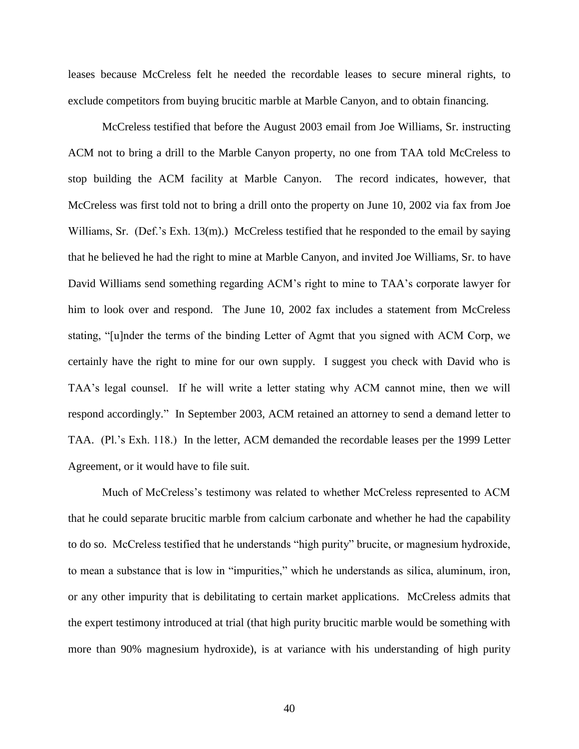leases because McCreless felt he needed the recordable leases to secure mineral rights, to exclude competitors from buying brucitic marble at Marble Canyon, and to obtain financing.

McCreless testified that before the August 2003 email from Joe Williams, Sr. instructing ACM not to bring a drill to the Marble Canyon property, no one from TAA told McCreless to stop building the ACM facility at Marble Canyon. The record indicates, however, that McCreless was first told not to bring a drill onto the property on June 10, 2002 via fax from Joe Williams, Sr. (Def.'s Exh. 13(m).) McCreless testified that he responded to the email by saying that he believed he had the right to mine at Marble Canyon, and invited Joe Williams, Sr. to have David Williams send something regarding ACM's right to mine to TAA's corporate lawyer for him to look over and respond. The June 10, 2002 fax includes a statement from McCreless stating, "[u]nder the terms of the binding Letter of Agmt that you signed with ACM Corp, we certainly have the right to mine for our own supply. I suggest you check with David who is TAA's legal counsel. If he will write a letter stating why ACM cannot mine, then we will respond accordingly." In September 2003, ACM retained an attorney to send a demand letter to TAA. (Pl.'s Exh. 118.) In the letter, ACM demanded the recordable leases per the 1999 Letter Agreement, or it would have to file suit.

Much of McCreless's testimony was related to whether McCreless represented to ACM that he could separate brucitic marble from calcium carbonate and whether he had the capability to do so. McCreless testified that he understands "high purity" brucite, or magnesium hydroxide, to mean a substance that is low in "impurities," which he understands as silica, aluminum, iron, or any other impurity that is debilitating to certain market applications. McCreless admits that the expert testimony introduced at trial (that high purity brucitic marble would be something with more than 90% magnesium hydroxide), is at variance with his understanding of high purity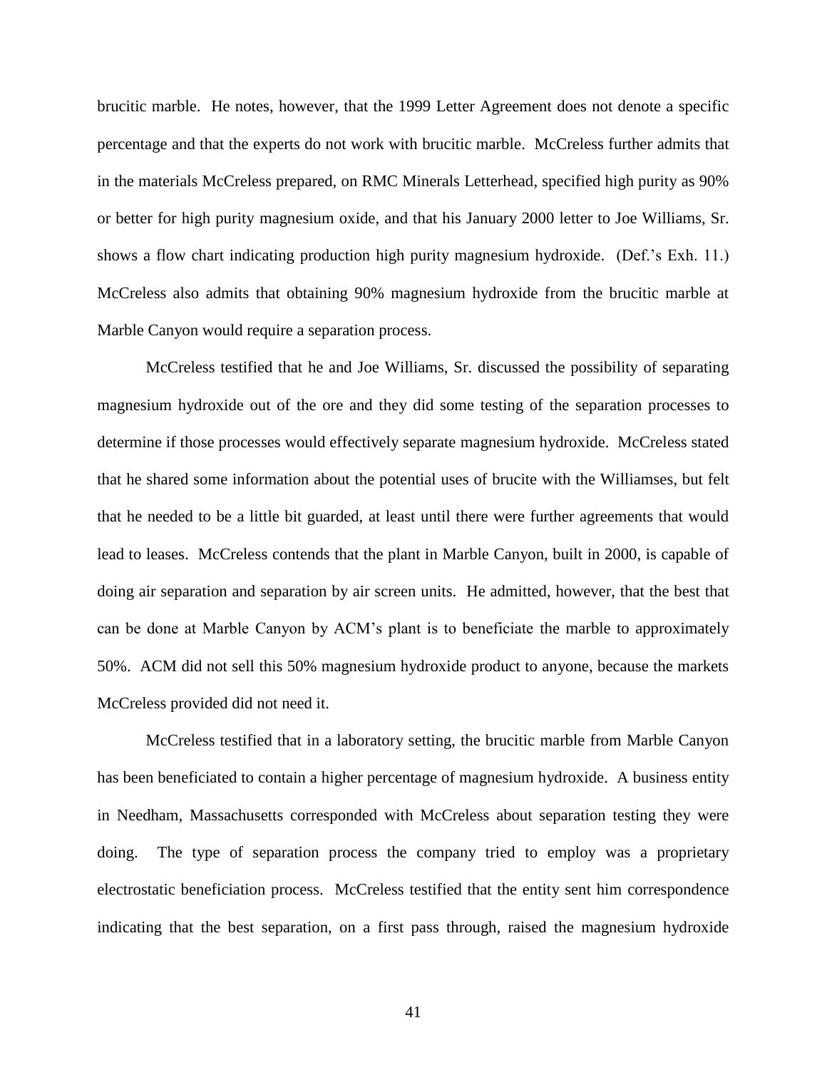brucitic marble. He notes, however, that the 1999 Letter Agreement does not denote a specific percentage and that the experts do not work with brucitic marble. McCreless further admits that in the materials McCreless prepared, on RMC Minerals Letterhead, specified high purity as 90% or better for high purity magnesium oxide, and that his January 2000 letter to Joe Williams, Sr. shows a flow chart indicating production high purity magnesium hydroxide. (Def.'s Exh. 11.) McCreless also admits that obtaining 90% magnesium hydroxide from the brucitic marble at Marble Canyon would require a separation process.

McCreless testified that he and Joe Williams, Sr. discussed the possibility of separating magnesium hydroxide out of the ore and they did some testing of the separation processes to determine if those processes would effectively separate magnesium hydroxide. McCreless stated that he shared some information about the potential uses of brucite with the Williamses, but felt that he needed to be a little bit guarded, at least until there were further agreements that would lead to leases. McCreless contends that the plant in Marble Canyon, built in 2000, is capable of doing air separation and separation by air screen units. He admitted, however, that the best that can be done at Marble Canyon by ACM's plant is to beneficiate the marble to approximately 50%. ACM did not sell this 50% magnesium hydroxide product to anyone, because the markets McCreless provided did not need it.

McCreless testified that in a laboratory setting, the brucitic marble from Marble Canyon has been beneficiated to contain a higher percentage of magnesium hydroxide. A business entity in Needham, Massachusetts corresponded with McCreless about separation testing they were doing. The type of separation process the company tried to employ was a proprietary electrostatic beneficiation process. McCreless testified that the entity sent him correspondence indicating that the best separation, on a first pass through, raised the magnesium hydroxide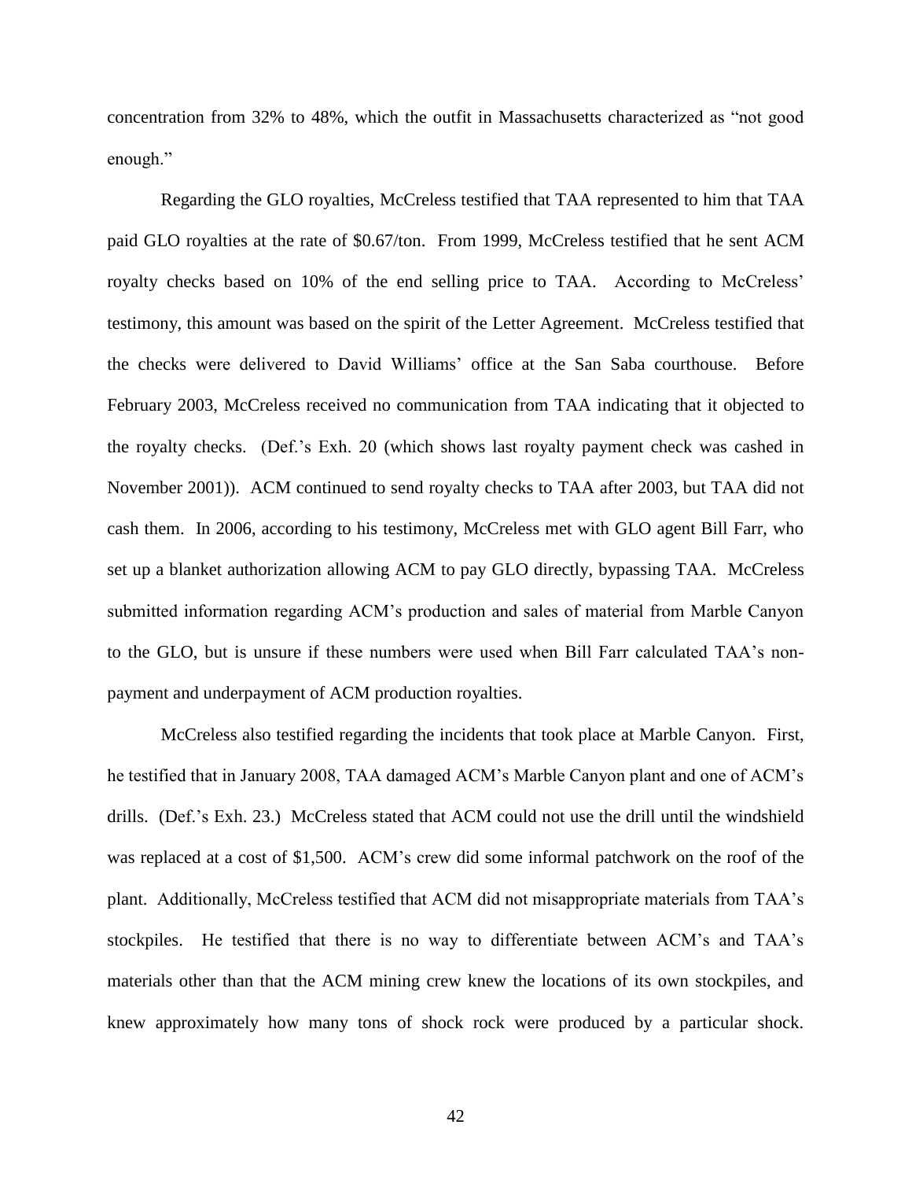concentration from 32% to 48%, which the outfit in Massachusetts characterized as "not good enough."

Regarding the GLO royalties, McCreless testified that TAA represented to him that TAA paid GLO royalties at the rate of \$0.67/ton. From 1999, McCreless testified that he sent ACM royalty checks based on 10% of the end selling price to TAA. According to McCreless' testimony, this amount was based on the spirit of the Letter Agreement. McCreless testified that the checks were delivered to David Williams' office at the San Saba courthouse. Before February 2003, McCreless received no communication from TAA indicating that it objected to the royalty checks. (Def.'s Exh. 20 (which shows last royalty payment check was cashed in November 2001)). ACM continued to send royalty checks to TAA after 2003, but TAA did not cash them. In 2006, according to his testimony, McCreless met with GLO agent Bill Farr, who set up a blanket authorization allowing ACM to pay GLO directly, bypassing TAA. McCreless submitted information regarding ACM's production and sales of material from Marble Canyon to the GLO, but is unsure if these numbers were used when Bill Farr calculated TAA's non-payment and underpayment of ACM production royalties.

McCreless also testified regarding the incidents that took place at Marble Canyon. First, he testified that in January 2008, TAA damaged ACM's Marble Canyon plant and one of ACM's drills. (Def.'s Exh. 23.) McCreless stated that ACM could not use the drill until the windshield was replaced at a cost of \$1,500. ACM's crew did some informal patchwork on the roof of the plant. Additionally, McCreless testified that ACM did not misappropriate materials from TAA's stockpiles. He testified that there is no way to differentiate between ACM's and TAA's materials other than that the ACM mining crew knew the locations of its own stockpiles, and knew approximately how many tons of shock rock were produced by a particular shock.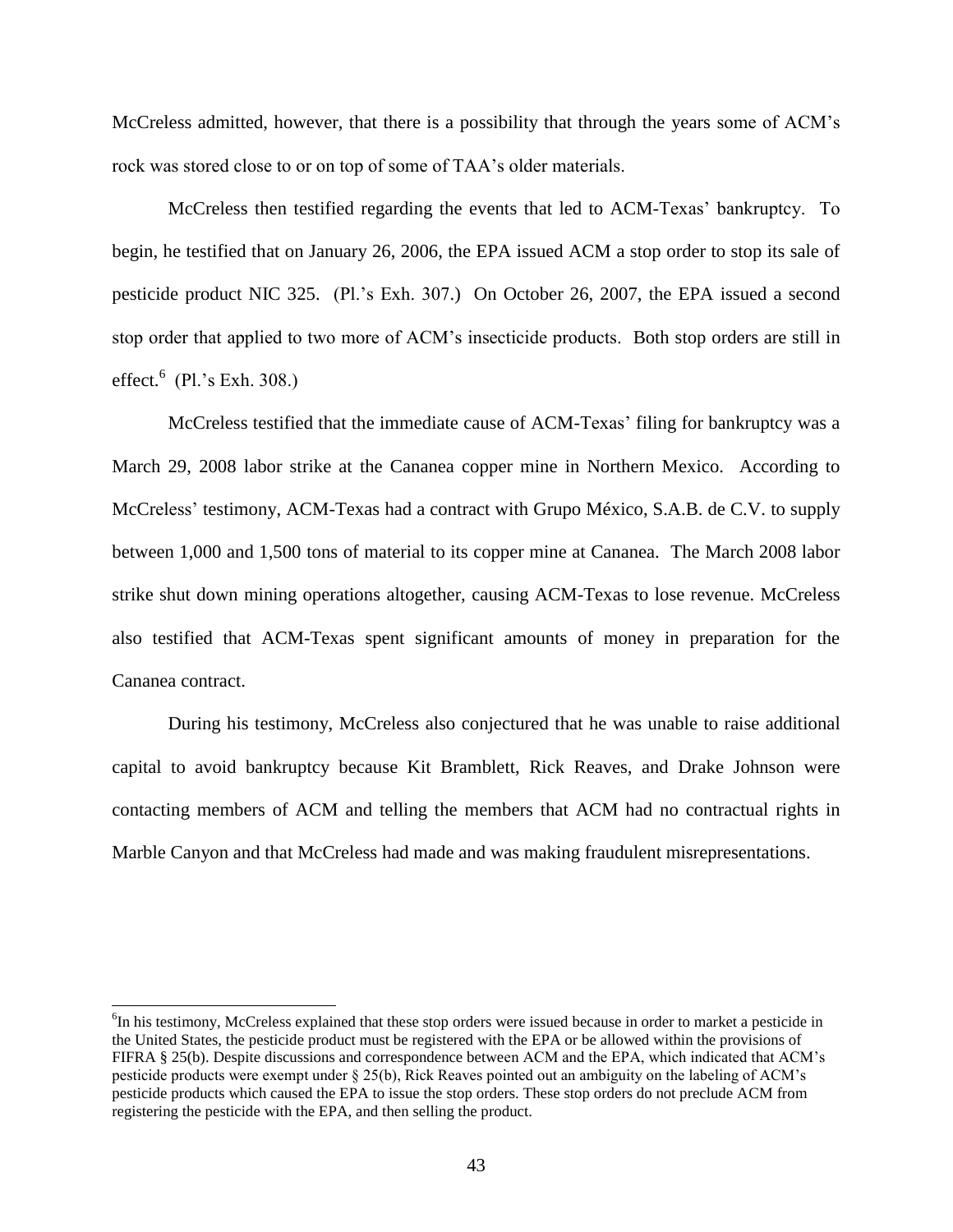McCreless admitted, however, that there is a possibility that through the years some of ACM's rock was stored close to or on top of some of TAA's older materials.

McCreless then testified regarding the events that led to ACM-Texas' bankruptcy. To begin, he testified that on January 26, 2006, the EPA issued ACM a stop order to stop its sale of pesticide product NIC 325. (Pl.'s Exh. 307.) On October 26, 2007, the EPA issued a second stop order that applied to two more of ACM's insecticide products. Both stop orders are still in effect.[6] (Pl.'s Exh. 308.)

McCreless testified that the immediate cause of ACM-Texas' filing for bankruptcy was a March 29, 2008 labor strike at the Cananea copper mine in Northern Mexico. According to McCreless' testimony, ACM-Texas had a contract with Grupo México, S.A.B. de C.V. to supply between 1,000 and 1,500 tons of material to its copper mine at Cananea. The March 2008 labor strike shut down mining operations altogether, causing ACM-Texas to lose revenue. McCreless also testified that ACM-Texas spent significant amounts of money in preparation for the Cananea contract.

During his testimony, McCreless also conjectured that he was unable to raise additional capital to avoid bankruptcy because Kit Bramblett, Rick Reaves, and Drake Johnson were contacting members of ACM and telling the members that ACM had no contractual rights in Marble Canyon and that McCreless had made and was making fraudulent misrepresentations.

---

[6] In his testimony, McCreless explained that these stop orders were issued because in order to market a pesticide in the United States, the pesticide product must be registered with the EPA or be allowed within the provisions of FIFRA § 25(b). Despite discussions and correspondence between ACM and the EPA, which indicated that ACM's pesticide products were exempt under § 25(b), Rick Reaves pointed out an ambiguity on the labeling of ACM's pesticide products which caused the EPA to issue the stop orders. These stop orders do not preclude ACM from registering the pesticide with the EPA, and then selling the product.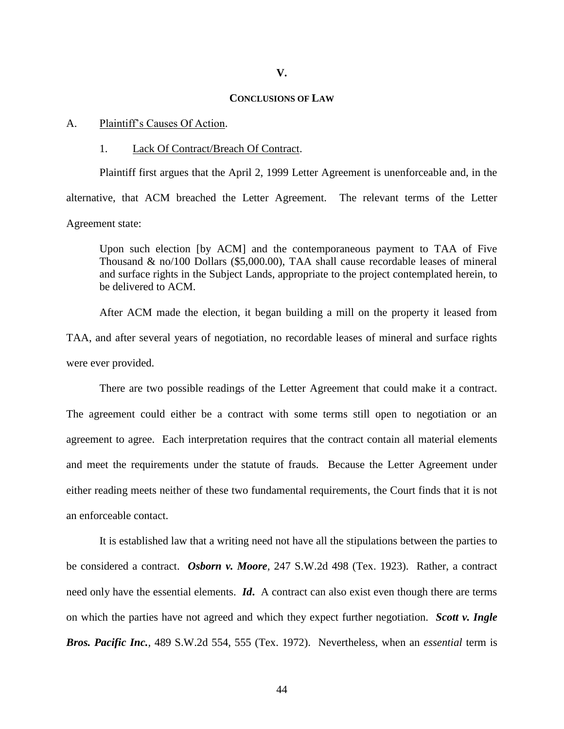## V.

## CONCLUSIONS OF LAW

A. Plaintiff's Causes Of Action.

1. Lack Of Contract/Breach Of Contract.

Plaintiff first argues that the April 2, 1999 Letter Agreement is unenforceable and, in the alternative, that ACM breached the Letter Agreement. The relevant terms of the Letter Agreement state:

> Upon such election [by ACM] and the contemporaneous payment to TAA of Five Thousand & no/100 Dollars ($5,000.00), TAA shall cause recordable leases of mineral and surface rights in the Subject Lands, appropriate to the project contemplated herein, to be delivered to ACM.

After ACM made the election, it began building a mill on the property it leased from TAA, and after several years of negotiation, no recordable leases of mineral and surface rights were ever provided.

There are two possible readings of the Letter Agreement that could make it a contract. The agreement could either be a contract with some terms still open to negotiation or an agreement to agree. Each interpretation requires that the contract contain all material elements and meet the requirements under the statute of frauds. Because the Letter Agreement under either reading meets neither of these two fundamental requirements, the Court finds that it is not an enforceable contact.

It is established law that a writing need not have all the stipulations between the parties to be considered a contract. ***Osborn v. Moore***, 247 S.W.2d 498 (Tex. 1923). Rather, a contract need only have the essential elements. ***Id.*** A contract can also exist even though there are terms on which the parties have not agreed and which they expect further negotiation. ***Scott v. Ingle Bros. Pacific Inc.***, 489 S.W.2d 554, 555 (Tex. 1972). Nevertheless, when an *essential* term is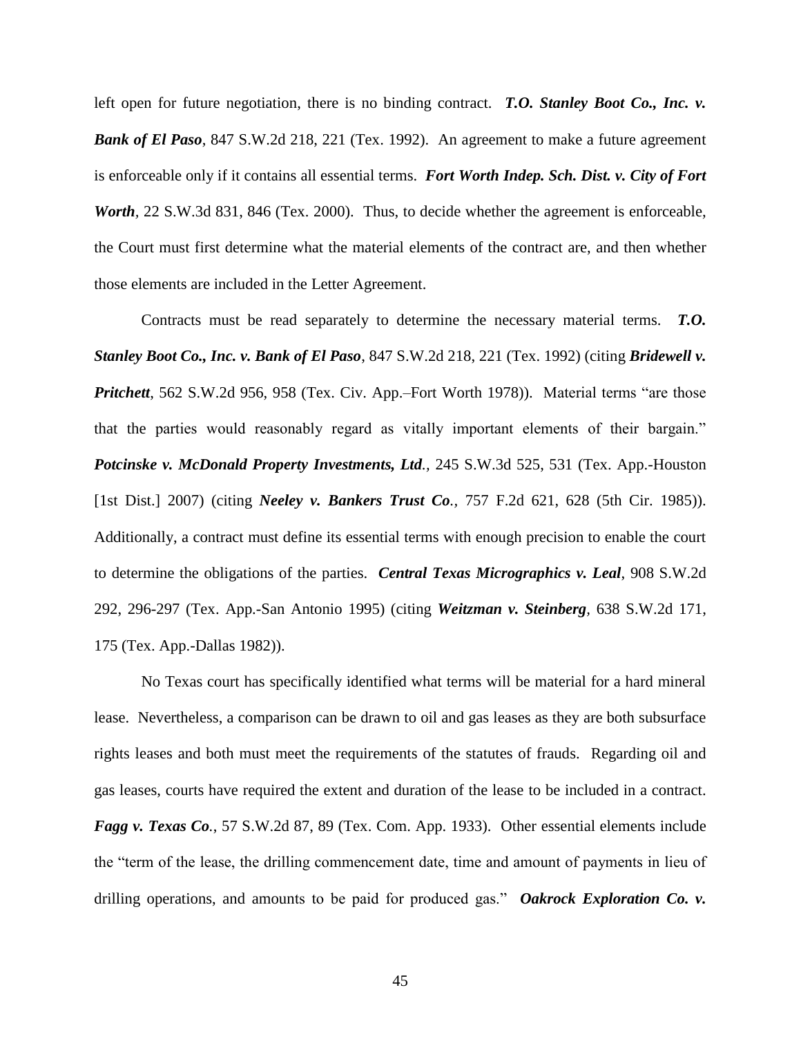left open for future negotiation, there is no binding contract. ***T.O. Stanley Boot Co., Inc. v. Bank of El Paso***, 847 S.W.2d 218, 221 (Tex. 1992). An agreement to make a future agreement is enforceable only if it contains all essential terms. ***Fort Worth Indep. Sch. Dist. v. City of Fort Worth***, 22 S.W.3d 831, 846 (Tex. 2000). Thus, to decide whether the agreement is enforceable, the Court must first determine what the material elements of the contract are, and then whether those elements are included in the Letter Agreement.

Contracts must be read separately to determine the necessary material terms. ***T.O. Stanley Boot Co., Inc. v. Bank of El Paso***, 847 S.W.2d 218, 221 (Tex. 1992) (citing ***Bridewell v. Pritchett***, 562 S.W.2d 956, 958 (Tex. Civ. App.–Fort Worth 1978)). Material terms "are those that the parties would reasonably regard as vitally important elements of their bargain." ***Potcinske v. McDonald Property Investments, Ltd.***, 245 S.W.3d 525, 531 (Tex. App.-Houston [1st Dist.] 2007) (citing ***Neeley v. Bankers Trust Co.***, 757 F.2d 621, 628 (5th Cir. 1985)). Additionally, a contract must define its essential terms with enough precision to enable the court to determine the obligations of the parties. ***Central Texas Micrographics v. Leal***, 908 S.W.2d 292, 296-297 (Tex. App.-San Antonio 1995) (citing ***Weitzman v. Steinberg***, 638 S.W.2d 171, 175 (Tex. App.-Dallas 1982)).

No Texas court has specifically identified what terms will be material for a hard mineral lease. Nevertheless, a comparison can be drawn to oil and gas leases as they are both subsurface rights leases and both must meet the requirements of the statutes of frauds. Regarding oil and gas leases, courts have required the extent and duration of the lease to be included in a contract. ***Fagg v. Texas Co.***, 57 S.W.2d 87, 89 (Tex. Com. App. 1933). Other essential elements include the "term of the lease, the drilling commencement date, time and amount of payments in lieu of drilling operations, and amounts to be paid for produced gas." ***Oakrock Exploration Co. v.***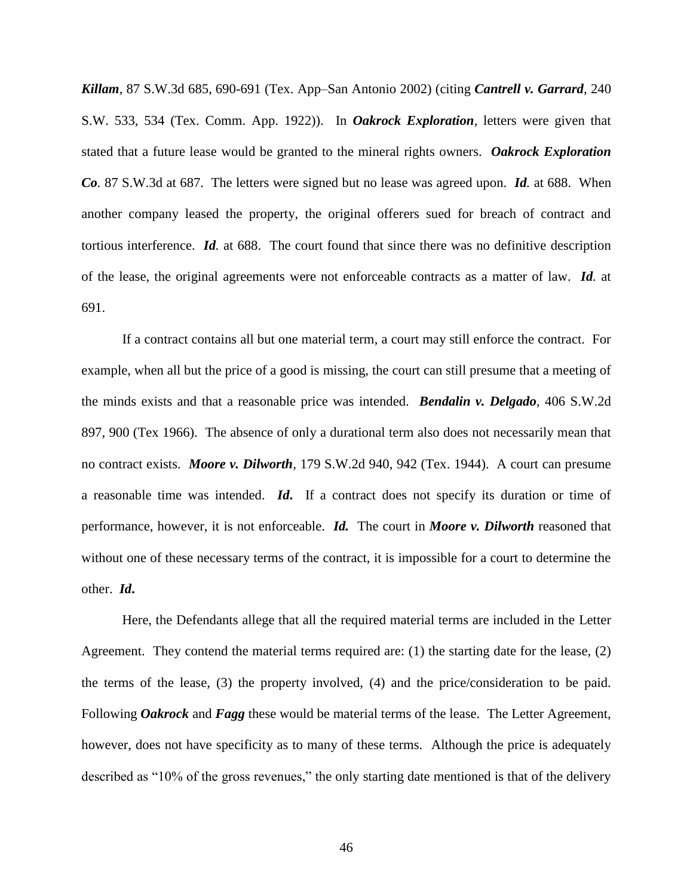***Killam***, 87 S.W.3d 685, 690-691 (Tex. App–San Antonio 2002) (citing ***Cantrell v. Garrard***, 240 S.W. 533, 534 (Tex. Comm. App. 1922)). In ***Oakrock Exploration***, letters were given that stated that a future lease would be granted to the mineral rights owners. ***Oakrock Exploration Co***. 87 S.W.3d at 687. The letters were signed but no lease was agreed upon. ***Id.*** at 688. When another company leased the property, the original offerers sued for breach of contract and tortious interference. ***Id.*** at 688. The court found that since there was no definitive description of the lease, the original agreements were not enforceable contracts as a matter of law. ***Id.*** at 691.

If a contract contains all but one material term, a court may still enforce the contract. For example, when all but the price of a good is missing, the court can still presume that a meeting of the minds exists and that a reasonable price was intended. ***Bendalin v. Delgado***, 406 S.W.2d 897, 900 (Tex 1966). The absence of only a durational term also does not necessarily mean that no contract exists. ***Moore v. Dilworth***, 179 S.W.2d 940, 942 (Tex. 1944). A court can presume a reasonable time was intended. ***Id.*** If a contract does not specify its duration or time of performance, however, it is not enforceable. ***Id.*** The court in ***Moore v. Dilworth*** reasoned that without one of these necessary terms of the contract, it is impossible for a court to determine the other. ***Id.***

Here, the Defendants allege that all the required material terms are included in the Letter Agreement. They contend the material terms required are: (1) the starting date for the lease, (2) the terms of the lease, (3) the property involved, (4) and the price/consideration to be paid. Following ***Oakrock*** and ***Fagg*** these would be material terms of the lease. The Letter Agreement, however, does not have specificity as to many of these terms. Although the price is adequately described as "10% of the gross revenues," the only starting date mentioned is that of the delivery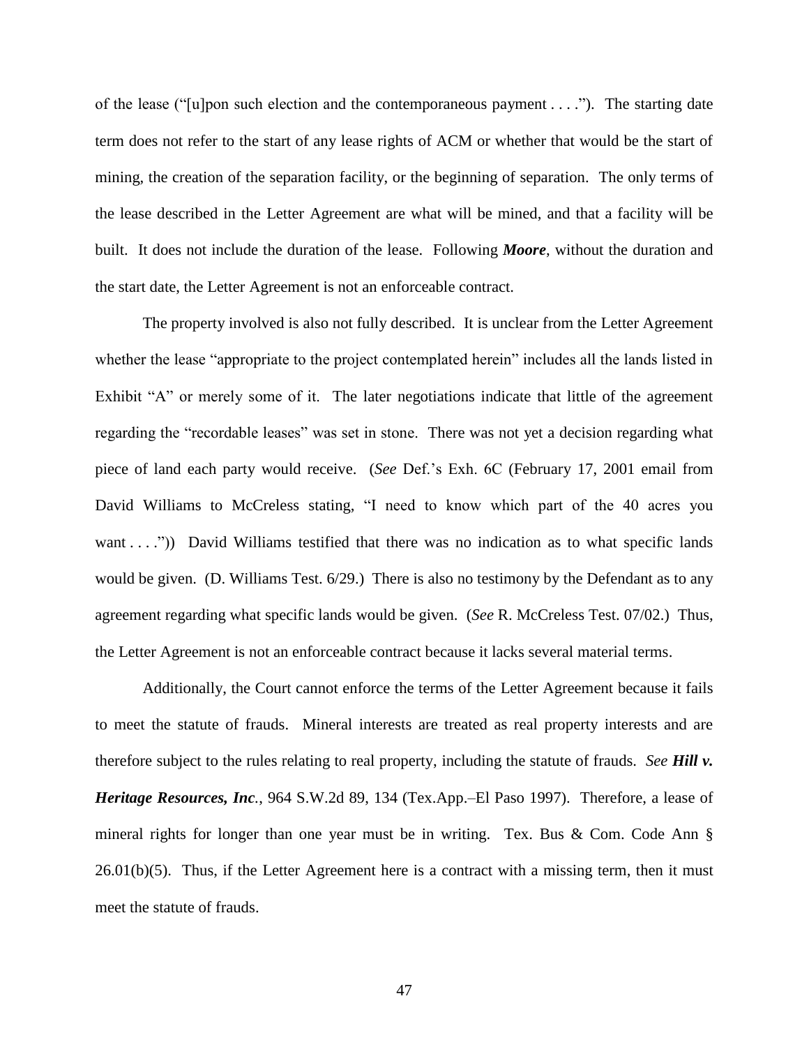of the lease ("[u]pon such election and the contemporaneous payment . . . ."). The starting date term does not refer to the start of any lease rights of ACM or whether that would be the start of mining, the creation of the separation facility, or the beginning of separation. The only terms of the lease described in the Letter Agreement are what will be mined, and that a facility will be built. It does not include the duration of the lease. Following ***Moore***, without the duration and the start date, the Letter Agreement is not an enforceable contract.

The property involved is also not fully described. It is unclear from the Letter Agreement whether the lease "appropriate to the project contemplated herein" includes all the lands listed in Exhibit "A" or merely some of it. The later negotiations indicate that little of the agreement regarding the "recordable leases" was set in stone. There was not yet a decision regarding what piece of land each party would receive. (*See* Def.'s Exh. 6C (February 17, 2001 email from David Williams to McCreless stating, "I need to know which part of the 40 acres you want . . . .")) David Williams testified that there was no indication as to what specific lands would be given. (D. Williams Test. 6/29.) There is also no testimony by the Defendant as to any agreement regarding what specific lands would be given. (*See* R. McCreless Test. 07/02.) Thus, the Letter Agreement is not an enforceable contract because it lacks several material terms.

Additionally, the Court cannot enforce the terms of the Letter Agreement because it fails to meet the statute of frauds. Mineral interests are treated as real property interests and are therefore subject to the rules relating to real property, including the statute of frauds. *See* ***Hill v. Heritage Resources, Inc.***, 964 S.W.2d 89, 134 (Tex.App.–El Paso 1997). Therefore, a lease of mineral rights for longer than one year must be in writing. Tex. Bus & Com. Code Ann § 26.01(b)(5). Thus, if the Letter Agreement here is a contract with a missing term, then it must meet the statute of frauds.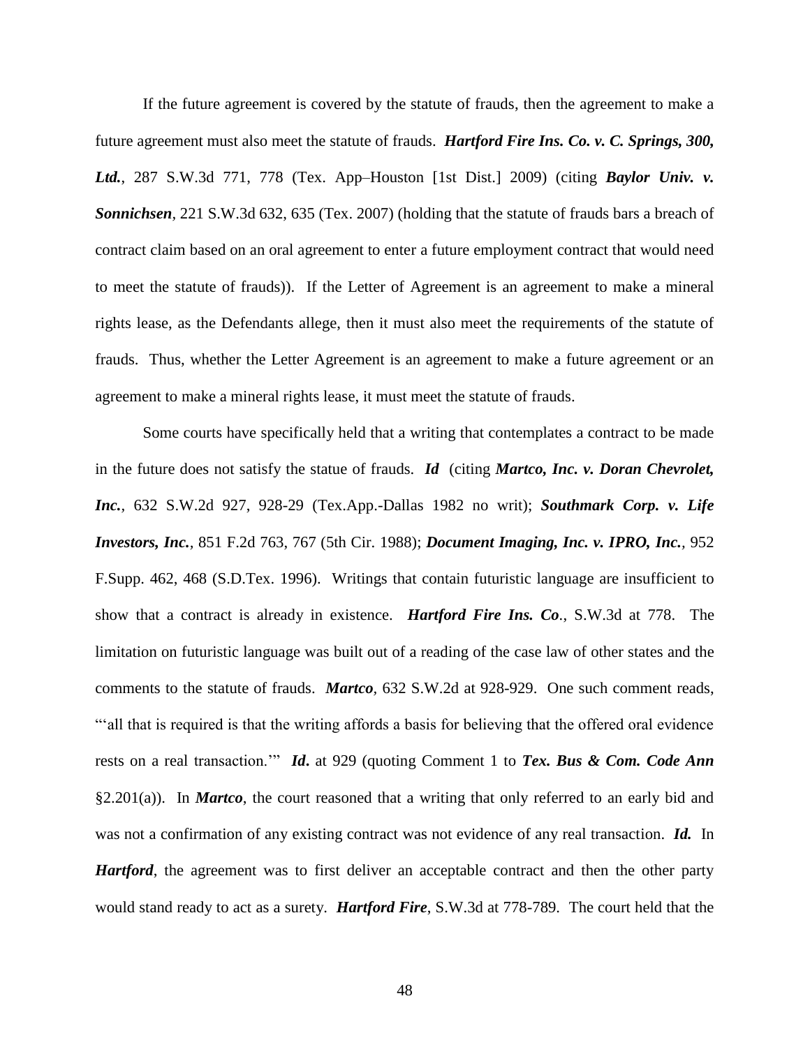If the future agreement is covered by the statute of frauds, then the agreement to make a future agreement must also meet the statute of frauds. ***Hartford Fire Ins. Co. v. C. Springs, 300, Ltd.***, 287 S.W.3d 771, 778 (Tex. App–Houston [1st Dist.] 2009) (citing ***Baylor Univ. v. Sonnichsen***, 221 S.W.3d 632, 635 (Tex. 2007) (holding that the statute of frauds bars a breach of contract claim based on an oral agreement to enter a future employment contract that would need to meet the statute of frauds)). If the Letter of Agreement is an agreement to make a mineral rights lease, as the Defendants allege, then it must also meet the requirements of the statute of frauds. Thus, whether the Letter Agreement is an agreement to make a future agreement or an agreement to make a mineral rights lease, it must meet the statute of frauds.

Some courts have specifically held that a writing that contemplates a contract to be made in the future does not satisfy the statue of frauds. ***Id*** (citing ***Martco, Inc. v. Doran Chevrolet, Inc.***, 632 S.W.2d 927, 928-29 (Tex.App.-Dallas 1982 no writ); ***Southmark Corp. v. Life Investors, Inc.***, 851 F.2d 763, 767 (5th Cir. 1988); ***Document Imaging, Inc. v. IPRO, Inc.***, 952 F.Supp. 462, 468 (S.D.Tex. 1996). Writings that contain futuristic language are insufficient to show that a contract is already in existence. ***Hartford Fire Ins. Co***., S.W.3d at 778. The limitation on futuristic language was built out of a reading of the case law of other states and the comments to the statute of frauds. ***Martco***, 632 S.W.2d at 928-929. One such comment reads, "'all that is required is that the writing affords a basis for believing that the offered oral evidence rests on a real transaction.'" ***Id***. at 929 (quoting Comment 1 to ***Tex. Bus & Com. Code Ann*** §2.201(a)). In ***Martco***, the court reasoned that a writing that only referred to an early bid and was not a confirmation of any existing contract was not evidence of any real transaction. ***Id.*** In ***Hartford***, the agreement was to first deliver an acceptable contract and then the other party would stand ready to act as a surety. ***Hartford Fire***, S.W.3d at 778-789. The court held that the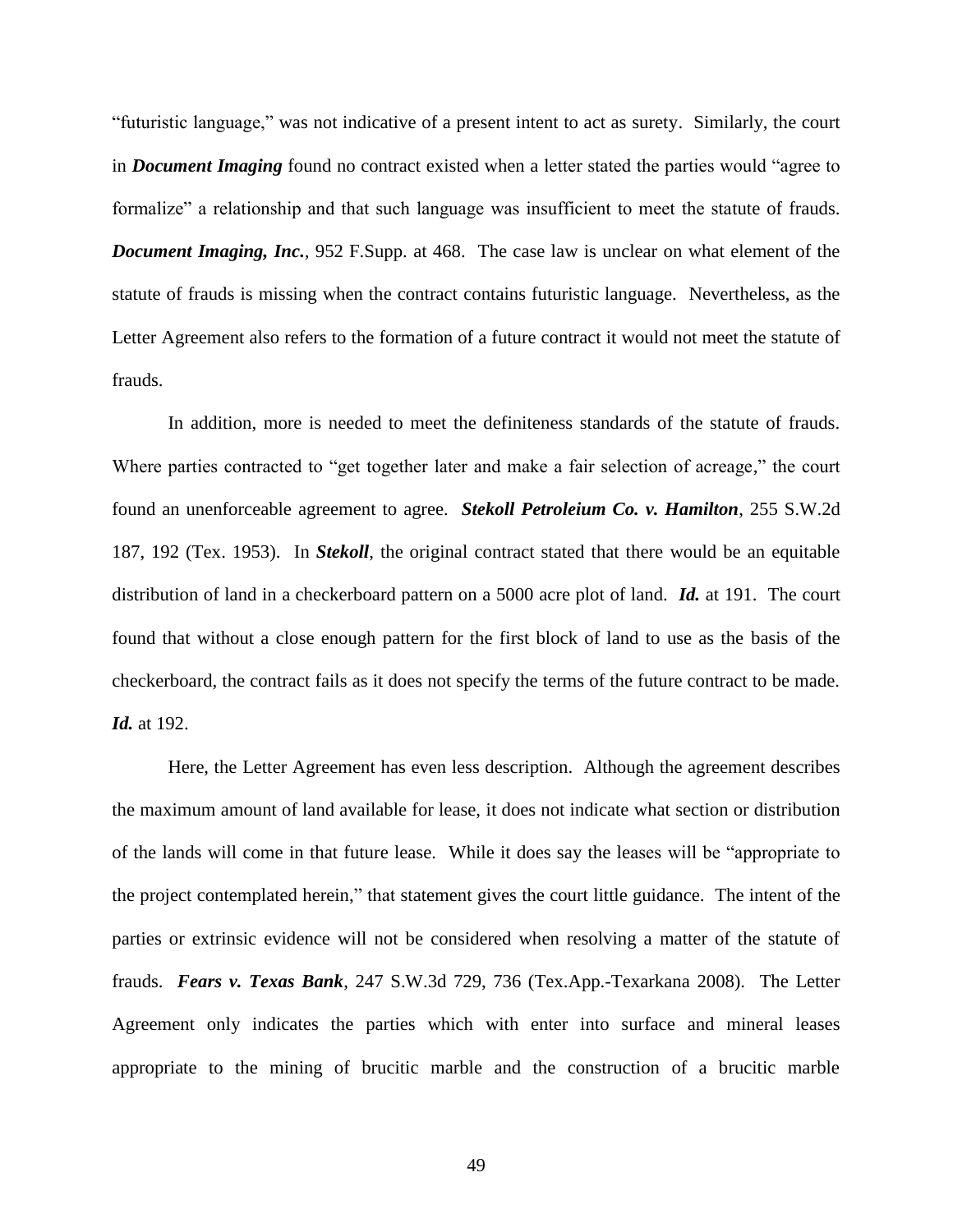"futuristic language," was not indicative of a present intent to act as surety. Similarly, the court in ***Document Imaging*** found no contract existed when a letter stated the parties would "agree to formalize" a relationship and that such language was insufficient to meet the statute of frauds. ***Document Imaging, Inc.**,* 952 F.Supp. at 468. The case law is unclear on what element of the statute of frauds is missing when the contract contains futuristic language. Nevertheless, as the Letter Agreement also refers to the formation of a future contract it would not meet the statute of frauds.

In addition, more is needed to meet the definiteness standards of the statute of frauds. Where parties contracted to "get together later and make a fair selection of acreage," the court found an unenforceable agreement to agree. ***Stekoll Petroleium Co. v. Hamilton***, 255 S.W.2d 187, 192 (Tex. 1953). In ***Stekoll***, the original contract stated that there would be an equitable distribution of land in a checkerboard pattern on a 5000 acre plot of land. ***Id.*** at 191. The court found that without a close enough pattern for the first block of land to use as the basis of the checkerboard, the contract fails as it does not specify the terms of the future contract to be made. ***Id.*** at 192.

Here, the Letter Agreement has even less description. Although the agreement describes the maximum amount of land available for lease, it does not indicate what section or distribution of the lands will come in that future lease. While it does say the leases will be "appropriate to the project contemplated herein," that statement gives the court little guidance. The intent of the parties or extrinsic evidence will not be considered when resolving a matter of the statute of frauds. ***Fears v. Texas Bank***, 247 S.W.3d 729, 736 (Tex.App.-Texarkana 2008). The Letter Agreement only indicates the parties which with enter into surface and mineral leases appropriate to the mining of brucitic marble and the construction of a brucitic marble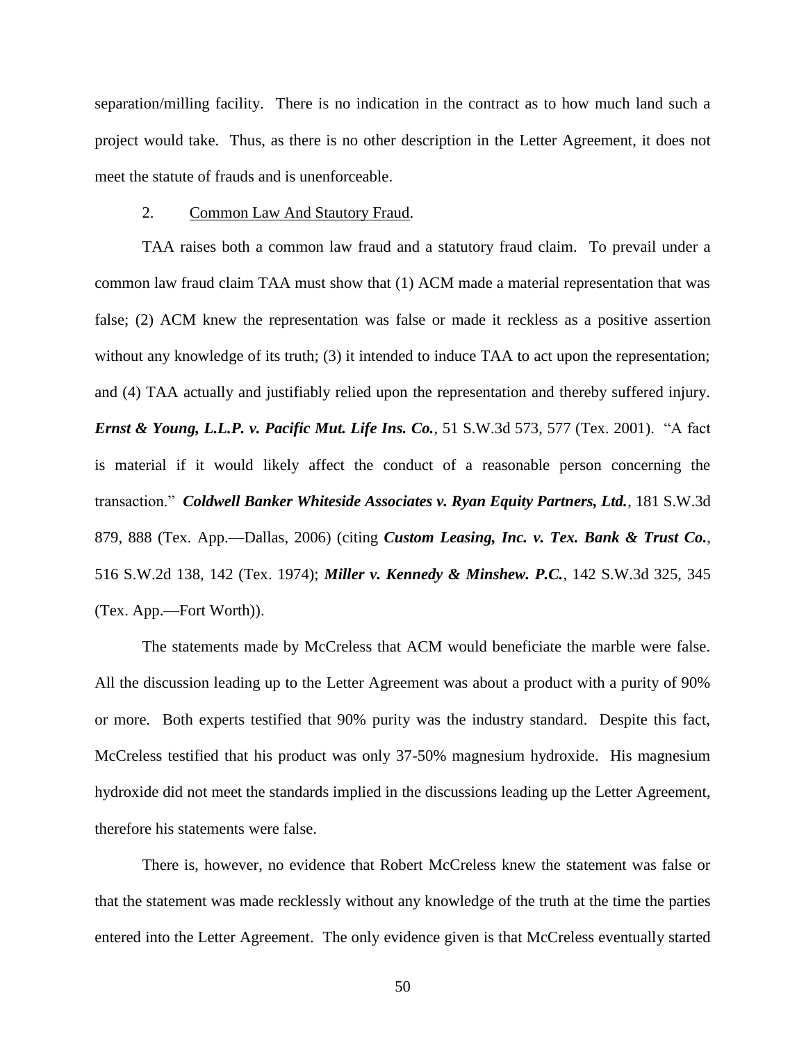separation/milling facility. There is no indication in the contract as to how much land such a project would take. Thus, as there is no other description in the Letter Agreement, it does not meet the statute of frauds and is unenforceable.

2. Common Law And Stautory Fraud.

TAA raises both a common law fraud and a statutory fraud claim. To prevail under a common law fraud claim TAA must show that (1) ACM made a material representation that was false; (2) ACM knew the representation was false or made it reckless as a positive assertion without any knowledge of its truth; (3) it intended to induce TAA to act upon the representation; and (4) TAA actually and justifiably relied upon the representation and thereby suffered injury. ***Ernst & Young, L.L.P. v. Pacific Mut. Life Ins. Co.***, 51 S.W.3d 573, 577 (Tex. 2001). "A fact is material if it would likely affect the conduct of a reasonable person concerning the transaction." ***Coldwell Banker Whiteside Associates v. Ryan Equity Partners, Ltd.***, 181 S.W.3d 879, 888 (Tex. App.—Dallas, 2006) (citing ***Custom Leasing, Inc. v. Tex. Bank & Trust Co.***, 516 S.W.2d 138, 142 (Tex. 1974); ***Miller v. Kennedy & Minshew. P.C.***, 142 S.W.3d 325, 345 (Tex. App.—Fort Worth)).

The statements made by McCreless that ACM would beneficiate the marble were false. All the discussion leading up to the Letter Agreement was about a product with a purity of 90% or more. Both experts testified that 90% purity was the industry standard. Despite this fact, McCreless testified that his product was only 37-50% magnesium hydroxide. His magnesium hydroxide did not meet the standards implied in the discussions leading up the Letter Agreement, therefore his statements were false.

There is, however, no evidence that Robert McCreless knew the statement was false or that the statement was made recklessly without any knowledge of the truth at the time the parties entered into the Letter Agreement. The only evidence given is that McCreless eventually started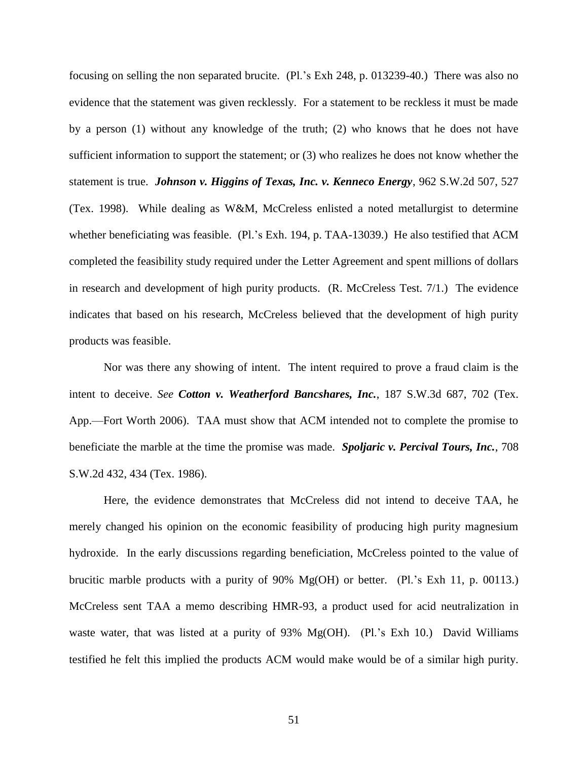focusing on selling the non separated brucite. (Pl.'s Exh 248, p. 013239-40.) There was also no evidence that the statement was given recklessly. For a statement to be reckless it must be made by a person (1) without any knowledge of the truth; (2) who knows that he does not have sufficient information to support the statement; or (3) who realizes he does not know whether the statement is true. ***Johnson v. Higgins of Texas, Inc. v. Kenneco Energy***, 962 S.W.2d 507, 527 (Tex. 1998). While dealing as W&M, McCreless enlisted a noted metallurgist to determine whether beneficiating was feasible. (Pl.'s Exh. 194, p. TAA-13039.) He also testified that ACM completed the feasibility study required under the Letter Agreement and spent millions of dollars in research and development of high purity products. (R. McCreless Test. 7/1.) The evidence indicates that based on his research, McCreless believed that the development of high purity products was feasible.

Nor was there any showing of intent. The intent required to prove a fraud claim is the intent to deceive. *See* ***Cotton v. Weatherford Bancshares, Inc.***, 187 S.W.3d 687, 702 (Tex. App.—Fort Worth 2006). TAA must show that ACM intended not to complete the promise to beneficiate the marble at the time the promise was made. ***Spoljaric v. Percival Tours, Inc.***, 708 S.W.2d 432, 434 (Tex. 1986).

Here, the evidence demonstrates that McCreless did not intend to deceive TAA, he merely changed his opinion on the economic feasibility of producing high purity magnesium hydroxide. In the early discussions regarding beneficiation, McCreless pointed to the value of brucitic marble products with a purity of 90% Mg(OH) or better. (Pl.'s Exh 11, p. 00113.) McCreless sent TAA a memo describing HMR-93, a product used for acid neutralization in waste water, that was listed at a purity of 93% Mg(OH). (Pl.'s Exh 10.) David Williams testified he felt this implied the products ACM would make would be of a similar high purity.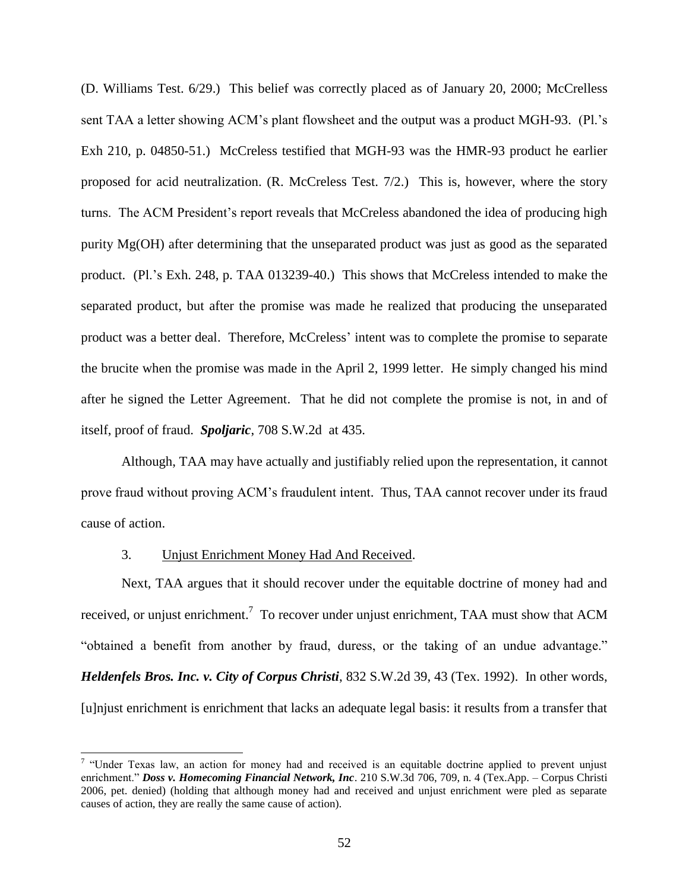(D. Williams Test. 6/29.) This belief was correctly placed as of January 20, 2000; McCrelless sent TAA a letter showing ACM's plant flowsheet and the output was a product MGH-93. (Pl.'s Exh 210, p. 04850-51.) McCreless testified that MGH-93 was the HMR-93 product he earlier proposed for acid neutralization. (R. McCreless Test. 7/2.) This is, however, where the story turns. The ACM President's report reveals that McCreless abandoned the idea of producing high purity Mg(OH) after determining that the unseparated product was just as good as the separated product. (Pl.'s Exh. 248, p. TAA 013239-40.) This shows that McCreless intended to make the separated product, but after the promise was made he realized that producing the unseparated product was a better deal. Therefore, McCreless' intent was to complete the promise to separate the brucite when the promise was made in the April 2, 1999 letter. He simply changed his mind after he signed the Letter Agreement. That he did not complete the promise is not, in and of itself, proof of fraud. ***Spoljaric***, 708 S.W.2d at 435.

Although, TAA may have actually and justifiably relied upon the representation, it cannot prove fraud without proving ACM's fraudulent intent. Thus, TAA cannot recover under its fraud cause of action.

3. Unjust Enrichment Money Had And Received.

Next, TAA argues that it should recover under the equitable doctrine of money had and received, or unjust enrichment.[7] To recover under unjust enrichment, TAA must show that ACM "obtained a benefit from another by fraud, duress, or the taking of an undue advantage." ***Heldenfels Bros. Inc. v. City of Corpus Christi***, 832 S.W.2d 39, 43 (Tex. 1992). In other words, [u]njust enrichment is enrichment that lacks an adequate legal basis: it results from a transfer that

---

[7] "Under Texas law, an action for money had and received is an equitable doctrine applied to prevent unjust enrichment." ***Doss v. Homecoming Financial Network, Inc***. 210 S.W.3d 706, 709, n. 4 (Tex.App. – Corpus Christi 2006, pet. denied) (holding that although money had and received and unjust enrichment were pled as separate causes of action, they are really the same cause of action).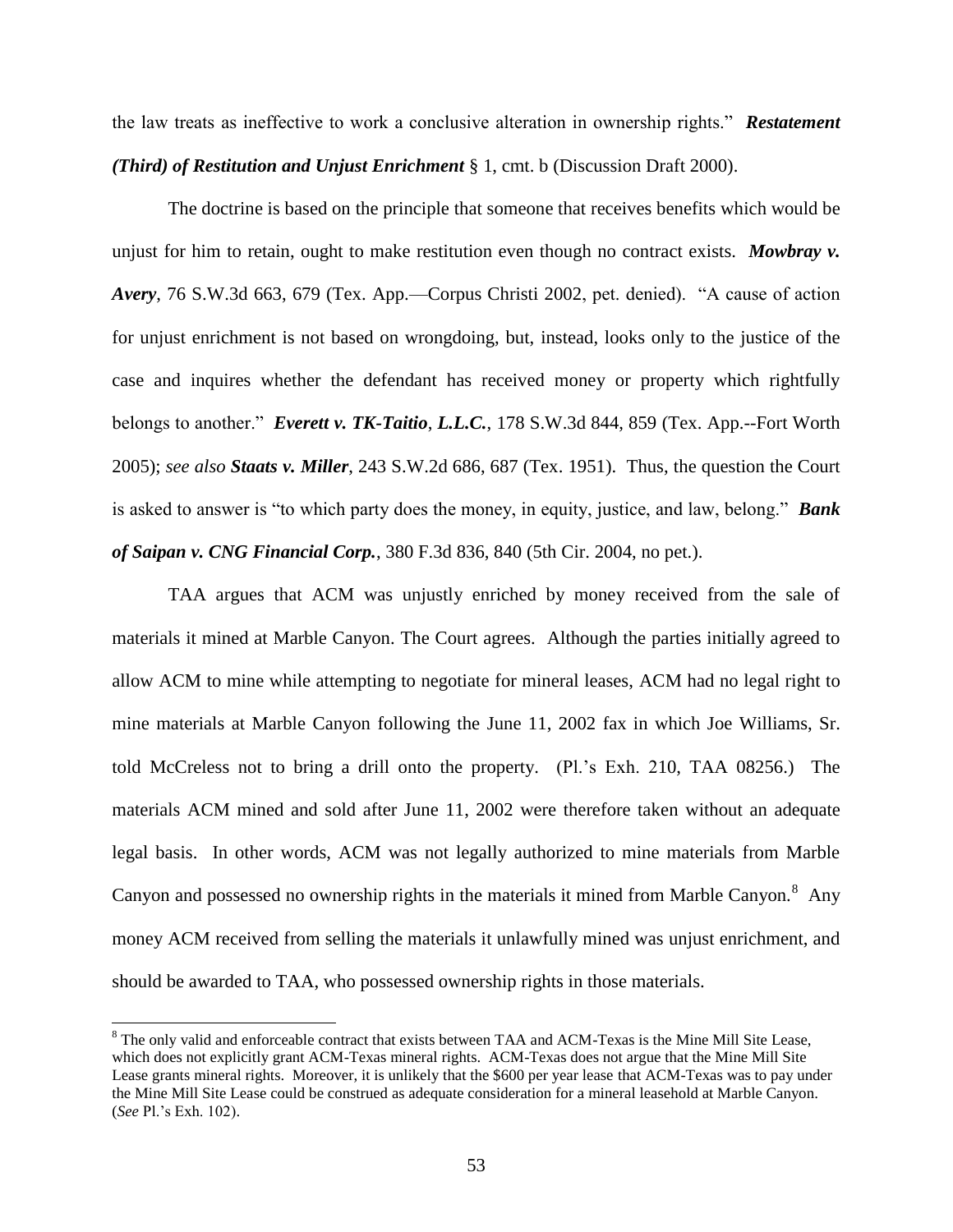the law treats as ineffective to work a conclusive alteration in ownership rights." ***Restatement (Third) of Restitution and Unjust Enrichment*** § 1, cmt. b (Discussion Draft 2000).

The doctrine is based on the principle that someone that receives benefits which would be unjust for him to retain, ought to make restitution even though no contract exists. ***Mowbray v. Avery***, 76 S.W.3d 663, 679 (Tex. App.—Corpus Christi 2002, pet. denied). "A cause of action for unjust enrichment is not based on wrongdoing, but, instead, looks only to the justice of the case and inquires whether the defendant has received money or property which rightfully belongs to another." ***Everett v. TK-Taitio***, ***L.L.C.***, 178 S.W.3d 844, 859 (Tex. App.--Fort Worth 2005); *see also* ***Staats v. Miller***, 243 S.W.2d 686, 687 (Tex. 1951). Thus, the question the Court is asked to answer is "to which party does the money, in equity, justice, and law, belong." ***Bank of Saipan v. CNG Financial Corp.***, 380 F.3d 836, 840 (5th Cir. 2004, no pet.).

TAA argues that ACM was unjustly enriched by money received from the sale of materials it mined at Marble Canyon. The Court agrees. Although the parties initially agreed to allow ACM to mine while attempting to negotiate for mineral leases, ACM had no legal right to mine materials at Marble Canyon following the June 11, 2002 fax in which Joe Williams, Sr. told McCreless not to bring a drill onto the property. (Pl.'s Exh. 210, TAA 08256.) The materials ACM mined and sold after June 11, 2002 were therefore taken without an adequate legal basis. In other words, ACM was not legally authorized to mine materials from Marble Canyon and possessed no ownership rights in the materials it mined from Marble Canyon.[8] Any money ACM received from selling the materials it unlawfully mined was unjust enrichment, and should be awarded to TAA, who possessed ownership rights in those materials.

[8] The only valid and enforceable contract that exists between TAA and ACM-Texas is the Mine Mill Site Lease, which does not explicitly grant ACM-Texas mineral rights. ACM-Texas does not argue that the Mine Mill Site Lease grants mineral rights. Moreover, it is unlikely that the $600 per year lease that ACM-Texas was to pay under the Mine Mill Site Lease could be construed as adequate consideration for a mineral leasehold at Marble Canyon. (*See* Pl.'s Exh. 102).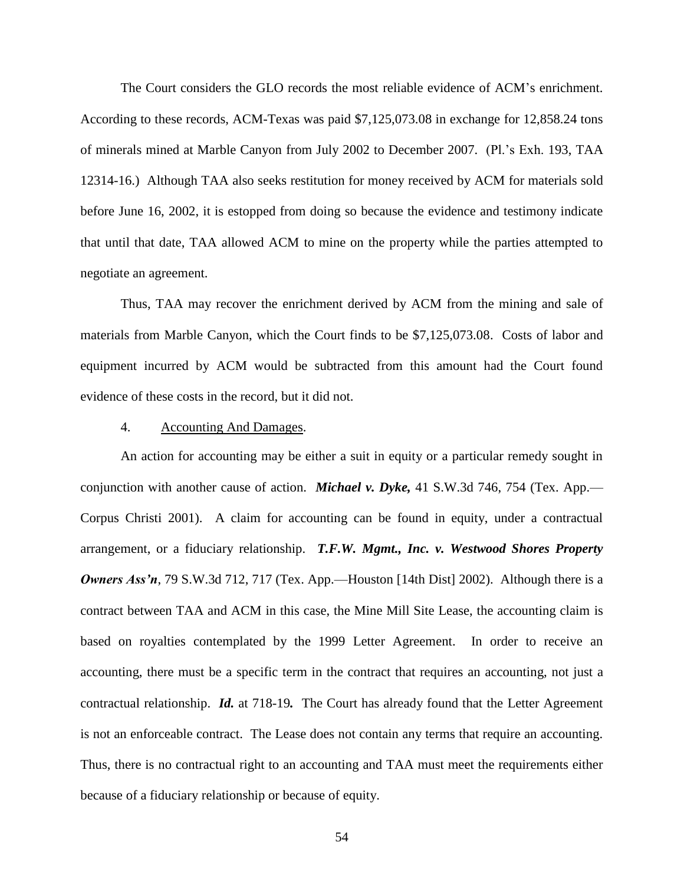The Court considers the GLO records the most reliable evidence of ACM's enrichment. According to these records, ACM-Texas was paid $7,125,073.08 in exchange for 12,858.24 tons of minerals mined at Marble Canyon from July 2002 to December 2007. (Pl.'s Exh. 193, TAA 12314-16.) Although TAA also seeks restitution for money received by ACM for materials sold before June 16, 2002, it is estopped from doing so because the evidence and testimony indicate that until that date, TAA allowed ACM to mine on the property while the parties attempted to negotiate an agreement.

Thus, TAA may recover the enrichment derived by ACM from the mining and sale of materials from Marble Canyon, which the Court finds to be $7,125,073.08. Costs of labor and equipment incurred by ACM would be subtracted from this amount had the Court found evidence of these costs in the record, but it did not.

4. Accounting And Damages.

An action for accounting may be either a suit in equity or a particular remedy sought in conjunction with another cause of action. ***Michael v. Dyke,*** 41 S.W.3d 746, 754 (Tex. App.—Corpus Christi 2001). A claim for accounting can be found in equity, under a contractual arrangement, or a fiduciary relationship. ***T.F.W. Mgmt., Inc. v. Westwood Shores Property Owners Ass'n***, 79 S.W.3d 712, 717 (Tex. App.—Houston [14th Dist] 2002). Although there is a contract between TAA and ACM in this case, the Mine Mill Site Lease, the accounting claim is based on royalties contemplated by the 1999 Letter Agreement. In order to receive an accounting, there must be a specific term in the contract that requires an accounting, not just a contractual relationship. ***Id.*** at 718-19**.** The Court has already found that the Letter Agreement is not an enforceable contract. The Lease does not contain any terms that require an accounting. Thus, there is no contractual right to an accounting and TAA must meet the requirements either because of a fiduciary relationship or because of equity.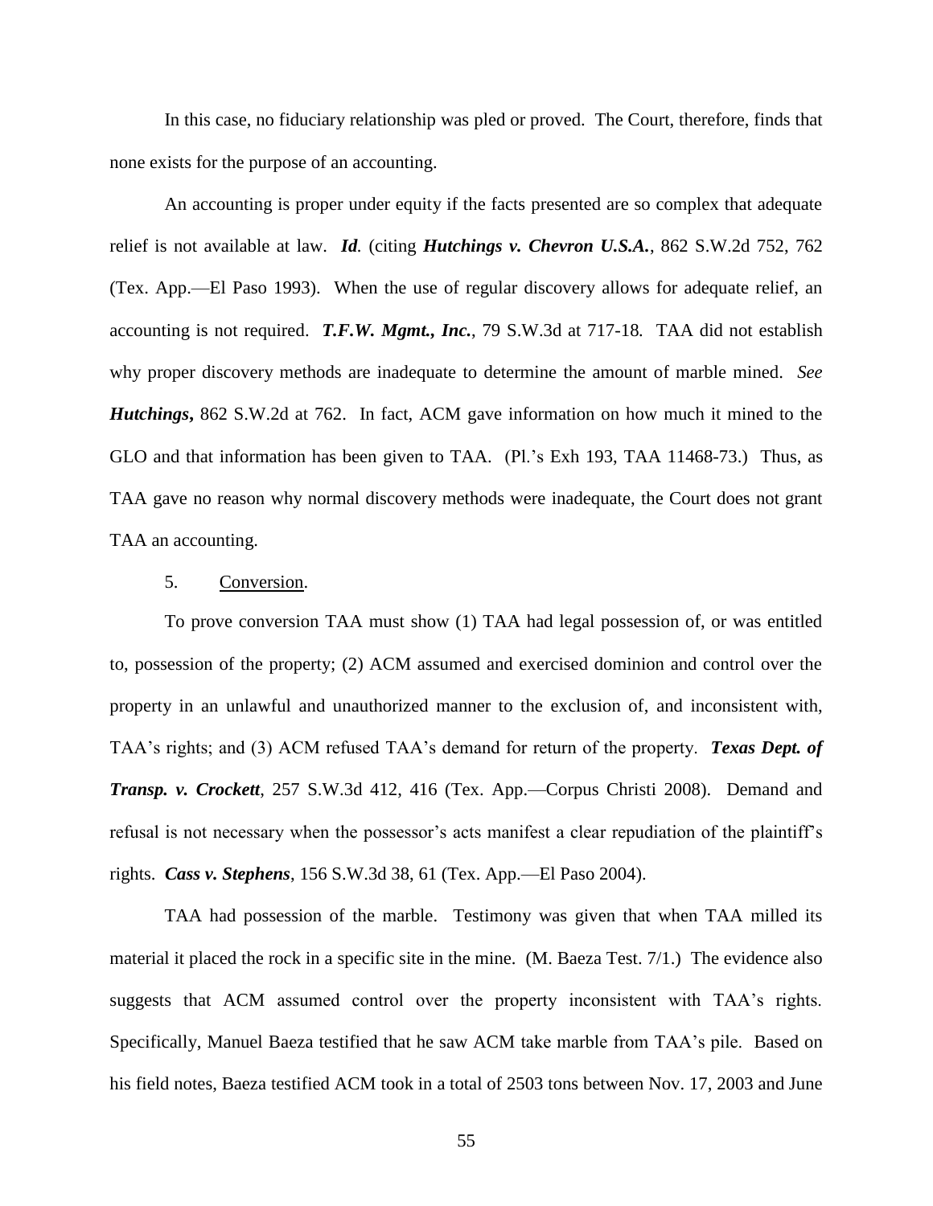In this case, no fiduciary relationship was pled or proved. The Court, therefore, finds that none exists for the purpose of an accounting.

An accounting is proper under equity if the facts presented are so complex that adequate relief is not available at law. ***Id.*** (citing ***Hutchings v. Chevron U.S.A.***, 862 S.W.2d 752, 762 (Tex. App.—El Paso 1993). When the use of regular discovery allows for adequate relief, an accounting is not required. ***T.F.W. Mgmt., Inc.***, 79 S.W.3d at 717-18. TAA did not establish why proper discovery methods are inadequate to determine the amount of marble mined. *See* ***Hutchings***, 862 S.W.2d at 762. In fact, ACM gave information on how much it mined to the GLO and that information has been given to TAA. (Pl.'s Exh 193, TAA 11468-73.) Thus, as TAA gave no reason why normal discovery methods were inadequate, the Court does not grant TAA an accounting.

5. Conversion.

To prove conversion TAA must show (1) TAA had legal possession of, or was entitled to, possession of the property; (2) ACM assumed and exercised dominion and control over the property in an unlawful and unauthorized manner to the exclusion of, and inconsistent with, TAA's rights; and (3) ACM refused TAA's demand for return of the property. ***Texas Dept. of Transp. v. Crockett***, 257 S.W.3d 412, 416 (Tex. App.—Corpus Christi 2008). Demand and refusal is not necessary when the possessor's acts manifest a clear repudiation of the plaintiff's rights. ***Cass v. Stephens***, 156 S.W.3d 38, 61 (Tex. App.—El Paso 2004).

TAA had possession of the marble. Testimony was given that when TAA milled its material it placed the rock in a specific site in the mine. (M. Baeza Test. 7/1.) The evidence also suggests that ACM assumed control over the property inconsistent with TAA's rights. Specifically, Manuel Baeza testified that he saw ACM take marble from TAA's pile. Based on his field notes, Baeza testified ACM took in a total of 2503 tons between Nov. 17, 2003 and June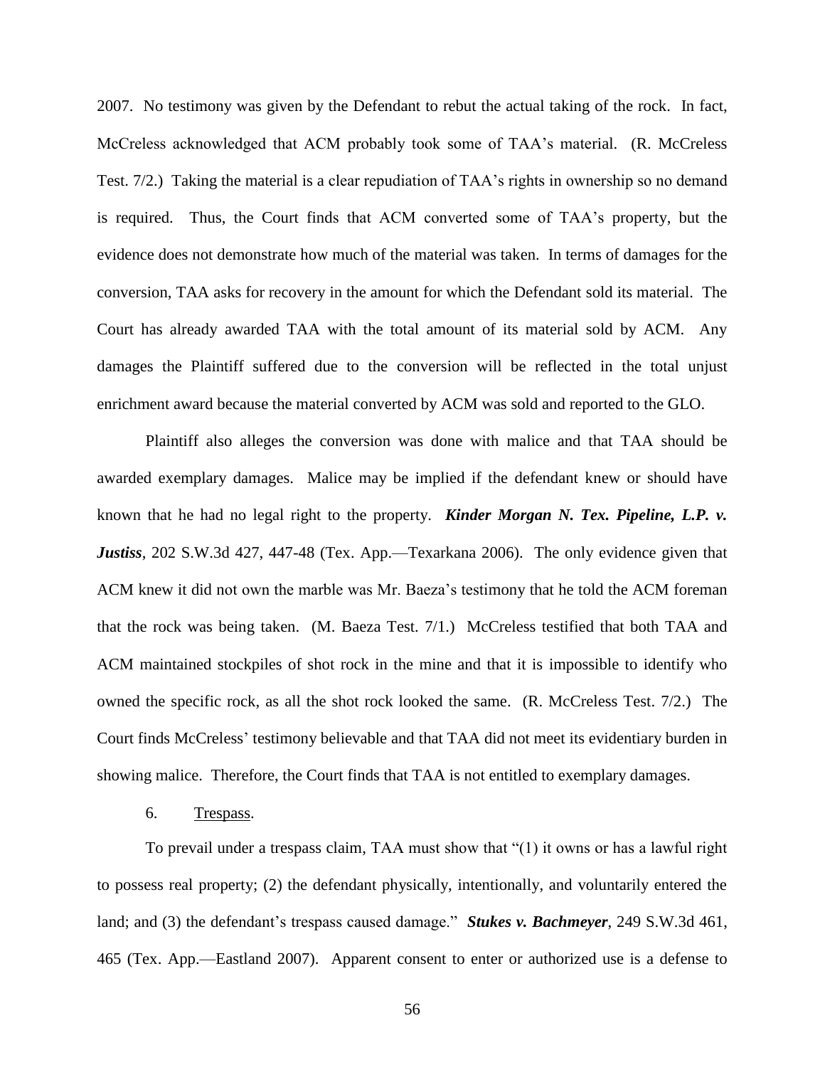2007. No testimony was given by the Defendant to rebut the actual taking of the rock. In fact, McCreless acknowledged that ACM probably took some of TAA's material. (R. McCreless Test. 7/2.) Taking the material is a clear repudiation of TAA's rights in ownership so no demand is required. Thus, the Court finds that ACM converted some of TAA's property, but the evidence does not demonstrate how much of the material was taken. In terms of damages for the conversion, TAA asks for recovery in the amount for which the Defendant sold its material. The Court has already awarded TAA with the total amount of its material sold by ACM. Any damages the Plaintiff suffered due to the conversion will be reflected in the total unjust enrichment award because the material converted by ACM was sold and reported to the GLO.

Plaintiff also alleges the conversion was done with malice and that TAA should be awarded exemplary damages. Malice may be implied if the defendant knew or should have known that he had no legal right to the property. ***Kinder Morgan N. Tex. Pipeline, L.P. v. Justiss***, 202 S.W.3d 427, 447-48 (Tex. App.—Texarkana 2006). The only evidence given that ACM knew it did not own the marble was Mr. Baeza's testimony that he told the ACM foreman that the rock was being taken. (M. Baeza Test. 7/1.) McCreless testified that both TAA and ACM maintained stockpiles of shot rock in the mine and that it is impossible to identify who owned the specific rock, as all the shot rock looked the same. (R. McCreless Test. 7/2.) The Court finds McCreless' testimony believable and that TAA did not meet its evidentiary burden in showing malice. Therefore, the Court finds that TAA is not entitled to exemplary damages.

6. Trespass.

To prevail under a trespass claim, TAA must show that "(1) it owns or has a lawful right to possess real property; (2) the defendant physically, intentionally, and voluntarily entered the land; and (3) the defendant's trespass caused damage." ***Stukes v. Bachmeyer***, 249 S.W.3d 461, 465 (Tex. App.—Eastland 2007). Apparent consent to enter or authorized use is a defense to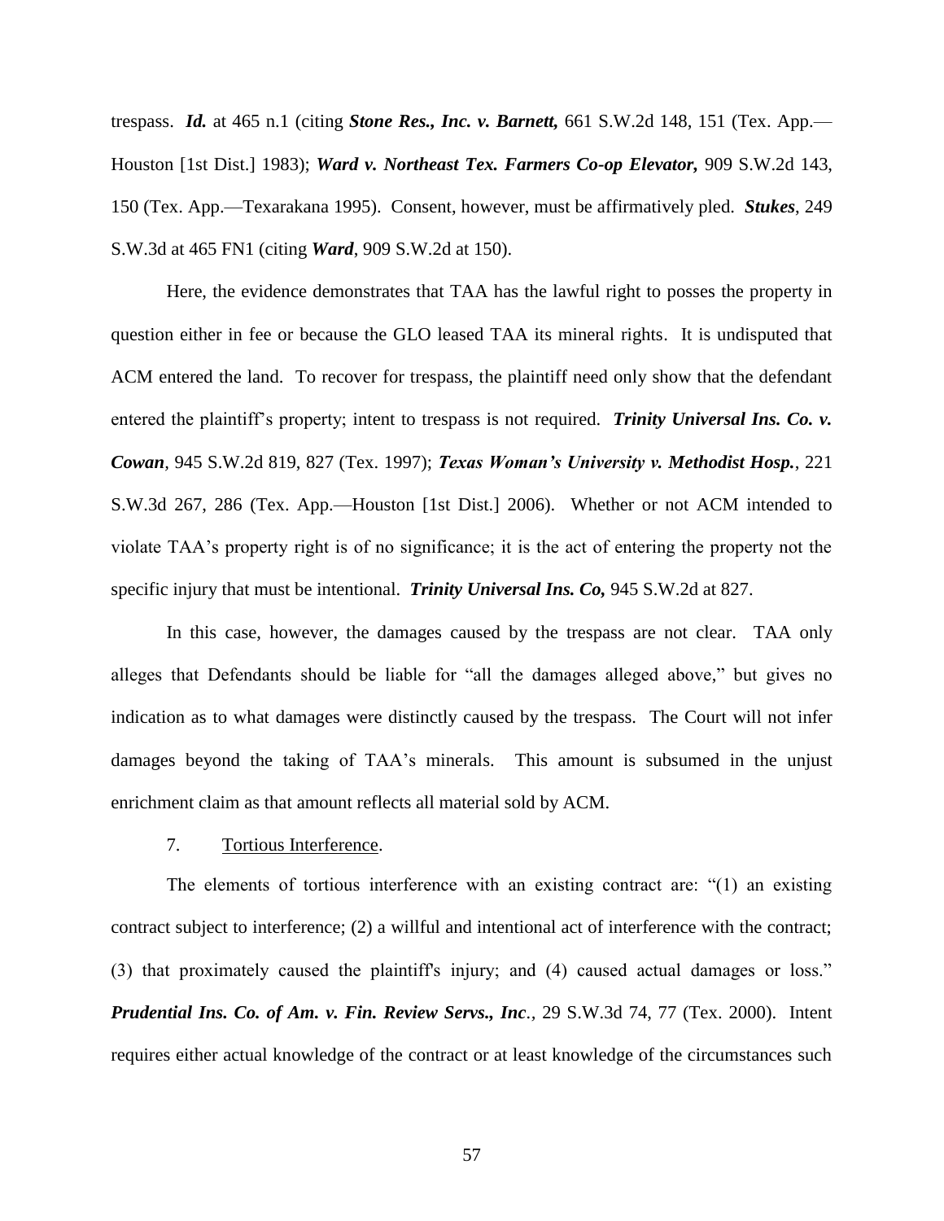trespass. ***Id.*** at 465 n.1 (citing ***Stone Res., Inc. v. Barnett,*** 661 S.W.2d 148, 151 (Tex. App.—Houston [1st Dist.] 1983); ***Ward v. Northeast Tex. Farmers Co-op Elevator,*** 909 S.W.2d 143, 150 (Tex. App.—Texarakana 1995). Consent, however, must be affirmatively pled. ***Stukes***, 249 S.W.3d at 465 FN1 (citing ***Ward***, 909 S.W.2d at 150).

Here, the evidence demonstrates that TAA has the lawful right to posses the property in question either in fee or because the GLO leased TAA its mineral rights. It is undisputed that ACM entered the land. To recover for trespass, the plaintiff need only show that the defendant entered the plaintiff's property; intent to trespass is not required. ***Trinity Universal Ins. Co. v. Cowan***, 945 S.W.2d 819, 827 (Tex. 1997); ***Texas Woman's University v. Methodist Hosp.***, 221 S.W.3d 267, 286 (Tex. App.—Houston [1st Dist.] 2006). Whether or not ACM intended to violate TAA's property right is of no significance; it is the act of entering the property not the specific injury that must be intentional. ***Trinity Universal Ins. Co,*** 945 S.W.2d at 827.

In this case, however, the damages caused by the trespass are not clear. TAA only alleges that Defendants should be liable for "all the damages alleged above," but gives no indication as to what damages were distinctly caused by the trespass. The Court will not infer damages beyond the taking of TAA's minerals. This amount is subsumed in the unjust enrichment claim as that amount reflects all material sold by ACM.

7. <u>Tortious Interference</u>.

The elements of tortious interference with an existing contract are: "(1) an existing contract subject to interference; (2) a willful and intentional act of interference with the contract; (3) that proximately caused the plaintiff's injury; and (4) caused actual damages or loss." ***Prudential Ins. Co. of Am. v. Fin. Review Servs., Inc***., 29 S.W.3d 74, 77 (Tex. 2000). Intent requires either actual knowledge of the contract or at least knowledge of the circumstances such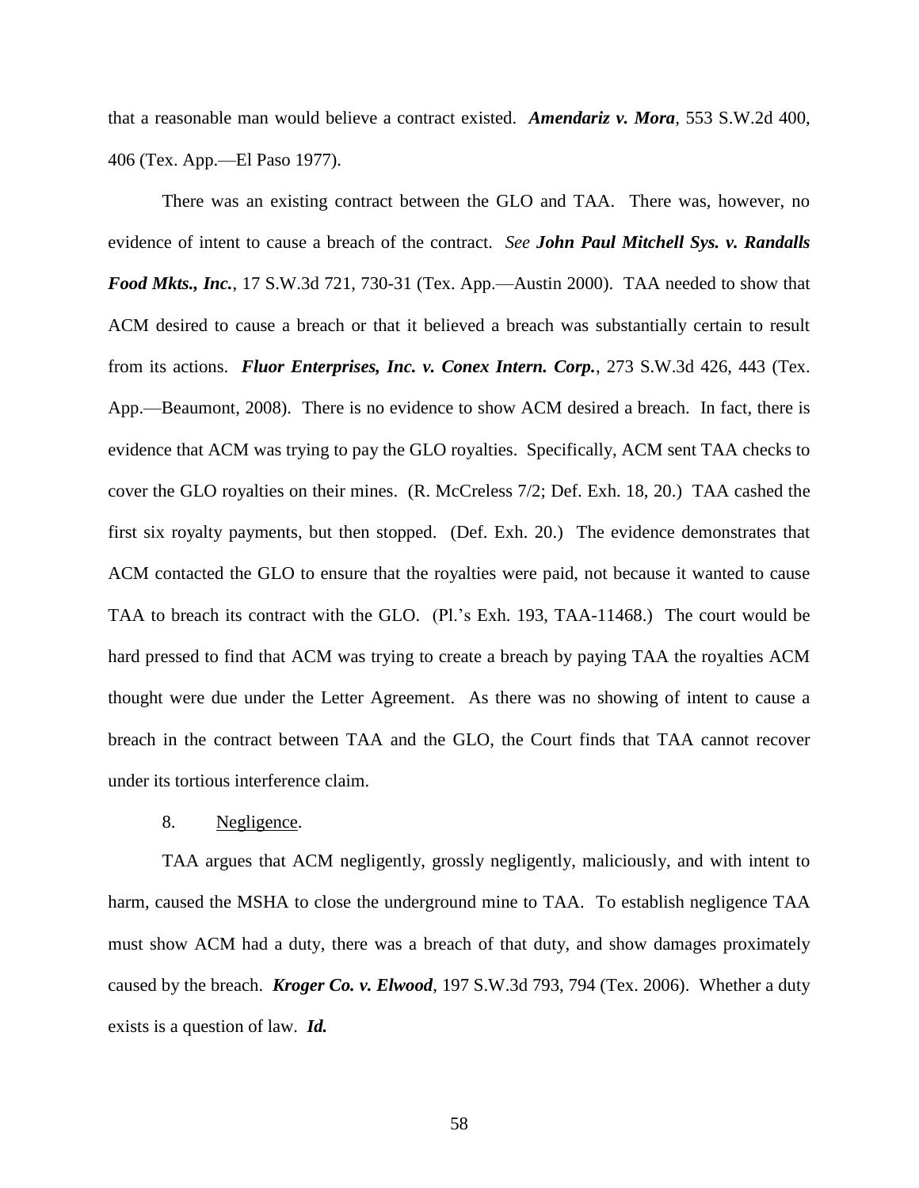that a reasonable man would believe a contract existed. ***Amendariz v. Mora***, 553 S.W.2d 400, 406 (Tex. App.—El Paso 1977).

There was an existing contract between the GLO and TAA. There was, however, no evidence of intent to cause a breach of the contract. *See* ***John Paul Mitchell Sys. v. Randalls Food Mkts., Inc.***, 17 S.W.3d 721, 730-31 (Tex. App.—Austin 2000). TAA needed to show that ACM desired to cause a breach or that it believed a breach was substantially certain to result from its actions. ***Fluor Enterprises, Inc. v. Conex Intern. Corp.***, 273 S.W.3d 426, 443 (Tex. App.—Beaumont, 2008). There is no evidence to show ACM desired a breach. In fact, there is evidence that ACM was trying to pay the GLO royalties. Specifically, ACM sent TAA checks to cover the GLO royalties on their mines. (R. McCreless 7/2; Def. Exh. 18, 20.) TAA cashed the first six royalty payments, but then stopped. (Def. Exh. 20.) The evidence demonstrates that ACM contacted the GLO to ensure that the royalties were paid, not because it wanted to cause TAA to breach its contract with the GLO. (Pl.'s Exh. 193, TAA-11468.) The court would be hard pressed to find that ACM was trying to create a breach by paying TAA the royalties ACM thought were due under the Letter Agreement. As there was no showing of intent to cause a breach in the contract between TAA and the GLO, the Court finds that TAA cannot recover under its tortious interference claim.

8. Negligence.

TAA argues that ACM negligently, grossly negligently, maliciously, and with intent to harm, caused the MSHA to close the underground mine to TAA. To establish negligence TAA must show ACM had a duty, there was a breach of that duty, and show damages proximately caused by the breach. ***Kroger Co. v. Elwood***, 197 S.W.3d 793, 794 (Tex. 2006). Whether a duty exists is a question of law. ***Id.***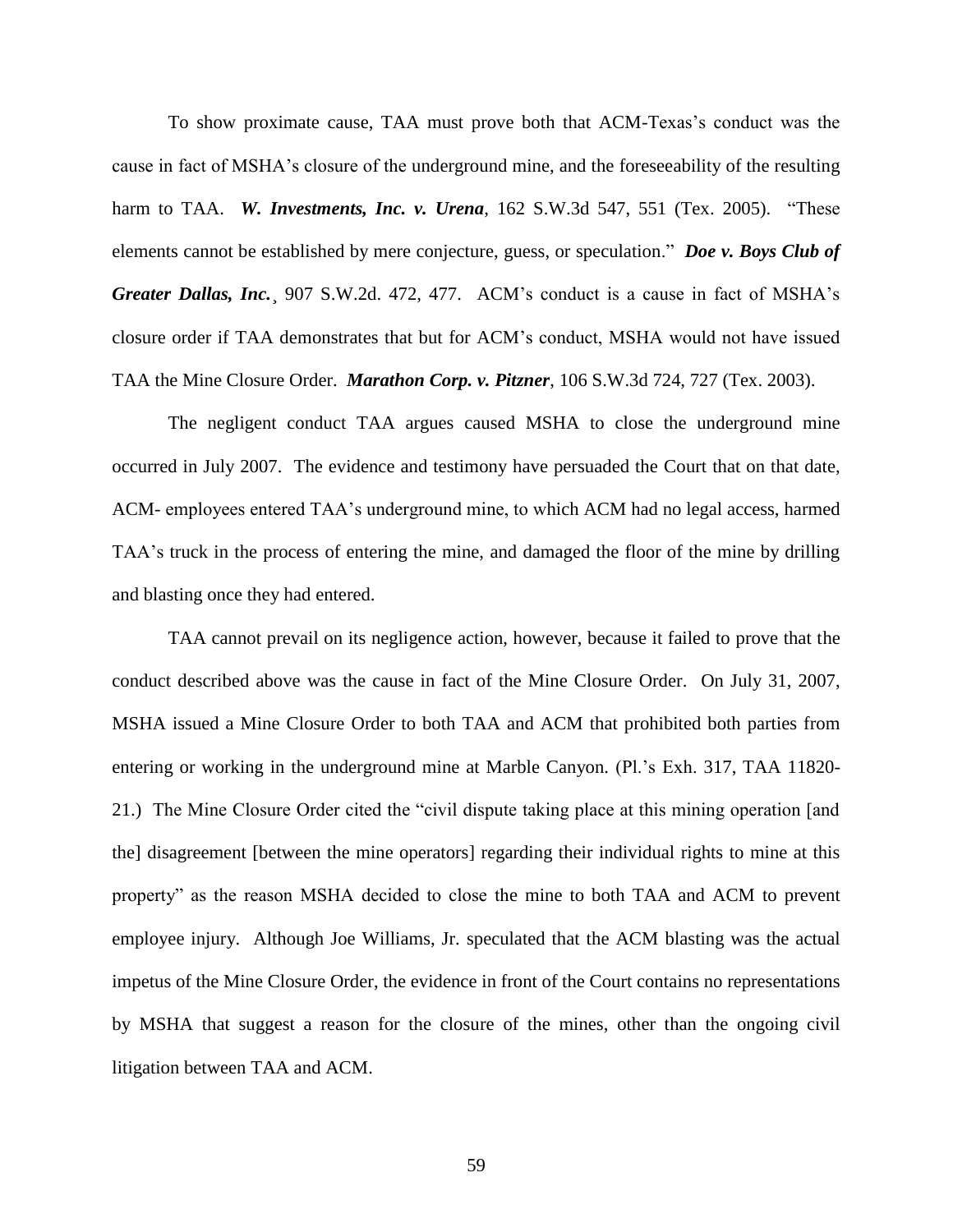To show proximate cause, TAA must prove both that ACM-Texas's conduct was the cause in fact of MSHA's closure of the underground mine, and the foreseeability of the resulting harm to TAA. ***W. Investments, Inc. v. Urena***, 162 S.W.3d 547, 551 (Tex. 2005). "These elements cannot be established by mere conjecture, guess, or speculation." ***Doe v. Boys Club of Greater Dallas, Inc.***¸ 907 S.W.2d. 472, 477. ACM's conduct is a cause in fact of MSHA's closure order if TAA demonstrates that but for ACM's conduct, MSHA would not have issued TAA the Mine Closure Order. ***Marathon Corp. v. Pitzner***, 106 S.W.3d 724, 727 (Tex. 2003).

The negligent conduct TAA argues caused MSHA to close the underground mine occurred in July 2007. The evidence and testimony have persuaded the Court that on that date, ACM- employees entered TAA's underground mine, to which ACM had no legal access, harmed TAA's truck in the process of entering the mine, and damaged the floor of the mine by drilling and blasting once they had entered.

TAA cannot prevail on its negligence action, however, because it failed to prove that the conduct described above was the cause in fact of the Mine Closure Order. On July 31, 2007, MSHA issued a Mine Closure Order to both TAA and ACM that prohibited both parties from entering or working in the underground mine at Marble Canyon. (Pl.'s Exh. 317, TAA 11820-21.) The Mine Closure Order cited the "civil dispute taking place at this mining operation [and the] disagreement [between the mine operators] regarding their individual rights to mine at this property" as the reason MSHA decided to close the mine to both TAA and ACM to prevent employee injury. Although Joe Williams, Jr. speculated that the ACM blasting was the actual impetus of the Mine Closure Order, the evidence in front of the Court contains no representations by MSHA that suggest a reason for the closure of the mines, other than the ongoing civil litigation between TAA and ACM.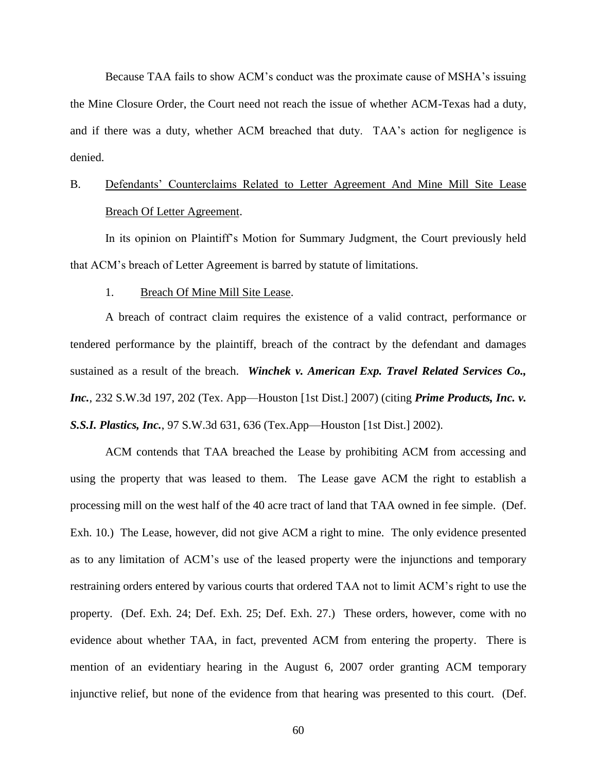Because TAA fails to show ACM's conduct was the proximate cause of MSHA's issuing the Mine Closure Order, the Court need not reach the issue of whether ACM-Texas had a duty, and if there was a duty, whether ACM breached that duty. TAA's action for negligence is denied.

B. <u>Defendants' Counterclaims Related to Letter Agreement And Mine Mill Site Lease Breach Of Letter Agreement</u>.

In its opinion on Plaintiff's Motion for Summary Judgment, the Court previously held that ACM's breach of Letter Agreement is barred by statute of limitations.

1. <u>Breach Of Mine Mill Site Lease</u>.

A breach of contract claim requires the existence of a valid contract, performance or tendered performance by the plaintiff, breach of the contract by the defendant and damages sustained as a result of the breach. ***Winchek v. American Exp. Travel Related Services Co., Inc.***, 232 S.W.3d 197, 202 (Tex. App—Houston [1st Dist.] 2007) (citing ***Prime Products, Inc. v. S.S.I. Plastics, Inc.***, 97 S.W.3d 631, 636 (Tex.App—Houston [1st Dist.] 2002).

ACM contends that TAA breached the Lease by prohibiting ACM from accessing and using the property that was leased to them. The Lease gave ACM the right to establish a processing mill on the west half of the 40 acre tract of land that TAA owned in fee simple. (Def. Exh. 10.) The Lease, however, did not give ACM a right to mine. The only evidence presented as to any limitation of ACM's use of the leased property were the injunctions and temporary restraining orders entered by various courts that ordered TAA not to limit ACM's right to use the property. (Def. Exh. 24; Def. Exh. 25; Def. Exh. 27.) These orders, however, come with no evidence about whether TAA, in fact, prevented ACM from entering the property. There is mention of an evidentiary hearing in the August 6, 2007 order granting ACM temporary injunctive relief, but none of the evidence from that hearing was presented to this court. (Def.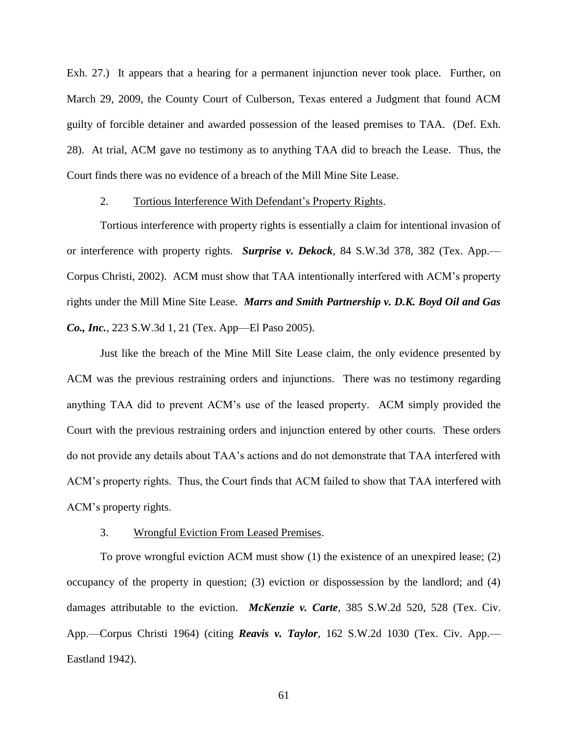Exh. 27.) It appears that a hearing for a permanent injunction never took place. Further, on March 29, 2009, the County Court of Culberson, Texas entered a Judgment that found ACM guilty of forcible detainer and awarded possession of the leased premises to TAA. (Def. Exh. 28). At trial, ACM gave no testimony as to anything TAA did to breach the Lease. Thus, the Court finds there was no evidence of a breach of the Mill Mine Site Lease.

2. Tortious Interference With Defendant's Property Rights.

Tortious interference with property rights is essentially a claim for intentional invasion of or interference with property rights. ***Surprise v. Dekock***, 84 S.W.3d 378, 382 (Tex. App.—Corpus Christi, 2002). ACM must show that TAA intentionally interfered with ACM's property rights under the Mill Mine Site Lease. ***Marrs and Smith Partnership v. D.K. Boyd Oil and Gas Co., Inc.***, 223 S.W.3d 1, 21 (Tex. App—El Paso 2005).

Just like the breach of the Mine Mill Site Lease claim, the only evidence presented by ACM was the previous restraining orders and injunctions. There was no testimony regarding anything TAA did to prevent ACM's use of the leased property. ACM simply provided the Court with the previous restraining orders and injunction entered by other courts. These orders do not provide any details about TAA's actions and do not demonstrate that TAA interfered with ACM's property rights. Thus, the Court finds that ACM failed to show that TAA interfered with ACM's property rights.

3. Wrongful Eviction From Leased Premises.

To prove wrongful eviction ACM must show (1) the existence of an unexpired lease; (2) occupancy of the property in question; (3) eviction or dispossession by the landlord; and (4) damages attributable to the eviction. ***McKenzie v. Carte***, 385 S.W.2d 520, 528 (Tex. Civ. App.—Corpus Christi 1964) (citing ***Reavis v. Taylor***, 162 S.W.2d 1030 (Tex. Civ. App.—Eastland 1942).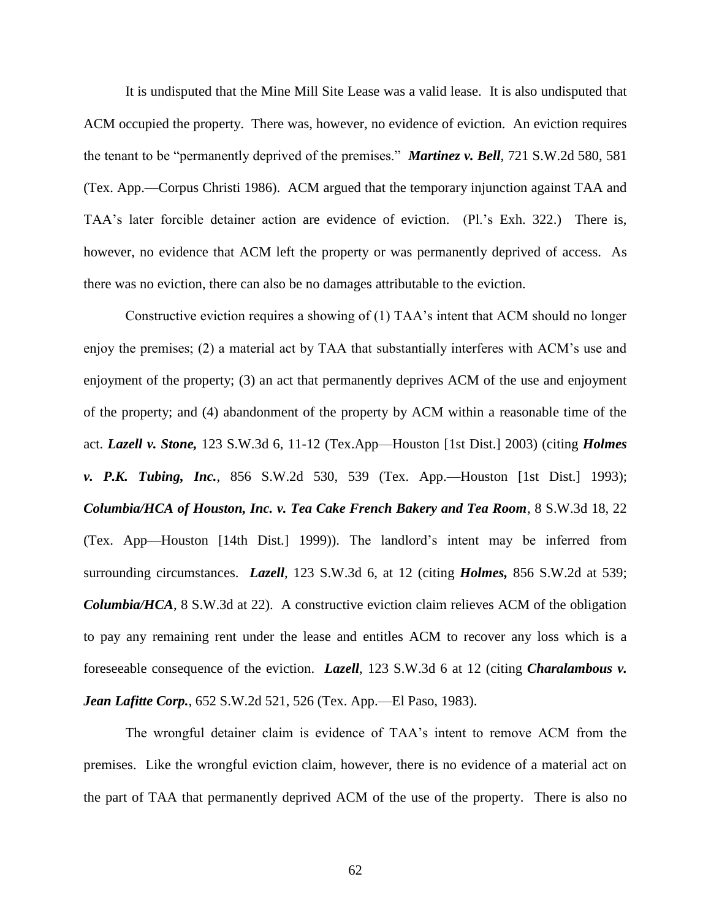It is undisputed that the Mine Mill Site Lease was a valid lease. It is also undisputed that ACM occupied the property. There was, however, no evidence of eviction. An eviction requires the tenant to be "permanently deprived of the premises." ***Martinez v. Bell***, 721 S.W.2d 580, 581 (Tex. App.—Corpus Christi 1986). ACM argued that the temporary injunction against TAA and TAA's later forcible detainer action are evidence of eviction. (Pl.'s Exh. 322.) There is, however, no evidence that ACM left the property or was permanently deprived of access. As there was no eviction, there can also be no damages attributable to the eviction.

Constructive eviction requires a showing of (1) TAA's intent that ACM should no longer enjoy the premises; (2) a material act by TAA that substantially interferes with ACM's use and enjoyment of the property; (3) an act that permanently deprives ACM of the use and enjoyment of the property; and (4) abandonment of the property by ACM within a reasonable time of the act. ***Lazell v. Stone,*** 123 S.W.3d 6, 11-12 (Tex.App—Houston [1st Dist.] 2003) (citing ***Holmes v. P.K. Tubing, Inc.***, 856 S.W.2d 530, 539 (Tex. App.—Houston [1st Dist.] 1993); ***Columbia/HCA of Houston, Inc. v. Tea Cake French Bakery and Tea Room***, 8 S.W.3d 18, 22 (Tex. App—Houston [14th Dist.] 1999)). The landlord's intent may be inferred from surrounding circumstances. ***Lazell***, 123 S.W.3d 6, at 12 (citing ***Holmes,*** 856 S.W.2d at 539; ***Columbia/HCA***, 8 S.W.3d at 22). A constructive eviction claim relieves ACM of the obligation to pay any remaining rent under the lease and entitles ACM to recover any loss which is a foreseeable consequence of the eviction. ***Lazell***, 123 S.W.3d 6 at 12 (citing ***Charalambous v. Jean Lafitte Corp.***, 652 S.W.2d 521, 526 (Tex. App.—El Paso, 1983).

The wrongful detainer claim is evidence of TAA's intent to remove ACM from the premises. Like the wrongful eviction claim, however, there is no evidence of a material act on the part of TAA that permanently deprived ACM of the use of the property. There is also no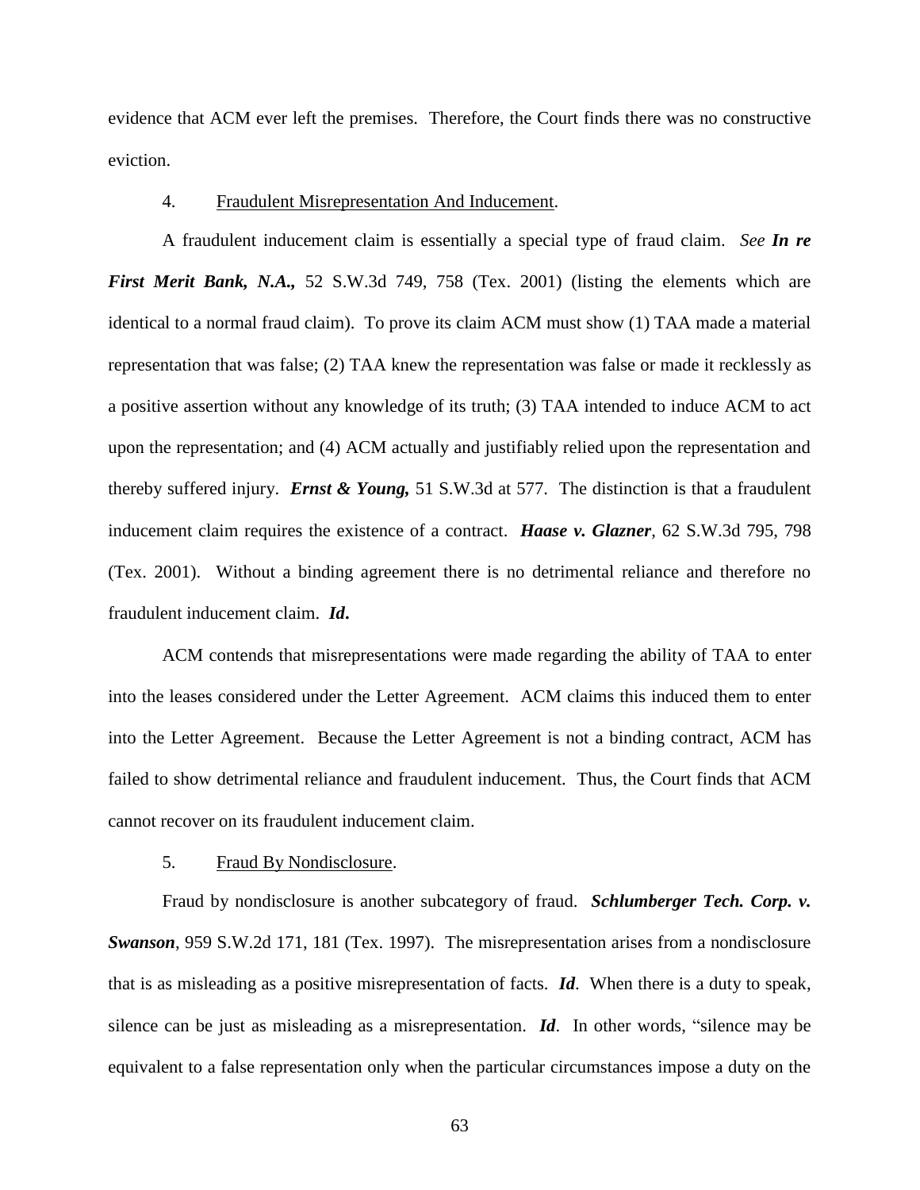evidence that ACM ever left the premises. Therefore, the Court finds there was no constructive eviction.

4. Fraudulent Misrepresentation And Inducement.

A fraudulent inducement claim is essentially a special type of fraud claim. *See* ***In re First Merit Bank, N.A.,*** 52 S.W.3d 749, 758 (Tex. 2001) (listing the elements which are identical to a normal fraud claim). To prove its claim ACM must show (1) TAA made a material representation that was false; (2) TAA knew the representation was false or made it recklessly as a positive assertion without any knowledge of its truth; (3) TAA intended to induce ACM to act upon the representation; and (4) ACM actually and justifiably relied upon the representation and thereby suffered injury. ***Ernst & Young,*** 51 S.W.3d at 577. The distinction is that a fraudulent inducement claim requires the existence of a contract. ***Haase v. Glazner***, 62 S.W.3d 795, 798 (Tex. 2001). Without a binding agreement there is no detrimental reliance and therefore no fraudulent inducement claim. ***Id.***

ACM contends that misrepresentations were made regarding the ability of TAA to enter into the leases considered under the Letter Agreement. ACM claims this induced them to enter into the Letter Agreement. Because the Letter Agreement is not a binding contract, ACM has failed to show detrimental reliance and fraudulent inducement. Thus, the Court finds that ACM cannot recover on its fraudulent inducement claim.

5. Fraud By Nondisclosure.

Fraud by nondisclosure is another subcategory of fraud. ***Schlumberger Tech. Corp. v. Swanson***, 959 S.W.2d 171, 181 (Tex. 1997). The misrepresentation arises from a nondisclosure that is as misleading as a positive misrepresentation of facts. ***Id***. When there is a duty to speak, silence can be just as misleading as a misrepresentation. ***Id***. In other words, "silence may be equivalent to a false representation only when the particular circumstances impose a duty on the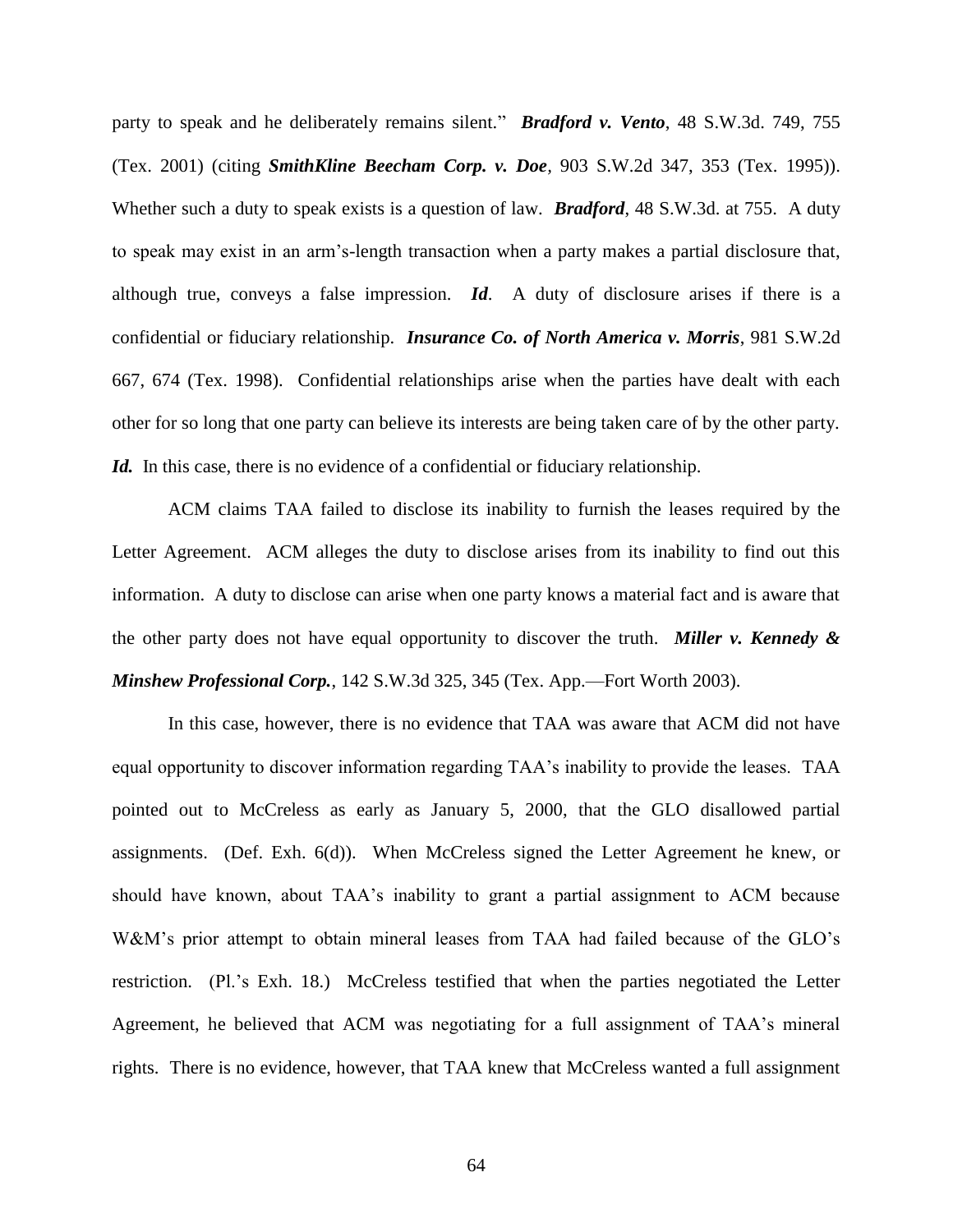party to speak and he deliberately remains silent." ***Bradford v. Vento***, 48 S.W.3d. 749, 755 (Tex. 2001) (citing ***SmithKline Beecham Corp. v. Doe***, 903 S.W.2d 347, 353 (Tex. 1995)). Whether such a duty to speak exists is a question of law. ***Bradford***, 48 S.W.3d. at 755. A duty to speak may exist in an arm's-length transaction when a party makes a partial disclosure that, although true, conveys a false impression. ***Id***. A duty of disclosure arises if there is a confidential or fiduciary relationship. ***Insurance Co. of North America v. Morris***, 981 S.W.2d 667, 674 (Tex. 1998). Confidential relationships arise when the parties have dealt with each other for so long that one party can believe its interests are being taken care of by the other party. ***Id.*** In this case, there is no evidence of a confidential or fiduciary relationship.

ACM claims TAA failed to disclose its inability to furnish the leases required by the Letter Agreement. ACM alleges the duty to disclose arises from its inability to find out this information. A duty to disclose can arise when one party knows a material fact and is aware that the other party does not have equal opportunity to discover the truth. ***Miller v. Kennedy & Minshew Professional Corp.***, 142 S.W.3d 325, 345 (Tex. App.—Fort Worth 2003).

In this case, however, there is no evidence that TAA was aware that ACM did not have equal opportunity to discover information regarding TAA's inability to provide the leases. TAA pointed out to McCreless as early as January 5, 2000, that the GLO disallowed partial assignments. (Def. Exh. 6(d)). When McCreless signed the Letter Agreement he knew, or should have known, about TAA's inability to grant a partial assignment to ACM because W&M's prior attempt to obtain mineral leases from TAA had failed because of the GLO's restriction. (Pl.'s Exh. 18.) McCreless testified that when the parties negotiated the Letter Agreement, he believed that ACM was negotiating for a full assignment of TAA's mineral rights. There is no evidence, however, that TAA knew that McCreless wanted a full assignment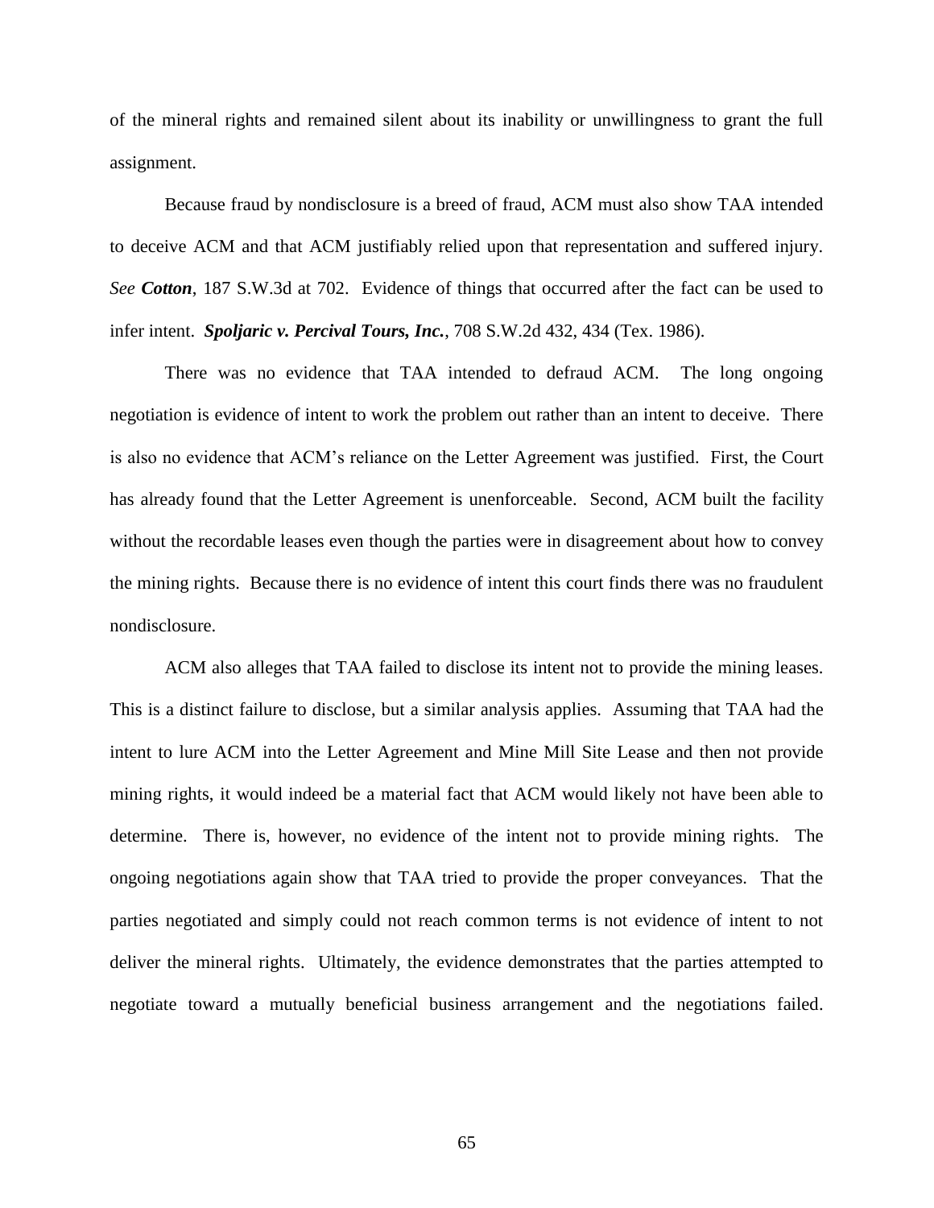of the mineral rights and remained silent about its inability or unwillingness to grant the full assignment.

Because fraud by nondisclosure is a breed of fraud, ACM must also show TAA intended to deceive ACM and that ACM justifiably relied upon that representation and suffered injury. *See* ***Cotton***, 187 S.W.3d at 702. Evidence of things that occurred after the fact can be used to infer intent. ***Spoljaric v. Percival Tours, Inc.***, 708 S.W.2d 432, 434 (Tex. 1986).

There was no evidence that TAA intended to defraud ACM. The long ongoing negotiation is evidence of intent to work the problem out rather than an intent to deceive. There is also no evidence that ACM's reliance on the Letter Agreement was justified. First, the Court has already found that the Letter Agreement is unenforceable. Second, ACM built the facility without the recordable leases even though the parties were in disagreement about how to convey the mining rights. Because there is no evidence of intent this court finds there was no fraudulent nondisclosure.

ACM also alleges that TAA failed to disclose its intent not to provide the mining leases. This is a distinct failure to disclose, but a similar analysis applies. Assuming that TAA had the intent to lure ACM into the Letter Agreement and Mine Mill Site Lease and then not provide mining rights, it would indeed be a material fact that ACM would likely not have been able to determine. There is, however, no evidence of the intent not to provide mining rights. The ongoing negotiations again show that TAA tried to provide the proper conveyances. That the parties negotiated and simply could not reach common terms is not evidence of intent to not deliver the mineral rights. Ultimately, the evidence demonstrates that the parties attempted to negotiate toward a mutually beneficial business arrangement and the negotiations failed.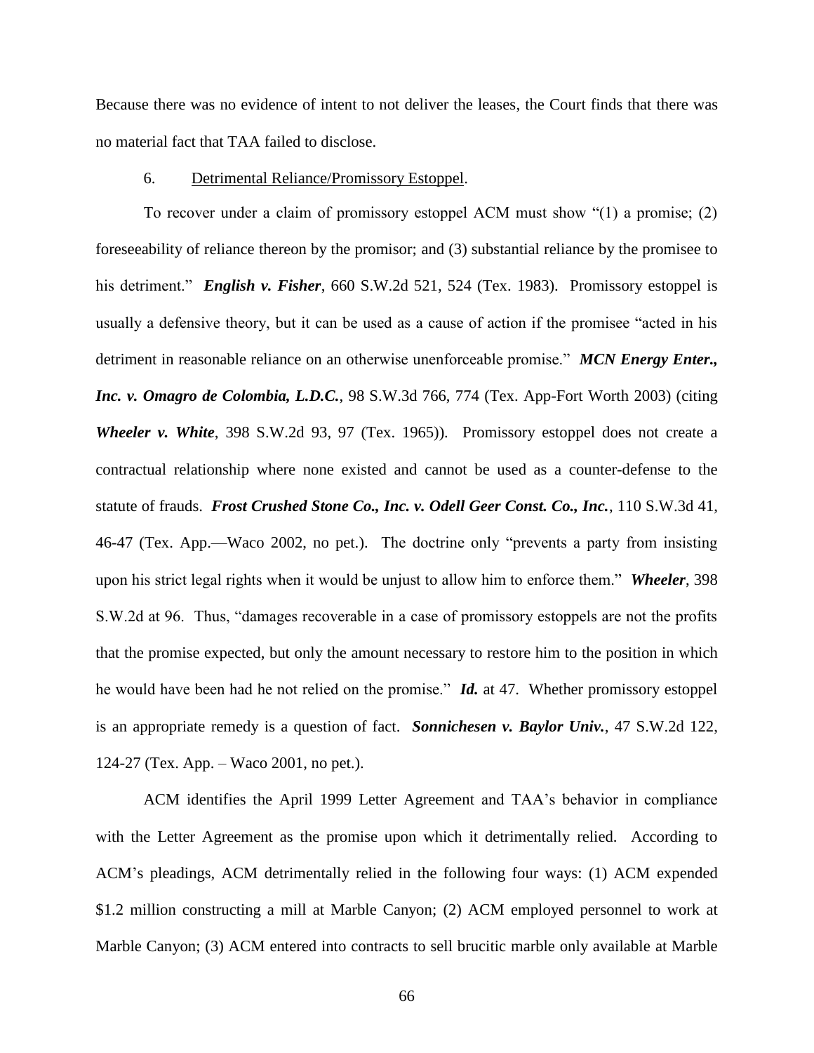Because there was no evidence of intent to not deliver the leases, the Court finds that there was no material fact that TAA failed to disclose.

6. Detrimental Reliance/Promissory Estoppel.

To recover under a claim of promissory estoppel ACM must show "(1) a promise; (2) foreseeability of reliance thereon by the promisor; and (3) substantial reliance by the promisee to his detriment." ***English v. Fisher***, 660 S.W.2d 521, 524 (Tex. 1983). Promissory estoppel is usually a defensive theory, but it can be used as a cause of action if the promisee "acted in his detriment in reasonable reliance on an otherwise unenforceable promise." ***MCN Energy Enter., Inc. v. Omagro de Colombia, L.D.C.***, 98 S.W.3d 766, 774 (Tex. App-Fort Worth 2003) (citing ***Wheeler v. White***, 398 S.W.2d 93, 97 (Tex. 1965)). Promissory estoppel does not create a contractual relationship where none existed and cannot be used as a counter-defense to the statute of frauds. ***Frost Crushed Stone Co., Inc. v. Odell Geer Const. Co., Inc.***, 110 S.W.3d 41, 46-47 (Tex. App.—Waco 2002, no pet.). The doctrine only "prevents a party from insisting upon his strict legal rights when it would be unjust to allow him to enforce them." ***Wheeler***, 398 S.W.2d at 96. Thus, "damages recoverable in a case of promissory estoppels are not the profits that the promise expected, but only the amount necessary to restore him to the position in which he would have been had he not relied on the promise." ***Id.*** at 47. Whether promissory estoppel is an appropriate remedy is a question of fact. ***Sonnichesen v. Baylor Univ.***, 47 S.W.2d 122, 124-27 (Tex. App. – Waco 2001, no pet.).

ACM identifies the April 1999 Letter Agreement and TAA's behavior in compliance with the Letter Agreement as the promise upon which it detrimentally relied. According to ACM's pleadings, ACM detrimentally relied in the following four ways: (1) ACM expended $1.2 million constructing a mill at Marble Canyon; (2) ACM employed personnel to work at Marble Canyon; (3) ACM entered into contracts to sell brucitic marble only available at Marble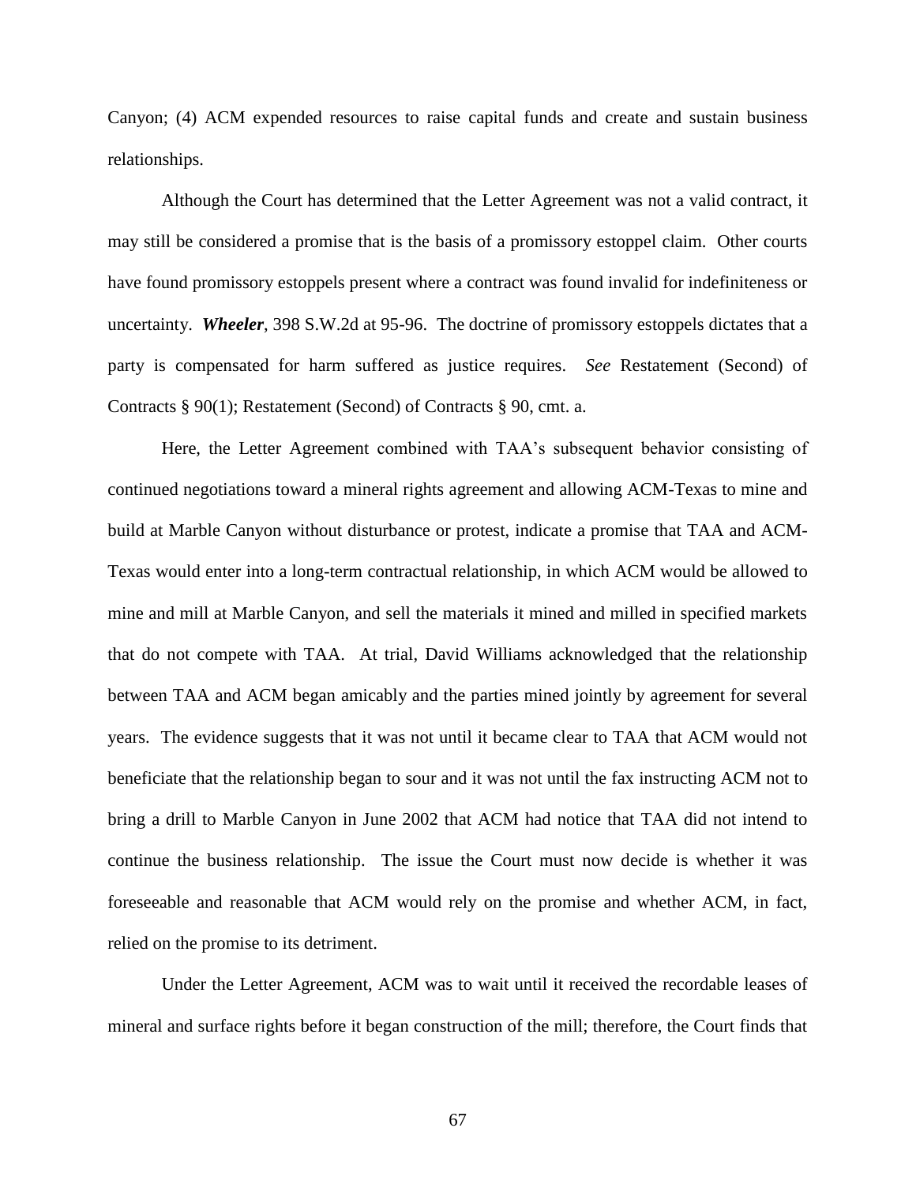Canyon; (4) ACM expended resources to raise capital funds and create and sustain business relationships.

Although the Court has determined that the Letter Agreement was not a valid contract, it may still be considered a promise that is the basis of a promissory estoppel claim. Other courts have found promissory estoppels present where a contract was found invalid for indefiniteness or uncertainty. ***Wheeler***, 398 S.W.2d at 95-96. The doctrine of promissory estoppels dictates that a party is compensated for harm suffered as justice requires. *See* Restatement (Second) of Contracts § 90(1); Restatement (Second) of Contracts § 90, cmt. a.

Here, the Letter Agreement combined with TAA's subsequent behavior consisting of continued negotiations toward a mineral rights agreement and allowing ACM-Texas to mine and build at Marble Canyon without disturbance or protest, indicate a promise that TAA and ACM-Texas would enter into a long-term contractual relationship, in which ACM would be allowed to mine and mill at Marble Canyon, and sell the materials it mined and milled in specified markets that do not compete with TAA. At trial, David Williams acknowledged that the relationship between TAA and ACM began amicably and the parties mined jointly by agreement for several years. The evidence suggests that it was not until it became clear to TAA that ACM would not beneficiate that the relationship began to sour and it was not until the fax instructing ACM not to bring a drill to Marble Canyon in June 2002 that ACM had notice that TAA did not intend to continue the business relationship. The issue the Court must now decide is whether it was foreseeable and reasonable that ACM would rely on the promise and whether ACM, in fact, relied on the promise to its detriment.

Under the Letter Agreement, ACM was to wait until it received the recordable leases of mineral and surface rights before it began construction of the mill; therefore, the Court finds that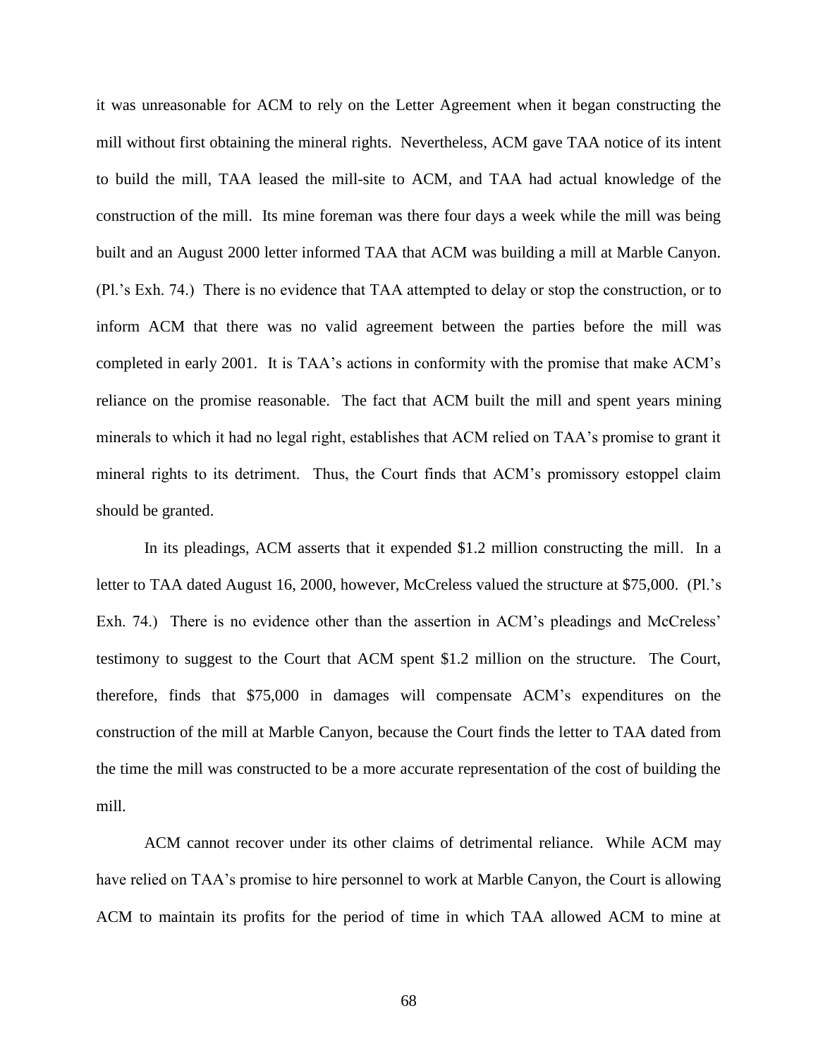it was unreasonable for ACM to rely on the Letter Agreement when it began constructing the mill without first obtaining the mineral rights. Nevertheless, ACM gave TAA notice of its intent to build the mill, TAA leased the mill-site to ACM, and TAA had actual knowledge of the construction of the mill. Its mine foreman was there four days a week while the mill was being built and an August 2000 letter informed TAA that ACM was building a mill at Marble Canyon. (Pl.'s Exh. 74.) There is no evidence that TAA attempted to delay or stop the construction, or to inform ACM that there was no valid agreement between the parties before the mill was completed in early 2001. It is TAA's actions in conformity with the promise that make ACM's reliance on the promise reasonable. The fact that ACM built the mill and spent years mining minerals to which it had no legal right, establishes that ACM relied on TAA's promise to grant it mineral rights to its detriment. Thus, the Court finds that ACM's promissory estoppel claim should be granted.

In its pleadings, ACM asserts that it expended $1.2 million constructing the mill. In a letter to TAA dated August 16, 2000, however, McCreless valued the structure at $75,000. (Pl.'s Exh. 74.) There is no evidence other than the assertion in ACM's pleadings and McCreless' testimony to suggest to the Court that ACM spent $1.2 million on the structure. The Court, therefore, finds that $75,000 in damages will compensate ACM's expenditures on the construction of the mill at Marble Canyon, because the Court finds the letter to TAA dated from the time the mill was constructed to be a more accurate representation of the cost of building the mill.

ACM cannot recover under its other claims of detrimental reliance. While ACM may have relied on TAA's promise to hire personnel to work at Marble Canyon, the Court is allowing ACM to maintain its profits for the period of time in which TAA allowed ACM to mine at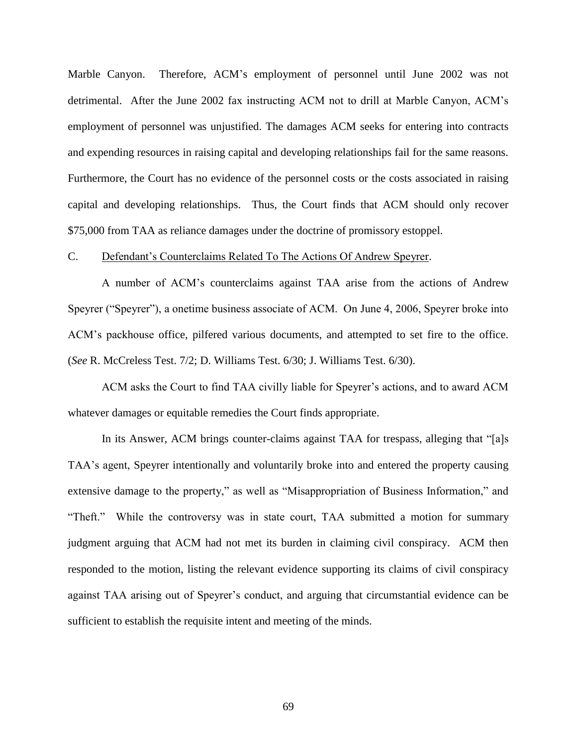Marble Canyon. Therefore, ACM's employment of personnel until June 2002 was not detrimental. After the June 2002 fax instructing ACM not to drill at Marble Canyon, ACM's employment of personnel was unjustified. The damages ACM seeks for entering into contracts and expending resources in raising capital and developing relationships fail for the same reasons. Furthermore, the Court has no evidence of the personnel costs or the costs associated in raising capital and developing relationships. Thus, the Court finds that ACM should only recover $75,000 from TAA as reliance damages under the doctrine of promissory estoppel.

C. <u>Defendant's Counterclaims Related To The Actions Of Andrew Speyrer</u>.

A number of ACM's counterclaims against TAA arise from the actions of Andrew Speyrer ("Speyrer"), a onetime business associate of ACM. On June 4, 2006, Speyrer broke into ACM's packhouse office, pilfered various documents, and attempted to set fire to the office. (*See* R. McCreless Test. 7/2; D. Williams Test. 6/30; J. Williams Test. 6/30).

ACM asks the Court to find TAA civilly liable for Speyrer's actions, and to award ACM whatever damages or equitable remedies the Court finds appropriate.

In its Answer, ACM brings counter-claims against TAA for trespass, alleging that "[a]s TAA's agent, Speyrer intentionally and voluntarily broke into and entered the property causing extensive damage to the property," as well as "Misappropriation of Business Information," and "Theft." While the controversy was in state court, TAA submitted a motion for summary judgment arguing that ACM had not met its burden in claiming civil conspiracy. ACM then responded to the motion, listing the relevant evidence supporting its claims of civil conspiracy against TAA arising out of Speyrer's conduct, and arguing that circumstantial evidence can be sufficient to establish the requisite intent and meeting of the minds.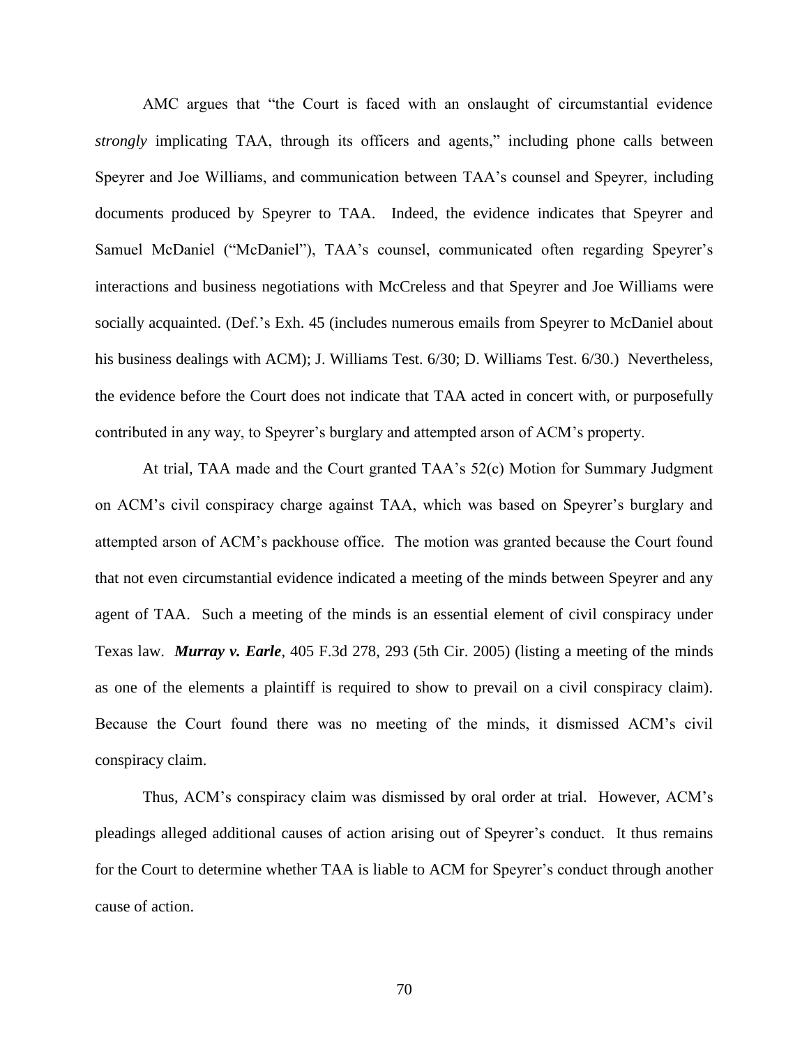AMC argues that "the Court is faced with an onslaught of circumstantial evidence *strongly* implicating TAA, through its officers and agents," including phone calls between Speyrer and Joe Williams, and communication between TAA's counsel and Speyrer, including documents produced by Speyrer to TAA. Indeed, the evidence indicates that Speyrer and Samuel McDaniel ("McDaniel"), TAA's counsel, communicated often regarding Speyrer's interactions and business negotiations with McCreless and that Speyrer and Joe Williams were socially acquainted. (Def.'s Exh. 45 (includes numerous emails from Speyrer to McDaniel about his business dealings with ACM); J. Williams Test. 6/30; D. Williams Test. 6/30.) Nevertheless, the evidence before the Court does not indicate that TAA acted in concert with, or purposefully contributed in any way, to Speyrer's burglary and attempted arson of ACM's property.

At trial, TAA made and the Court granted TAA's 52(c) Motion for Summary Judgment on ACM's civil conspiracy charge against TAA, which was based on Speyrer's burglary and attempted arson of ACM's packhouse office. The motion was granted because the Court found that not even circumstantial evidence indicated a meeting of the minds between Speyrer and any agent of TAA. Such a meeting of the minds is an essential element of civil conspiracy under Texas law. ***Murray v. Earle***, 405 F.3d 278, 293 (5th Cir. 2005) (listing a meeting of the minds as one of the elements a plaintiff is required to show to prevail on a civil conspiracy claim). Because the Court found there was no meeting of the minds, it dismissed ACM's civil conspiracy claim.

Thus, ACM's conspiracy claim was dismissed by oral order at trial. However, ACM's pleadings alleged additional causes of action arising out of Speyrer's conduct. It thus remains for the Court to determine whether TAA is liable to ACM for Speyrer's conduct through another cause of action.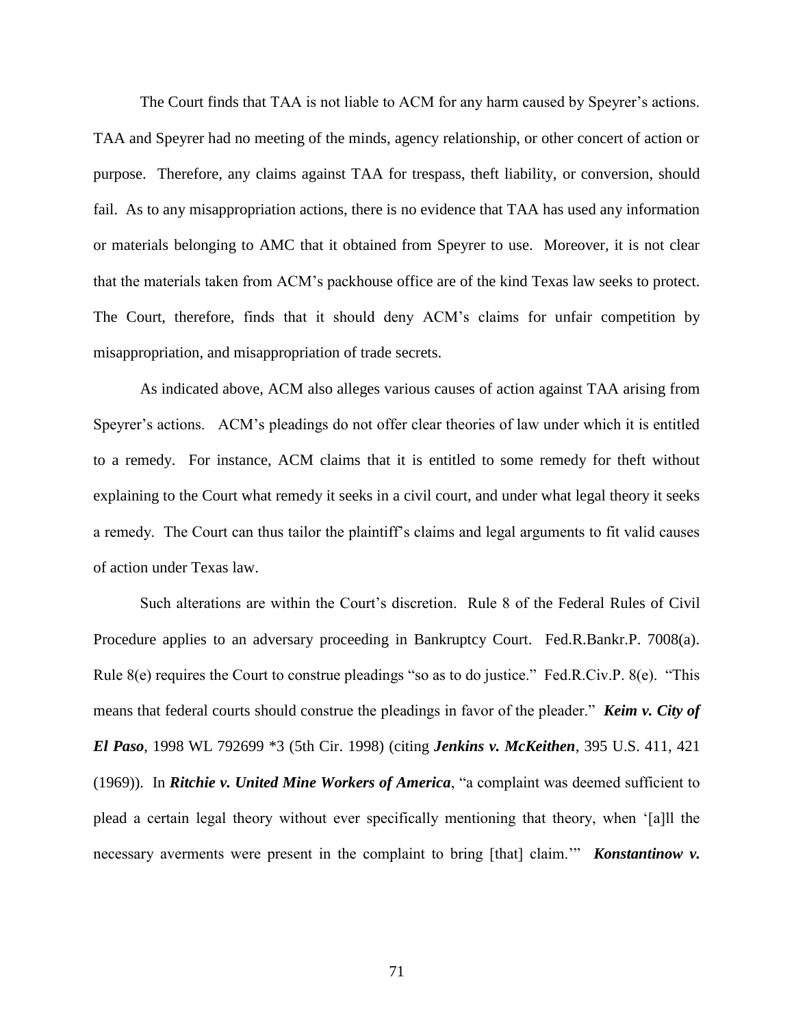The Court finds that TAA is not liable to ACM for any harm caused by Speyrer's actions. TAA and Speyrer had no meeting of the minds, agency relationship, or other concert of action or purpose. Therefore, any claims against TAA for trespass, theft liability, or conversion, should fail. As to any misappropriation actions, there is no evidence that TAA has used any information or materials belonging to AMC that it obtained from Speyrer to use. Moreover, it is not clear that the materials taken from ACM's packhouse office are of the kind Texas law seeks to protect. The Court, therefore, finds that it should deny ACM's claims for unfair competition by misappropriation, and misappropriation of trade secrets.

As indicated above, ACM also alleges various causes of action against TAA arising from Speyrer's actions. ACM's pleadings do not offer clear theories of law under which it is entitled to a remedy. For instance, ACM claims that it is entitled to some remedy for theft without explaining to the Court what remedy it seeks in a civil court, and under what legal theory it seeks a remedy. The Court can thus tailor the plaintiff's claims and legal arguments to fit valid causes of action under Texas law.

Such alterations are within the Court's discretion. Rule 8 of the Federal Rules of Civil Procedure applies to an adversary proceeding in Bankruptcy Court. Fed.R.Bankr.P. 7008(a). Rule 8(e) requires the Court to construe pleadings "so as to do justice." Fed.R.Civ.P. 8(e). "This means that federal courts should construe the pleadings in favor of the pleader." ***Keim v. City of El Paso***, 1998 WL 792699 *3 (5th Cir. 1998) (citing ***Jenkins v. McKeithen***, 395 U.S. 411, 421 (1969)). In ***Ritchie v. United Mine Workers of America***, "a complaint was deemed sufficient to plead a certain legal theory without ever specifically mentioning that theory, when '[a]ll the necessary averments were present in the complaint to bring [that] claim.'" ***Konstantinow v.***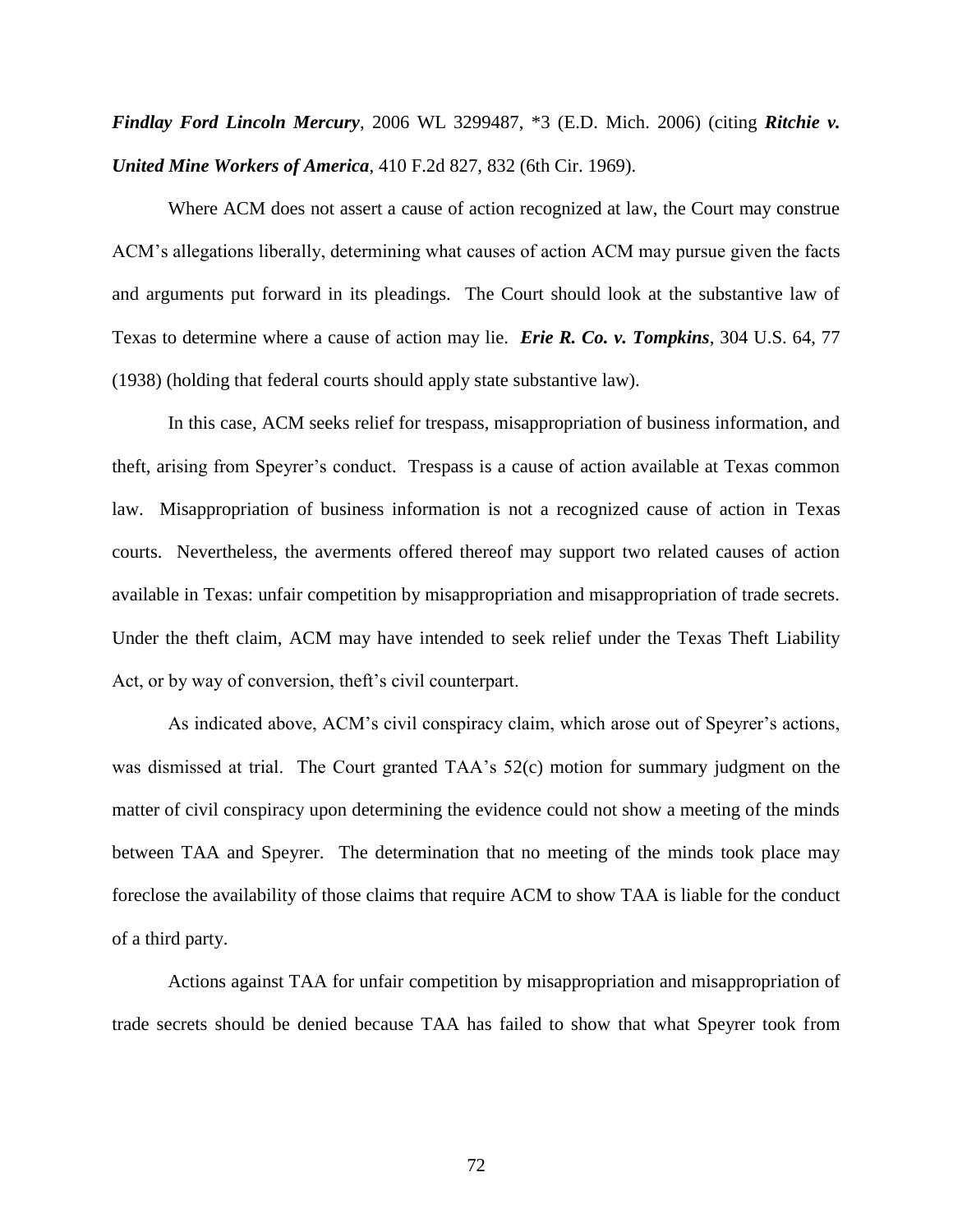***Findlay Ford Lincoln Mercury***, 2006 WL 3299487, *3 (E.D. Mich. 2006) (citing ***Ritchie v. United Mine Workers of America***, 410 F.2d 827, 832 (6th Cir. 1969).

Where ACM does not assert a cause of action recognized at law, the Court may construe ACM's allegations liberally, determining what causes of action ACM may pursue given the facts and arguments put forward in its pleadings. The Court should look at the substantive law of Texas to determine where a cause of action may lie. ***Erie R. Co. v. Tompkins***, 304 U.S. 64, 77 (1938) (holding that federal courts should apply state substantive law).

In this case, ACM seeks relief for trespass, misappropriation of business information, and theft, arising from Speyrer's conduct. Trespass is a cause of action available at Texas common law. Misappropriation of business information is not a recognized cause of action in Texas courts. Nevertheless, the averments offered thereof may support two related causes of action available in Texas: unfair competition by misappropriation and misappropriation of trade secrets. Under the theft claim, ACM may have intended to seek relief under the Texas Theft Liability Act, or by way of conversion, theft's civil counterpart.

As indicated above, ACM's civil conspiracy claim, which arose out of Speyrer's actions, was dismissed at trial. The Court granted TAA's 52(c) motion for summary judgment on the matter of civil conspiracy upon determining the evidence could not show a meeting of the minds between TAA and Speyrer. The determination that no meeting of the minds took place may foreclose the availability of those claims that require ACM to show TAA is liable for the conduct of a third party.

Actions against TAA for unfair competition by misappropriation and misappropriation of trade secrets should be denied because TAA has failed to show that what Speyrer took from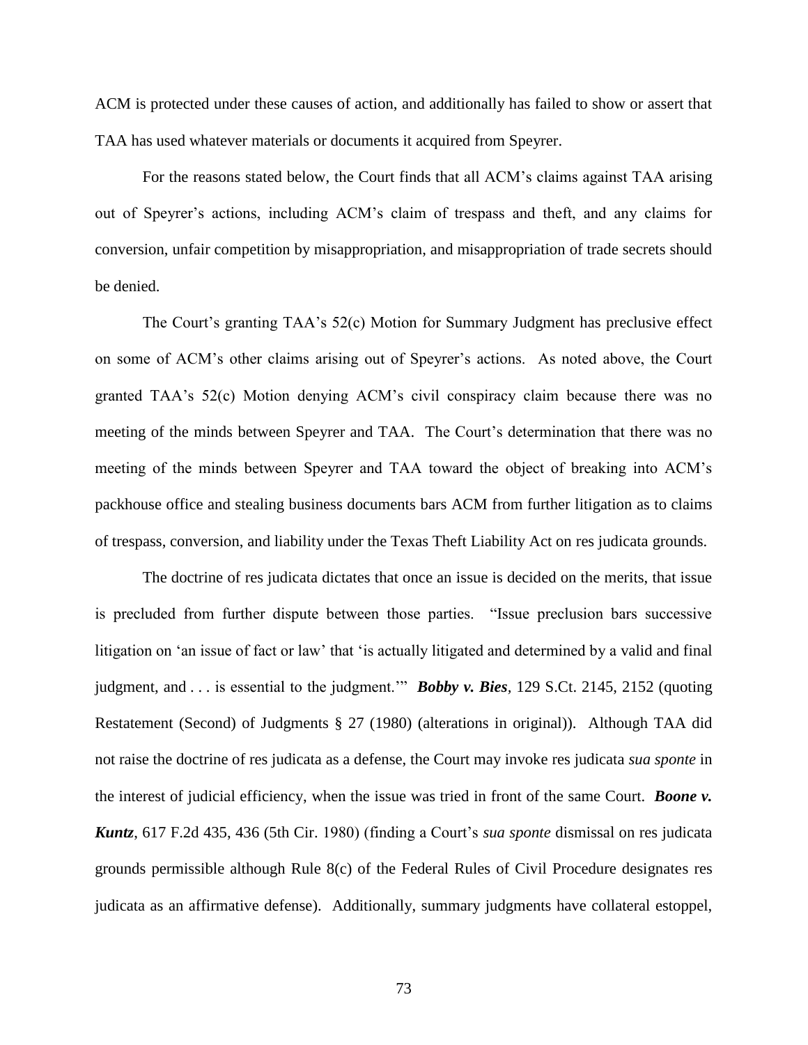ACM is protected under these causes of action, and additionally has failed to show or assert that TAA has used whatever materials or documents it acquired from Speyrer.

For the reasons stated below, the Court finds that all ACM's claims against TAA arising out of Speyrer's actions, including ACM's claim of trespass and theft, and any claims for conversion, unfair competition by misappropriation, and misappropriation of trade secrets should be denied.

The Court's granting TAA's 52(c) Motion for Summary Judgment has preclusive effect on some of ACM's other claims arising out of Speyrer's actions. As noted above, the Court granted TAA's 52(c) Motion denying ACM's civil conspiracy claim because there was no meeting of the minds between Speyrer and TAA. The Court's determination that there was no meeting of the minds between Speyrer and TAA toward the object of breaking into ACM's packhouse office and stealing business documents bars ACM from further litigation as to claims of trespass, conversion, and liability under the Texas Theft Liability Act on res judicata grounds.

The doctrine of res judicata dictates that once an issue is decided on the merits, that issue is precluded from further dispute between those parties. "Issue preclusion bars successive litigation on 'an issue of fact or law' that 'is actually litigated and determined by a valid and final judgment, and . . . is essential to the judgment.'" ***Bobby v. Bies***, 129 S.Ct. 2145, 2152 (quoting Restatement (Second) of Judgments § 27 (1980) (alterations in original)). Although TAA did not raise the doctrine of res judicata as a defense, the Court may invoke res judicata *sua sponte* in the interest of judicial efficiency, when the issue was tried in front of the same Court. ***Boone v. Kuntz***, 617 F.2d 435, 436 (5th Cir. 1980) (finding a Court's *sua sponte* dismissal on res judicata grounds permissible although Rule 8(c) of the Federal Rules of Civil Procedure designates res judicata as an affirmative defense). Additionally, summary judgments have collateral estoppel,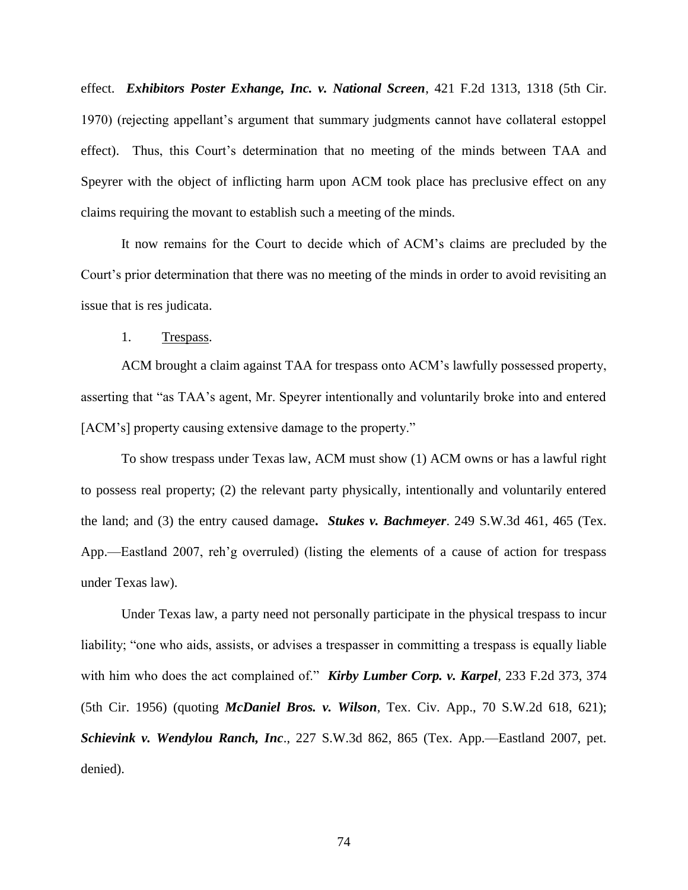effect. ***Exhibitors Poster Exhange, Inc. v. National Screen***, 421 F.2d 1313, 1318 (5th Cir. 1970) (rejecting appellant's argument that summary judgments cannot have collateral estoppel effect). Thus, this Court's determination that no meeting of the minds between TAA and Speyrer with the object of inflicting harm upon ACM took place has preclusive effect on any claims requiring the movant to establish such a meeting of the minds.

It now remains for the Court to decide which of ACM's claims are precluded by the Court's prior determination that there was no meeting of the minds in order to avoid revisiting an issue that is res judicata.

1. Trespass.

ACM brought a claim against TAA for trespass onto ACM's lawfully possessed property, asserting that "as TAA's agent, Mr. Speyrer intentionally and voluntarily broke into and entered [ACM's] property causing extensive damage to the property."

To show trespass under Texas law, ACM must show (1) ACM owns or has a lawful right to possess real property; (2) the relevant party physically, intentionally and voluntarily entered the land; and (3) the entry caused damage**.** ***Stukes v. Bachmeyer***. 249 S.W.3d 461, 465 (Tex. App.—Eastland 2007, reh'g overruled) (listing the elements of a cause of action for trespass under Texas law).

Under Texas law, a party need not personally participate in the physical trespass to incur liability; "one who aids, assists, or advises a trespasser in committing a trespass is equally liable with him who does the act complained of." ***Kirby Lumber Corp. v. Karpel***, 233 F.2d 373, 374 (5th Cir. 1956) (quoting ***McDaniel Bros. v. Wilson***, Tex. Civ. App., 70 S.W.2d 618, 621); ***Schievink v. Wendylou Ranch, Inc***., 227 S.W.3d 862, 865 (Tex. App.—Eastland 2007, pet. denied).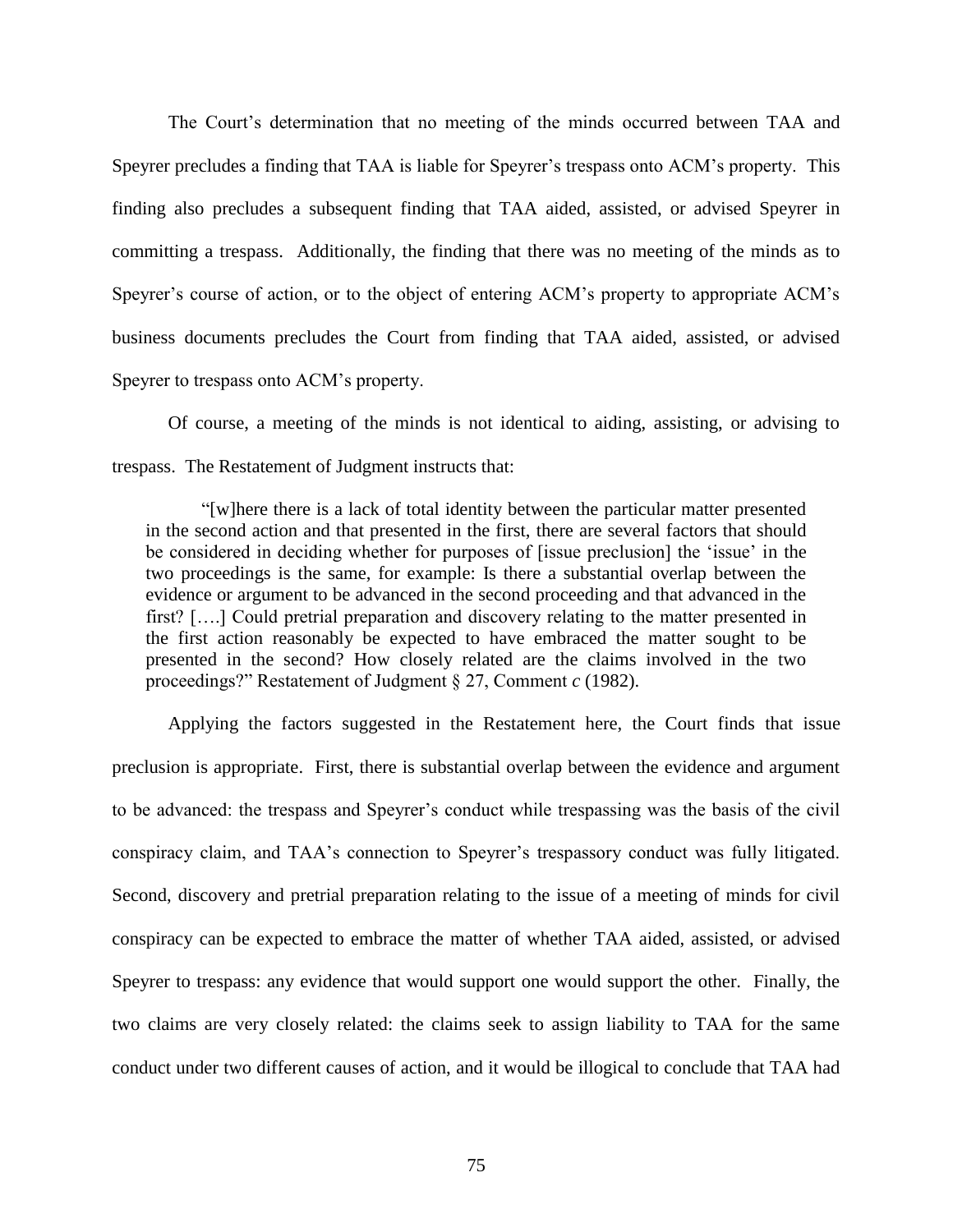The Court's determination that no meeting of the minds occurred between TAA and Speyrer precludes a finding that TAA is liable for Speyrer's trespass onto ACM's property. This finding also precludes a subsequent finding that TAA aided, assisted, or advised Speyrer in committing a trespass. Additionally, the finding that there was no meeting of the minds as to Speyrer's course of action, or to the object of entering ACM's property to appropriate ACM's business documents precludes the Court from finding that TAA aided, assisted, or advised Speyrer to trespass onto ACM's property.

Of course, a meeting of the minds is not identical to aiding, assisting, or advising to trespass. The Restatement of Judgment instructs that:

> "[w]here there is a lack of total identity between the particular matter presented in the second action and that presented in the first, there are several factors that should be considered in deciding whether for purposes of [issue preclusion] the 'issue' in the two proceedings is the same, for example: Is there a substantial overlap between the evidence or argument to be advanced in the second proceeding and that advanced in the first? [….] Could pretrial preparation and discovery relating to the matter presented in the first action reasonably be expected to have embraced the matter sought to be presented in the second? How closely related are the claims involved in the two proceedings?" Restatement of Judgment § 27, Comment *c* (1982).

Applying the factors suggested in the Restatement here, the Court finds that issue preclusion is appropriate. First, there is substantial overlap between the evidence and argument to be advanced: the trespass and Speyrer's conduct while trespassing was the basis of the civil conspiracy claim, and TAA's connection to Speyrer's trespassory conduct was fully litigated. Second, discovery and pretrial preparation relating to the issue of a meeting of minds for civil conspiracy can be expected to embrace the matter of whether TAA aided, assisted, or advised Speyrer to trespass: any evidence that would support one would support the other. Finally, the two claims are very closely related: the claims seek to assign liability to TAA for the same conduct under two different causes of action, and it would be illogical to conclude that TAA had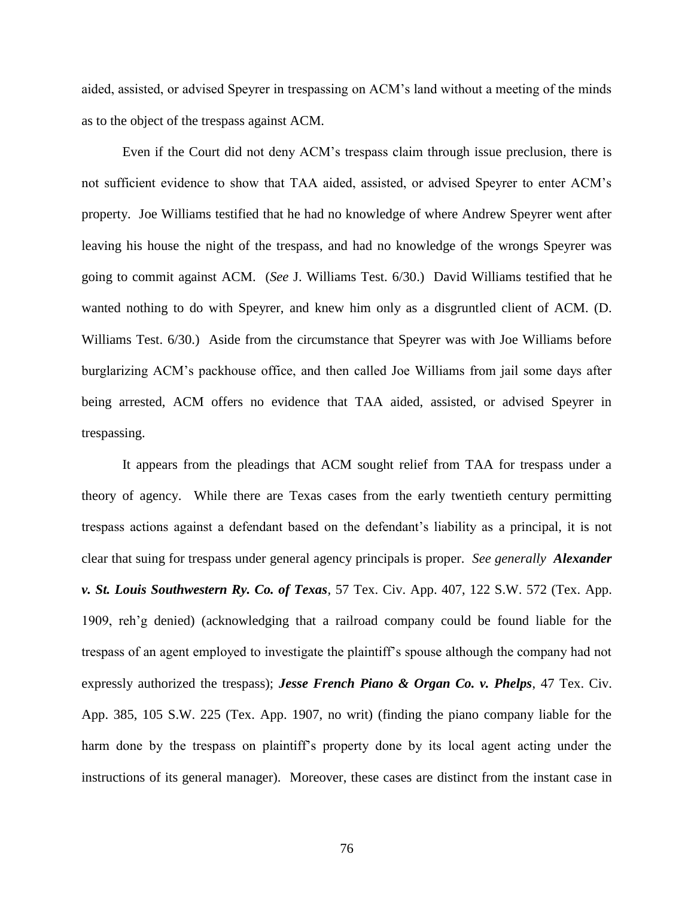aided, assisted, or advised Speyrer in trespassing on ACM's land without a meeting of the minds as to the object of the trespass against ACM.

Even if the Court did not deny ACM's trespass claim through issue preclusion, there is not sufficient evidence to show that TAA aided, assisted, or advised Speyrer to enter ACM's property. Joe Williams testified that he had no knowledge of where Andrew Speyrer went after leaving his house the night of the trespass, and had no knowledge of the wrongs Speyrer was going to commit against ACM. (*See* J. Williams Test. 6/30.) David Williams testified that he wanted nothing to do with Speyrer, and knew him only as a disgruntled client of ACM. (D. Williams Test. 6/30.) Aside from the circumstance that Speyrer was with Joe Williams before burglarizing ACM's packhouse office, and then called Joe Williams from jail some days after being arrested, ACM offers no evidence that TAA aided, assisted, or advised Speyrer in trespassing.

It appears from the pleadings that ACM sought relief from TAA for trespass under a theory of agency. While there are Texas cases from the early twentieth century permitting trespass actions against a defendant based on the defendant's liability as a principal, it is not clear that suing for trespass under general agency principals is proper. *See generally* ***Alexander v. St. Louis Southwestern Ry. Co. of Texas***, 57 Tex. Civ. App. 407, 122 S.W. 572 (Tex. App. 1909, reh'g denied) (acknowledging that a railroad company could be found liable for the trespass of an agent employed to investigate the plaintiff's spouse although the company had not expressly authorized the trespass); ***Jesse French Piano & Organ Co. v. Phelps***, 47 Tex. Civ. App. 385, 105 S.W. 225 (Tex. App. 1907, no writ) (finding the piano company liable for the harm done by the trespass on plaintiff's property done by its local agent acting under the instructions of its general manager). Moreover, these cases are distinct from the instant case in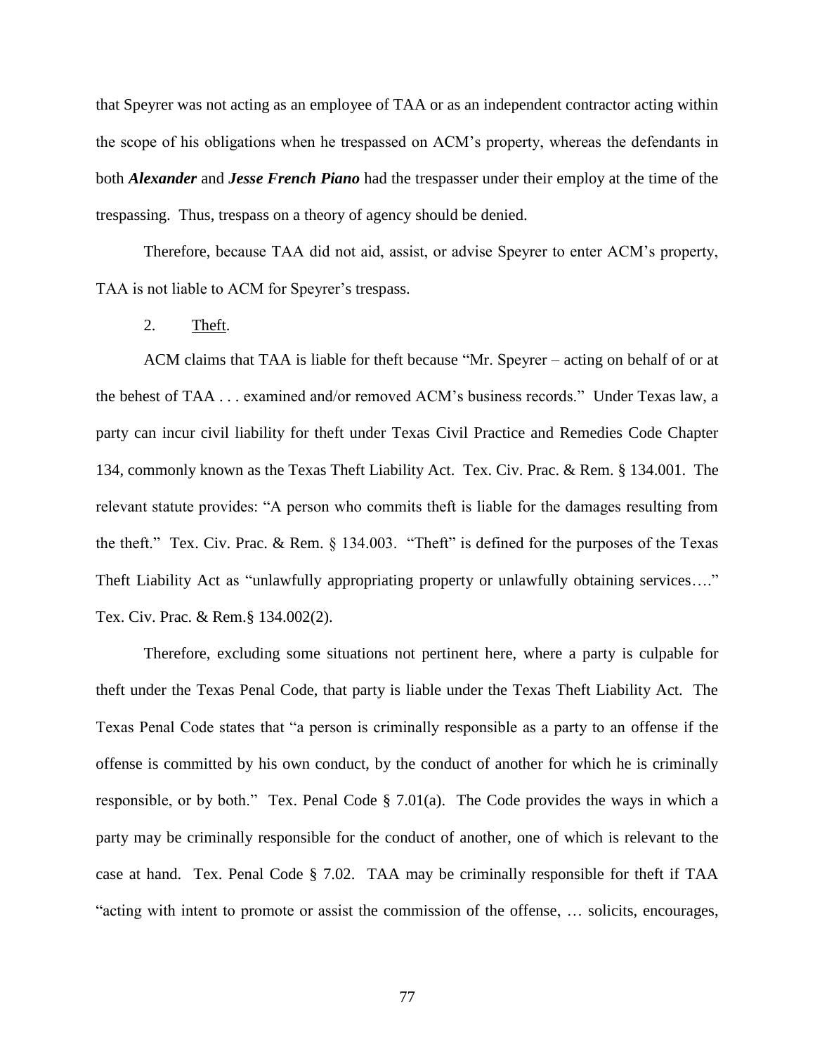that Speyrer was not acting as an employee of TAA or as an independent contractor acting within the scope of his obligations when he trespassed on ACM's property, whereas the defendants in both ***Alexander*** and ***Jesse French Piano*** had the trespasser under their employ at the time of the trespassing. Thus, trespass on a theory of agency should be denied.

Therefore, because TAA did not aid, assist, or advise Speyrer to enter ACM's property, TAA is not liable to ACM for Speyrer's trespass.

2. <u>Theft</u>.

ACM claims that TAA is liable for theft because "Mr. Speyrer – acting on behalf of or at the behest of TAA . . . examined and/or removed ACM's business records." Under Texas law, a party can incur civil liability for theft under Texas Civil Practice and Remedies Code Chapter 134, commonly known as the Texas Theft Liability Act. Tex. Civ. Prac. & Rem. § 134.001. The relevant statute provides: "A person who commits theft is liable for the damages resulting from the theft." Tex. Civ. Prac. & Rem. § 134.003. "Theft" is defined for the purposes of the Texas Theft Liability Act as "unlawfully appropriating property or unlawfully obtaining services…." Tex. Civ. Prac. & Rem.§ 134.002(2).

Therefore, excluding some situations not pertinent here, where a party is culpable for theft under the Texas Penal Code, that party is liable under the Texas Theft Liability Act. The Texas Penal Code states that "a person is criminally responsible as a party to an offense if the offense is committed by his own conduct, by the conduct of another for which he is criminally responsible, or by both." Tex. Penal Code § 7.01(a). The Code provides the ways in which a party may be criminally responsible for the conduct of another, one of which is relevant to the case at hand. Tex. Penal Code § 7.02. TAA may be criminally responsible for theft if TAA "acting with intent to promote or assist the commission of the offense, … solicits, encourages,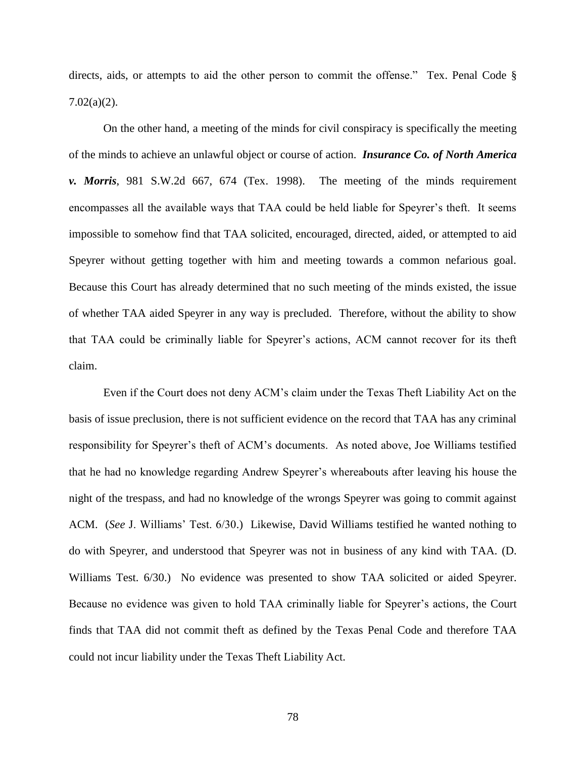directs, aids, or attempts to aid the other person to commit the offense." Tex. Penal Code § 7.02(a)(2).

On the other hand, a meeting of the minds for civil conspiracy is specifically the meeting of the minds to achieve an unlawful object or course of action. ***Insurance Co. of North America v. Morris***, 981 S.W.2d 667, 674 (Tex. 1998). The meeting of the minds requirement encompasses all the available ways that TAA could be held liable for Speyrer's theft. It seems impossible to somehow find that TAA solicited, encouraged, directed, aided, or attempted to aid Speyrer without getting together with him and meeting towards a common nefarious goal. Because this Court has already determined that no such meeting of the minds existed, the issue of whether TAA aided Speyrer in any way is precluded. Therefore, without the ability to show that TAA could be criminally liable for Speyrer's actions, ACM cannot recover for its theft claim.

Even if the Court does not deny ACM's claim under the Texas Theft Liability Act on the basis of issue preclusion, there is not sufficient evidence on the record that TAA has any criminal responsibility for Speyrer's theft of ACM's documents. As noted above, Joe Williams testified that he had no knowledge regarding Andrew Speyrer's whereabouts after leaving his house the night of the trespass, and had no knowledge of the wrongs Speyrer was going to commit against ACM. (*See* J. Williams' Test. 6/30.) Likewise, David Williams testified he wanted nothing to do with Speyrer, and understood that Speyrer was not in business of any kind with TAA. (D. Williams Test. 6/30.) No evidence was presented to show TAA solicited or aided Speyrer. Because no evidence was given to hold TAA criminally liable for Speyrer's actions, the Court finds that TAA did not commit theft as defined by the Texas Penal Code and therefore TAA could not incur liability under the Texas Theft Liability Act.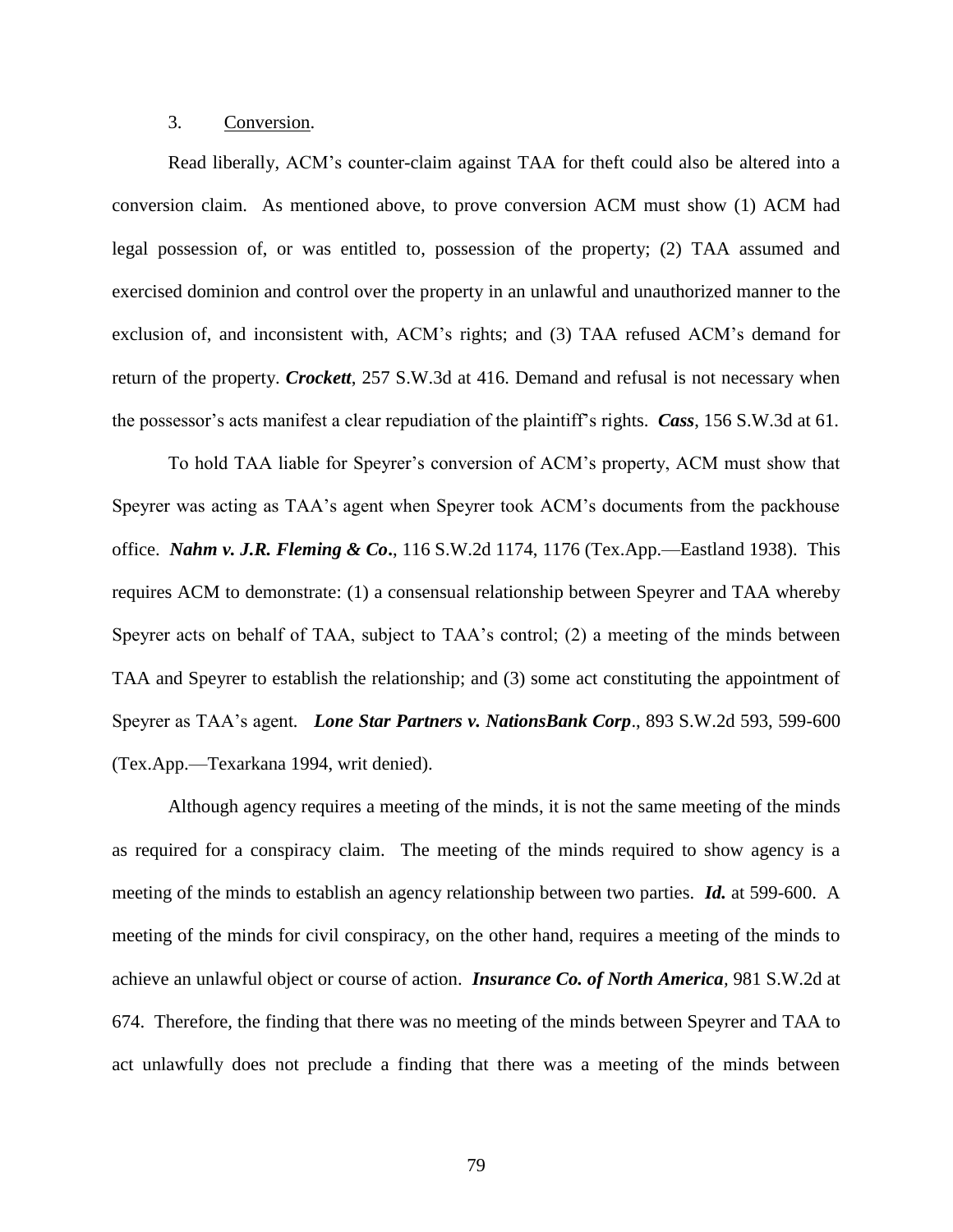3. Conversion.

Read liberally, ACM's counter-claim against TAA for theft could also be altered into a conversion claim. As mentioned above, to prove conversion ACM must show (1) ACM had legal possession of, or was entitled to, possession of the property; (2) TAA assumed and exercised dominion and control over the property in an unlawful and unauthorized manner to the exclusion of, and inconsistent with, ACM's rights; and (3) TAA refused ACM's demand for return of the property. ***Crockett***, 257 S.W.3d at 416. Demand and refusal is not necessary when the possessor's acts manifest a clear repudiation of the plaintiff's rights. ***Cass***, 156 S.W.3d at 61.

To hold TAA liable for Speyrer's conversion of ACM's property, ACM must show that Speyrer was acting as TAA's agent when Speyrer took ACM's documents from the packhouse office. ***Nahm v. J.R. Fleming & Co*.**, 116 S.W.2d 1174, 1176 (Tex.App.—Eastland 1938). This requires ACM to demonstrate: (1) a consensual relationship between Speyrer and TAA whereby Speyrer acts on behalf of TAA, subject to TAA's control; (2) a meeting of the minds between TAA and Speyrer to establish the relationship; and (3) some act constituting the appointment of Speyrer as TAA's agent. ***Lone Star Partners v. NationsBank Corp***., 893 S.W.2d 593, 599-600 (Tex.App.—Texarkana 1994, writ denied).

Although agency requires a meeting of the minds, it is not the same meeting of the minds as required for a conspiracy claim. The meeting of the minds required to show agency is a meeting of the minds to establish an agency relationship between two parties. ***Id.*** at 599-600. A meeting of the minds for civil conspiracy, on the other hand, requires a meeting of the minds to achieve an unlawful object or course of action. ***Insurance Co. of North America***, 981 S.W.2d at 674. Therefore, the finding that there was no meeting of the minds between Speyrer and TAA to act unlawfully does not preclude a finding that there was a meeting of the minds between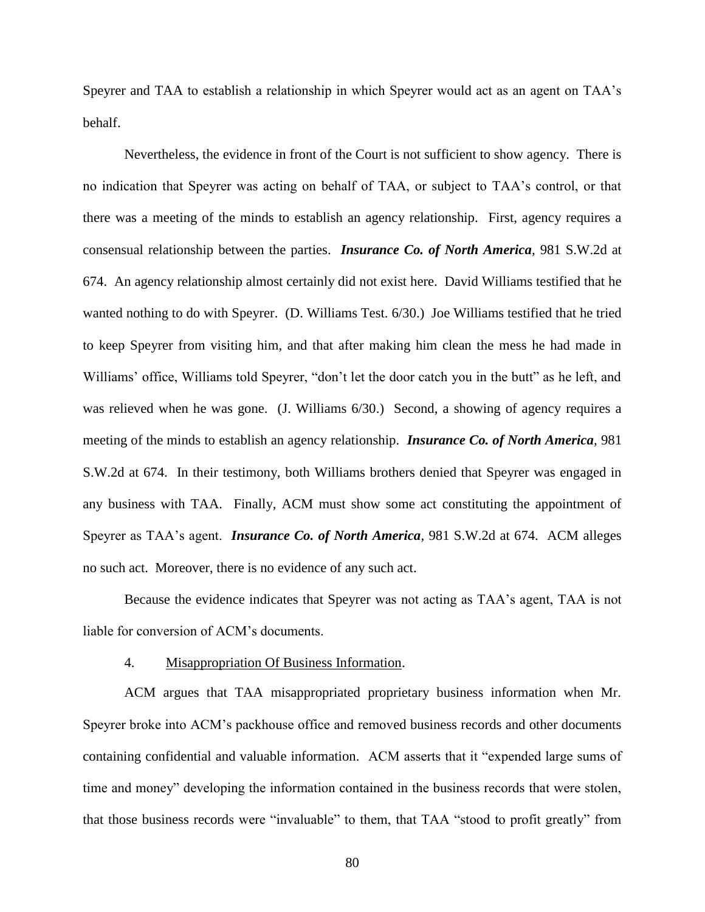Speyrer and TAA to establish a relationship in which Speyrer would act as an agent on TAA's behalf.

Nevertheless, the evidence in front of the Court is not sufficient to show agency. There is no indication that Speyrer was acting on behalf of TAA, or subject to TAA's control, or that there was a meeting of the minds to establish an agency relationship. First, agency requires a consensual relationship between the parties. ***Insurance Co. of North America***, 981 S.W.2d at 674. An agency relationship almost certainly did not exist here. David Williams testified that he wanted nothing to do with Speyrer. (D. Williams Test. 6/30.) Joe Williams testified that he tried to keep Speyrer from visiting him, and that after making him clean the mess he had made in Williams' office, Williams told Speyrer, "don't let the door catch you in the butt" as he left, and was relieved when he was gone. (J. Williams 6/30.) Second, a showing of agency requires a meeting of the minds to establish an agency relationship. ***Insurance Co. of North America***, 981 S.W.2d at 674. In their testimony, both Williams brothers denied that Speyrer was engaged in any business with TAA. Finally, ACM must show some act constituting the appointment of Speyrer as TAA's agent. ***Insurance Co. of North America***, 981 S.W.2d at 674. ACM alleges no such act. Moreover, there is no evidence of any such act.

Because the evidence indicates that Speyrer was not acting as TAA's agent, TAA is not liable for conversion of ACM's documents.

4. Misappropriation Of Business Information.

ACM argues that TAA misappropriated proprietary business information when Mr. Speyrer broke into ACM's packhouse office and removed business records and other documents containing confidential and valuable information. ACM asserts that it "expended large sums of time and money" developing the information contained in the business records that were stolen, that those business records were "invaluable" to them, that TAA "stood to profit greatly" from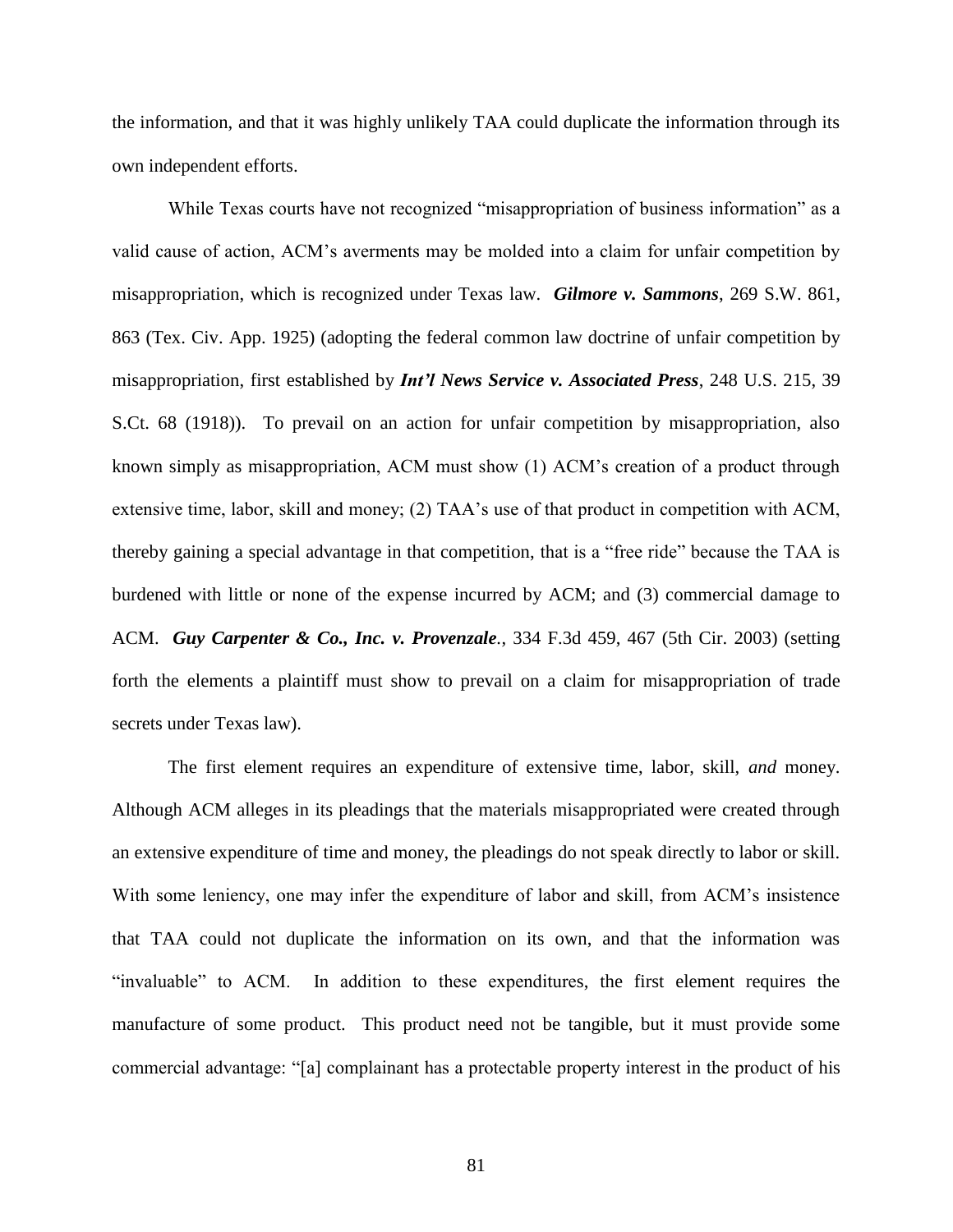the information, and that it was highly unlikely TAA could duplicate the information through its own independent efforts.

While Texas courts have not recognized "misappropriation of business information" as a valid cause of action, ACM's averments may be molded into a claim for unfair competition by misappropriation, which is recognized under Texas law. ***Gilmore v. Sammons***, 269 S.W. 861, 863 (Tex. Civ. App. 1925) (adopting the federal common law doctrine of unfair competition by misappropriation, first established by ***Int'l News Service v. Associated Press***, 248 U.S. 215, 39 S.Ct. 68 (1918)). To prevail on an action for unfair competition by misappropriation, also known simply as misappropriation, ACM must show (1) ACM's creation of a product through extensive time, labor, skill and money; (2) TAA's use of that product in competition with ACM, thereby gaining a special advantage in that competition, that is a "free ride" because the TAA is burdened with little or none of the expense incurred by ACM; and (3) commercial damage to ACM. ***Guy Carpenter & Co., Inc. v. Provenzale.***, 334 F.3d 459, 467 (5th Cir. 2003) (setting forth the elements a plaintiff must show to prevail on a claim for misappropriation of trade secrets under Texas law).

The first element requires an expenditure of extensive time, labor, skill, *and* money. Although ACM alleges in its pleadings that the materials misappropriated were created through an extensive expenditure of time and money, the pleadings do not speak directly to labor or skill. With some leniency, one may infer the expenditure of labor and skill, from ACM's insistence that TAA could not duplicate the information on its own, and that the information was "invaluable" to ACM. In addition to these expenditures, the first element requires the manufacture of some product. This product need not be tangible, but it must provide some commercial advantage: "[a] complainant has a protectable property interest in the product of his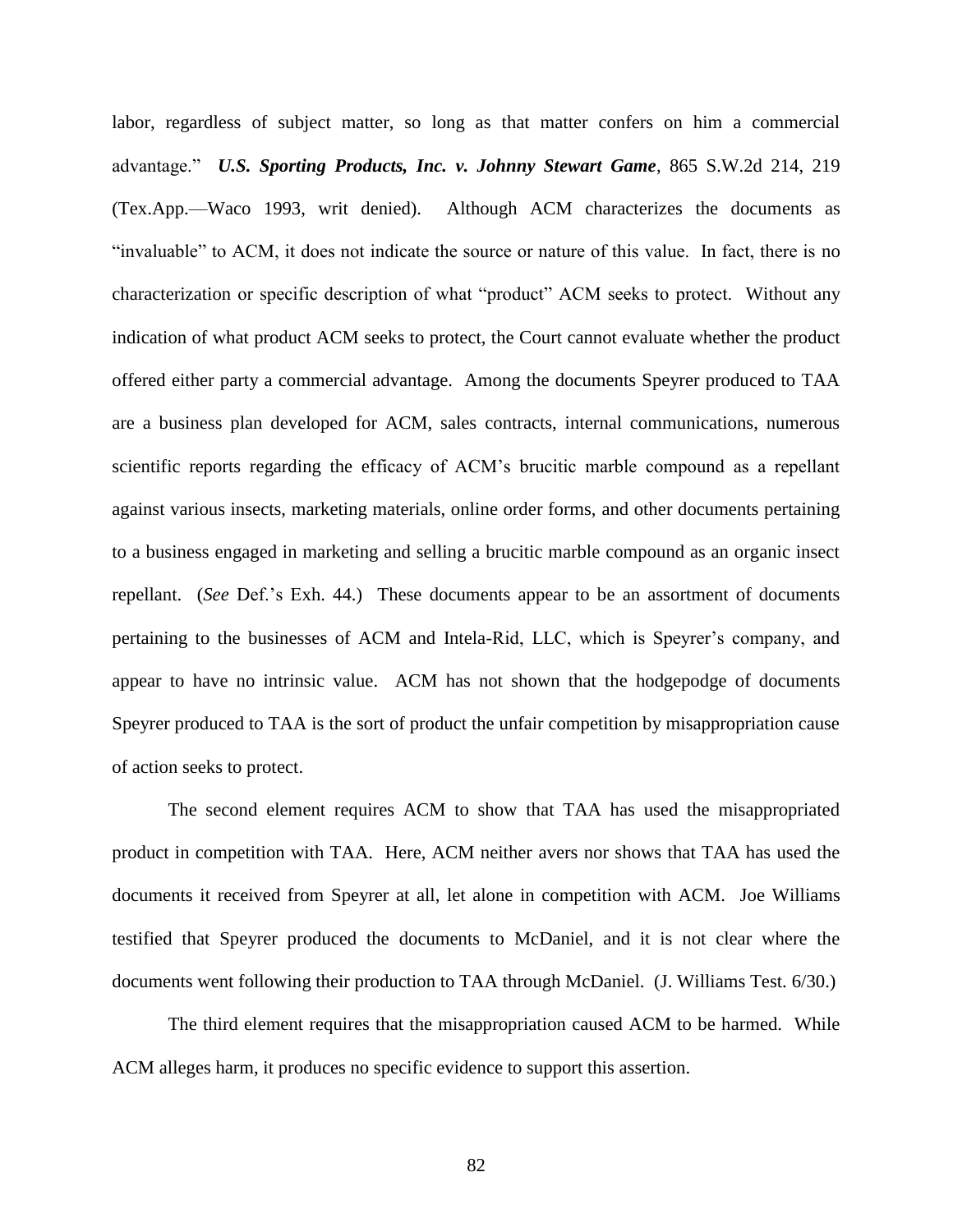labor, regardless of subject matter, so long as that matter confers on him a commercial advantage." ***U.S. Sporting Products, Inc. v. Johnny Stewart Game***, 865 S.W.2d 214, 219 (Tex.App.—Waco 1993, writ denied). Although ACM characterizes the documents as "invaluable" to ACM, it does not indicate the source or nature of this value. In fact, there is no characterization or specific description of what "product" ACM seeks to protect. Without any indication of what product ACM seeks to protect, the Court cannot evaluate whether the product offered either party a commercial advantage. Among the documents Speyrer produced to TAA are a business plan developed for ACM, sales contracts, internal communications, numerous scientific reports regarding the efficacy of ACM's brucitic marble compound as a repellant against various insects, marketing materials, online order forms, and other documents pertaining to a business engaged in marketing and selling a brucitic marble compound as an organic insect repellant. (*See* Def.'s Exh. 44.) These documents appear to be an assortment of documents pertaining to the businesses of ACM and Intela-Rid, LLC, which is Speyrer's company, and appear to have no intrinsic value. ACM has not shown that the hodgepodge of documents Speyrer produced to TAA is the sort of product the unfair competition by misappropriation cause of action seeks to protect.

The second element requires ACM to show that TAA has used the misappropriated product in competition with TAA. Here, ACM neither avers nor shows that TAA has used the documents it received from Speyrer at all, let alone in competition with ACM. Joe Williams testified that Speyrer produced the documents to McDaniel, and it is not clear where the documents went following their production to TAA through McDaniel. (J. Williams Test. 6/30.)

The third element requires that the misappropriation caused ACM to be harmed. While ACM alleges harm, it produces no specific evidence to support this assertion.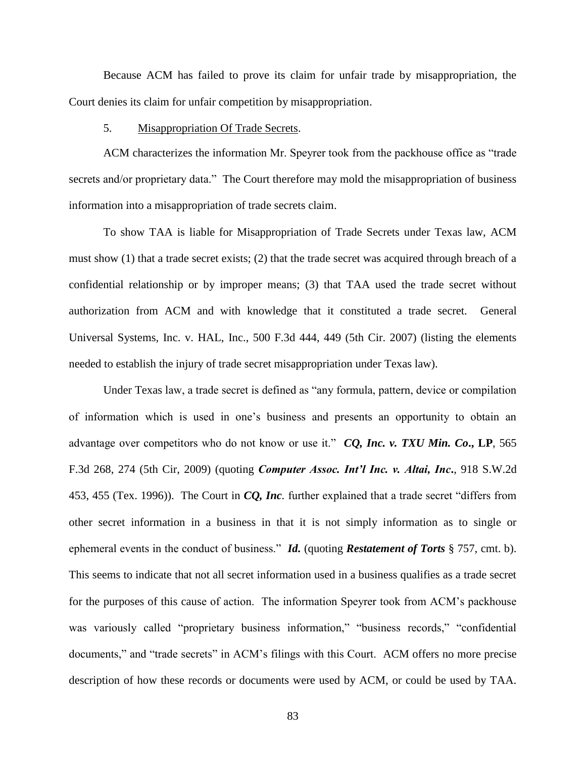Because ACM has failed to prove its claim for unfair trade by misappropriation, the Court denies its claim for unfair competition by misappropriation.

5. Misappropriation Of Trade Secrets.

ACM characterizes the information Mr. Speyrer took from the packhouse office as "trade secrets and/or proprietary data." The Court therefore may mold the misappropriation of business information into a misappropriation of trade secrets claim.

To show TAA is liable for Misappropriation of Trade Secrets under Texas law, ACM must show (1) that a trade secret exists; (2) that the trade secret was acquired through breach of a confidential relationship or by improper means; (3) that TAA used the trade secret without authorization from ACM and with knowledge that it constituted a trade secret. General Universal Systems, Inc. v. HAL, Inc., 500 F.3d 444, 449 (5th Cir. 2007) (listing the elements needed to establish the injury of trade secret misappropriation under Texas law).

Under Texas law, a trade secret is defined as "any formula, pattern, device or compilation of information which is used in one's business and presents an opportunity to obtain an advantage over competitors who do not know or use it." ***CQ, Inc. v. TXU Min. Co.,* LP**, 565 F.3d 268, 274 (5th Cir, 2009) (quoting ***Computer Assoc. Int'l Inc. v. Altai, Inc*.**, 918 S.W.2d 453, 455 (Tex. 1996)). The Court in ***CQ, Inc*.** further explained that a trade secret "differs from other secret information in a business in that it is not simply information as to single or ephemeral events in the conduct of business." ***Id.*** (quoting ***Restatement of Torts*** § 757, cmt. b). This seems to indicate that not all secret information used in a business qualifies as a trade secret for the purposes of this cause of action. The information Speyrer took from ACM's packhouse was variously called "proprietary business information," "business records," "confidential documents," and "trade secrets" in ACM's filings with this Court. ACM offers no more precise description of how these records or documents were used by ACM, or could be used by TAA.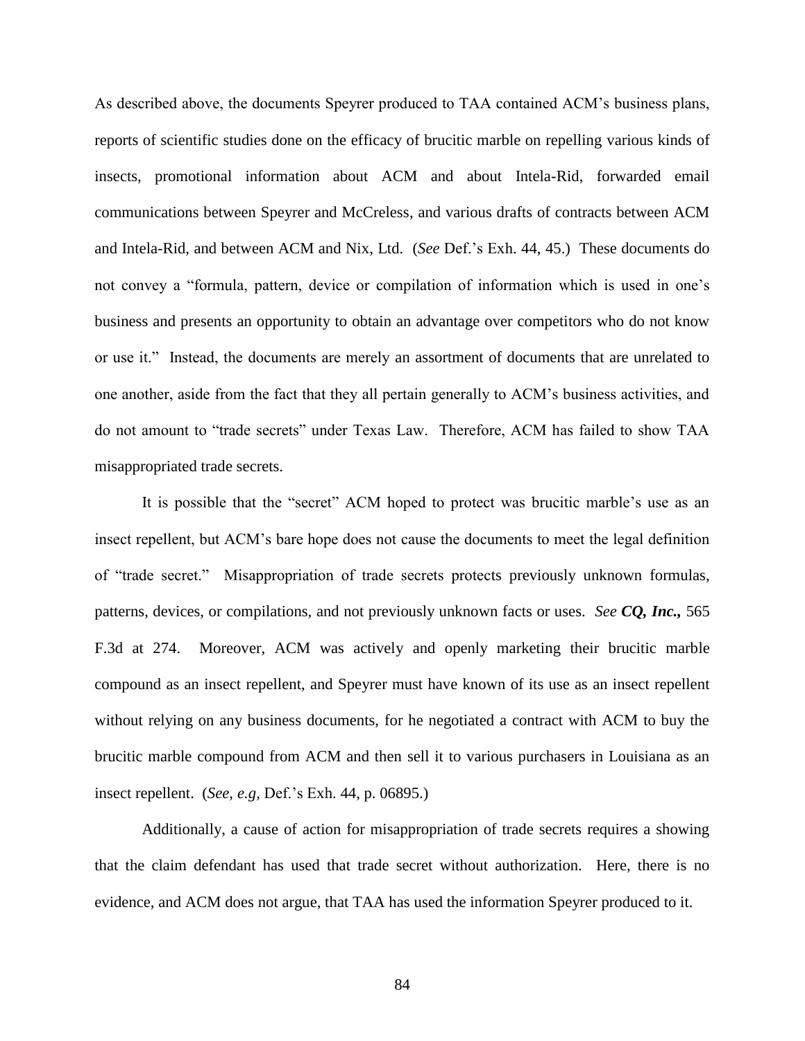As described above, the documents Speyrer produced to TAA contained ACM's business plans, reports of scientific studies done on the efficacy of brucitic marble on repelling various kinds of insects, promotional information about ACM and about Intela-Rid, forwarded email communications between Speyrer and McCreless, and various drafts of contracts between ACM and Intela-Rid, and between ACM and Nix, Ltd. (*See* Def.'s Exh. 44, 45.) These documents do not convey a "formula, pattern, device or compilation of information which is used in one's business and presents an opportunity to obtain an advantage over competitors who do not know or use it." Instead, the documents are merely an assortment of documents that are unrelated to one another, aside from the fact that they all pertain generally to ACM's business activities, and do not amount to "trade secrets" under Texas Law. Therefore, ACM has failed to show TAA misappropriated trade secrets.

It is possible that the "secret" ACM hoped to protect was brucitic marble's use as an insect repellent, but ACM's bare hope does not cause the documents to meet the legal definition of "trade secret." Misappropriation of trade secrets protects previously unknown formulas, patterns, devices, or compilations, and not previously unknown facts or uses. *See* ***CQ, Inc.,*** 565 F.3d at 274. Moreover, ACM was actively and openly marketing their brucitic marble compound as an insect repellent, and Speyrer must have known of its use as an insect repellent without relying on any business documents, for he negotiated a contract with ACM to buy the brucitic marble compound from ACM and then sell it to various purchasers in Louisiana as an insect repellent. (*See, e.g,* Def.'s Exh. 44, p. 06895.)

Additionally, a cause of action for misappropriation of trade secrets requires a showing that the claim defendant has used that trade secret without authorization. Here, there is no evidence, and ACM does not argue, that TAA has used the information Speyrer produced to it.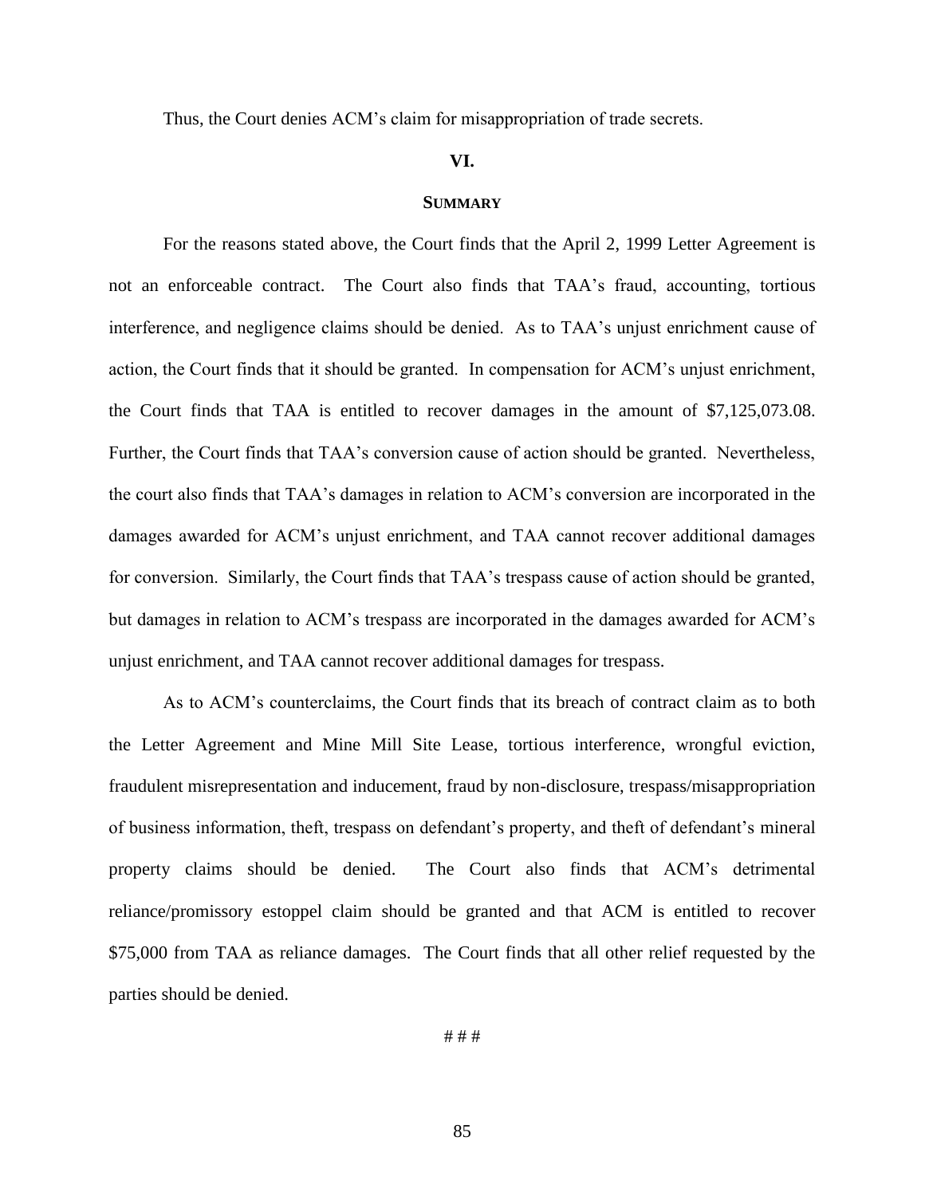Thus, the Court denies ACM's claim for misappropriation of trade secrets.

## VI.

## SUMMARY

For the reasons stated above, the Court finds that the April 2, 1999 Letter Agreement is not an enforceable contract. The Court also finds that TAA's fraud, accounting, tortious interference, and negligence claims should be denied. As to TAA's unjust enrichment cause of action, the Court finds that it should be granted. In compensation for ACM's unjust enrichment, the Court finds that TAA is entitled to recover damages in the amount of $7,125,073.08. Further, the Court finds that TAA's conversion cause of action should be granted. Nevertheless, the court also finds that TAA's damages in relation to ACM's conversion are incorporated in the damages awarded for ACM's unjust enrichment, and TAA cannot recover additional damages for conversion. Similarly, the Court finds that TAA's trespass cause of action should be granted, but damages in relation to ACM's trespass are incorporated in the damages awarded for ACM's unjust enrichment, and TAA cannot recover additional damages for trespass.

As to ACM's counterclaims, the Court finds that its breach of contract claim as to both the Letter Agreement and Mine Mill Site Lease, tortious interference, wrongful eviction, fraudulent misrepresentation and inducement, fraud by non-disclosure, trespass/misappropriation of business information, theft, trespass on defendant's property, and theft of defendant's mineral property claims should be denied. The Court also finds that ACM's detrimental reliance/promissory estoppel claim should be granted and that ACM is entitled to recover $75,000 from TAA as reliance damages. The Court finds that all other relief requested by the parties should be denied.

# # #